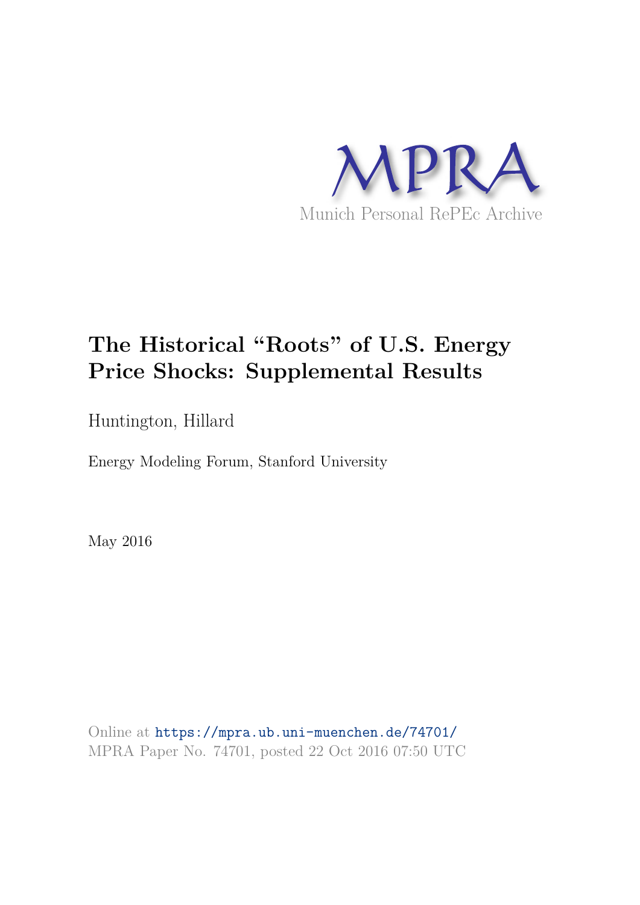MPRA

Munich Personal RePEc Archive

# The Historical "Roots" of U.S. Energy Price Shocks: Supplemental Results

Huntington, Hillard

Energy Modeling Forum, Stanford University

May 2016

Online at https://mpra.ub.uni-muenchen.de/74701/
MPRA Paper No. 74701, posted 22 Oct 2016 07:50 UTC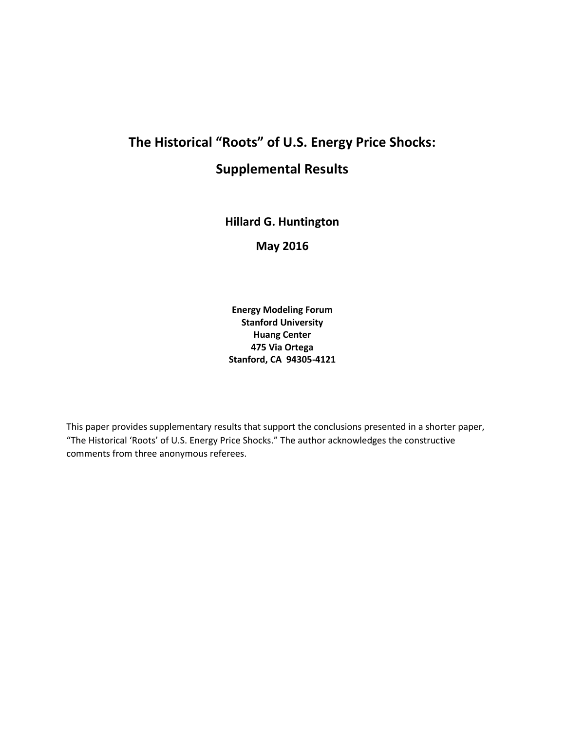# The Historical "Roots" of U.S. Energy Price Shocks:

# Supplemental Results

**Hillard G. Huntington**

**May 2016**

**Energy Modeling Forum**
**Stanford University**
**Huang Center**
**475 Via Ortega**
**Stanford, CA 94305-4121**

This paper provides supplementary results that support the conclusions presented in a shorter paper, "The Historical 'Roots' of U.S. Energy Price Shocks." The author acknowledges the constructive comments from three anonymous referees.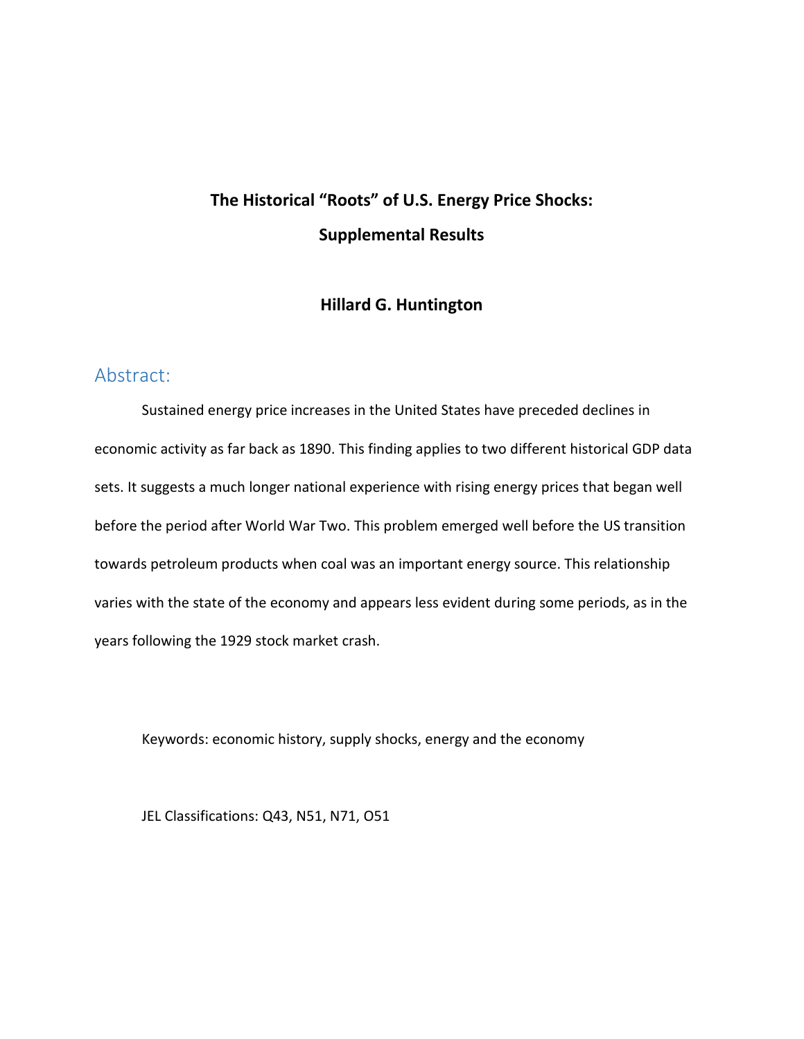# The Historical "Roots" of U.S. Energy Price Shocks: Supplemental Results

**Hillard G. Huntington**

## Abstract:

Sustained energy price increases in the United States have preceded declines in economic activity as far back as 1890. This finding applies to two different historical GDP data sets. It suggests a much longer national experience with rising energy prices that began well before the period after World War Two. This problem emerged well before the US transition towards petroleum products when coal was an important energy source. This relationship varies with the state of the economy and appears less evident during some periods, as in the years following the 1929 stock market crash.

Keywords: economic history, supply shocks, energy and the economy

JEL Classifications: Q43, N51, N71, O51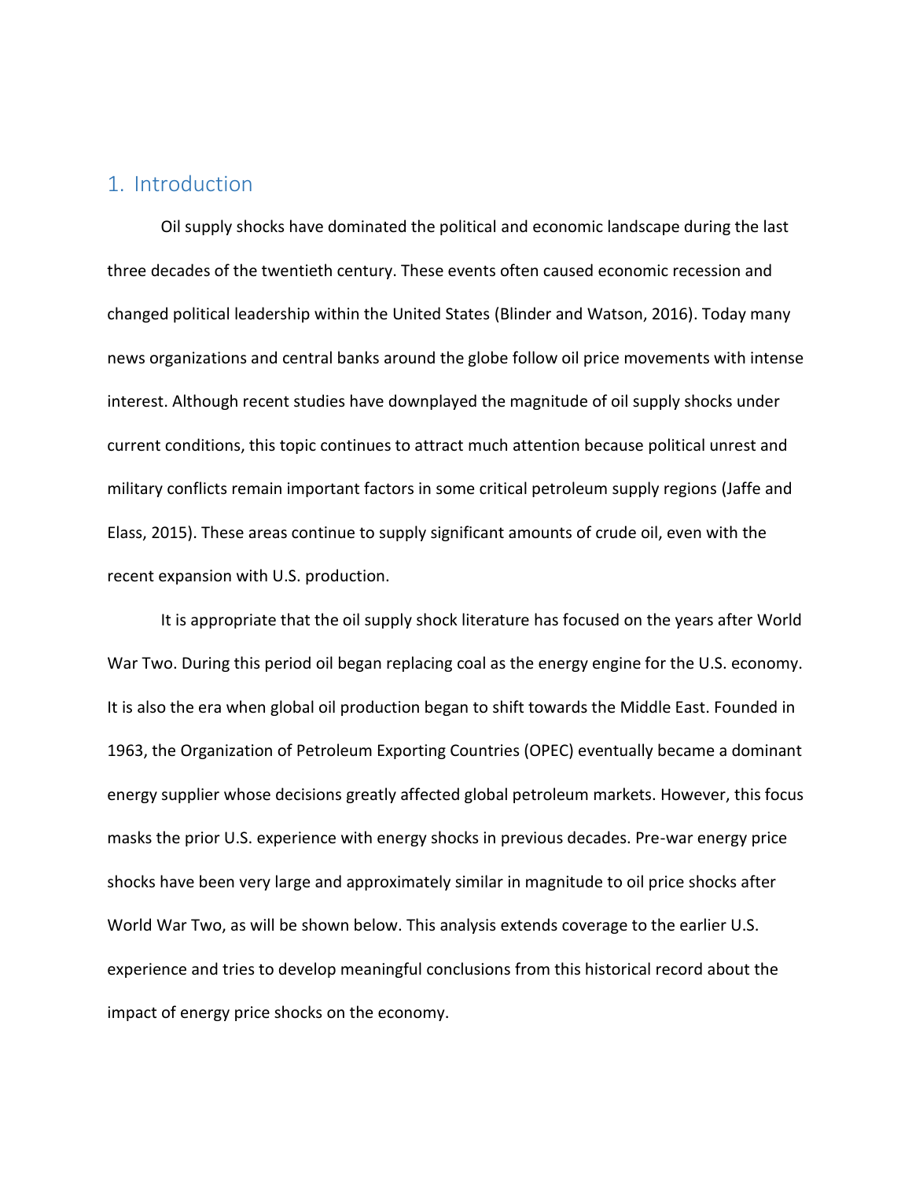## 1. Introduction

Oil supply shocks have dominated the political and economic landscape during the last three decades of the twentieth century. These events often caused economic recession and changed political leadership within the United States (Blinder and Watson, 2016). Today many news organizations and central banks around the globe follow oil price movements with intense interest. Although recent studies have downplayed the magnitude of oil supply shocks under current conditions, this topic continues to attract much attention because political unrest and military conflicts remain important factors in some critical petroleum supply regions (Jaffe and Elass, 2015). These areas continue to supply significant amounts of crude oil, even with the recent expansion with U.S. production.

It is appropriate that the oil supply shock literature has focused on the years after World War Two. During this period oil began replacing coal as the energy engine for the U.S. economy. It is also the era when global oil production began to shift towards the Middle East. Founded in 1963, the Organization of Petroleum Exporting Countries (OPEC) eventually became a dominant energy supplier whose decisions greatly affected global petroleum markets. However, this focus masks the prior U.S. experience with energy shocks in previous decades. Pre-war energy price shocks have been very large and approximately similar in magnitude to oil price shocks after World War Two, as will be shown below. This analysis extends coverage to the earlier U.S. experience and tries to develop meaningful conclusions from this historical record about the impact of energy price shocks on the economy.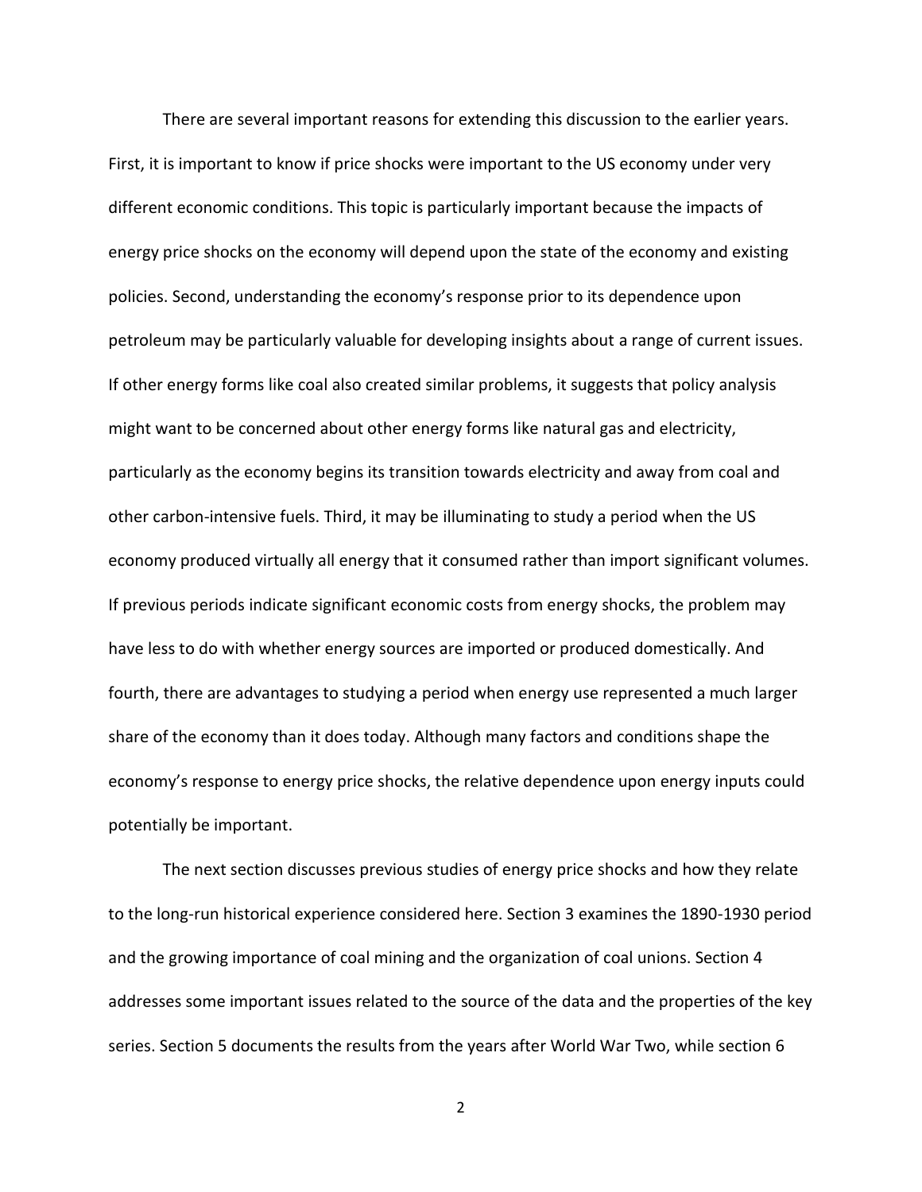There are several important reasons for extending this discussion to the earlier years. First, it is important to know if price shocks were important to the US economy under very different economic conditions. This topic is particularly important because the impacts of energy price shocks on the economy will depend upon the state of the economy and existing policies. Second, understanding the economy's response prior to its dependence upon petroleum may be particularly valuable for developing insights about a range of current issues. If other energy forms like coal also created similar problems, it suggests that policy analysis might want to be concerned about other energy forms like natural gas and electricity, particularly as the economy begins its transition towards electricity and away from coal and other carbon-intensive fuels. Third, it may be illuminating to study a period when the US economy produced virtually all energy that it consumed rather than import significant volumes. If previous periods indicate significant economic costs from energy shocks, the problem may have less to do with whether energy sources are imported or produced domestically. And fourth, there are advantages to studying a period when energy use represented a much larger share of the economy than it does today. Although many factors and conditions shape the economy's response to energy price shocks, the relative dependence upon energy inputs could potentially be important.

The next section discusses previous studies of energy price shocks and how they relate to the long-run historical experience considered here. Section 3 examines the 1890-1930 period and the growing importance of coal mining and the organization of coal unions. Section 4 addresses some important issues related to the source of the data and the properties of the key series. Section 5 documents the results from the years after World War Two, while section 6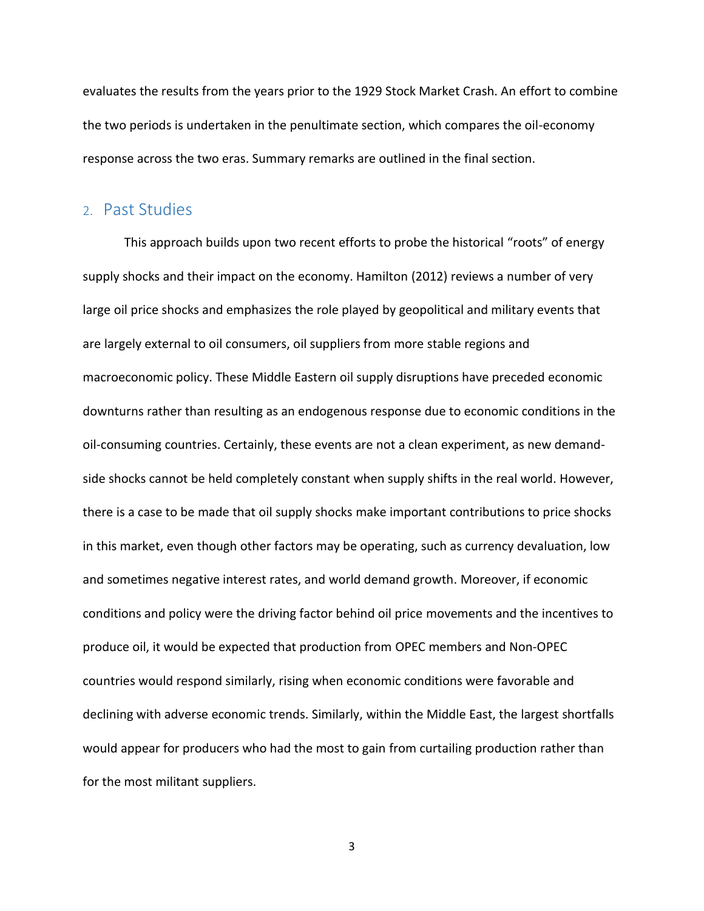evaluates the results from the years prior to the 1929 Stock Market Crash. An effort to combine the two periods is undertaken in the penultimate section, which compares the oil-economy response across the two eras. Summary remarks are outlined in the final section.

## 2. Past Studies

This approach builds upon two recent efforts to probe the historical "roots" of energy supply shocks and their impact on the economy. Hamilton (2012) reviews a number of very large oil price shocks and emphasizes the role played by geopolitical and military events that are largely external to oil consumers, oil suppliers from more stable regions and macroeconomic policy. These Middle Eastern oil supply disruptions have preceded economic downturns rather than resulting as an endogenous response due to economic conditions in the oil-consuming countries. Certainly, these events are not a clean experiment, as new demand-side shocks cannot be held completely constant when supply shifts in the real world. However, there is a case to be made that oil supply shocks make important contributions to price shocks in this market, even though other factors may be operating, such as currency devaluation, low and sometimes negative interest rates, and world demand growth. Moreover, if economic conditions and policy were the driving factor behind oil price movements and the incentives to produce oil, it would be expected that production from OPEC members and Non-OPEC countries would respond similarly, rising when economic conditions were favorable and declining with adverse economic trends. Similarly, within the Middle East, the largest shortfalls would appear for producers who had the most to gain from curtailing production rather than for the most militant suppliers.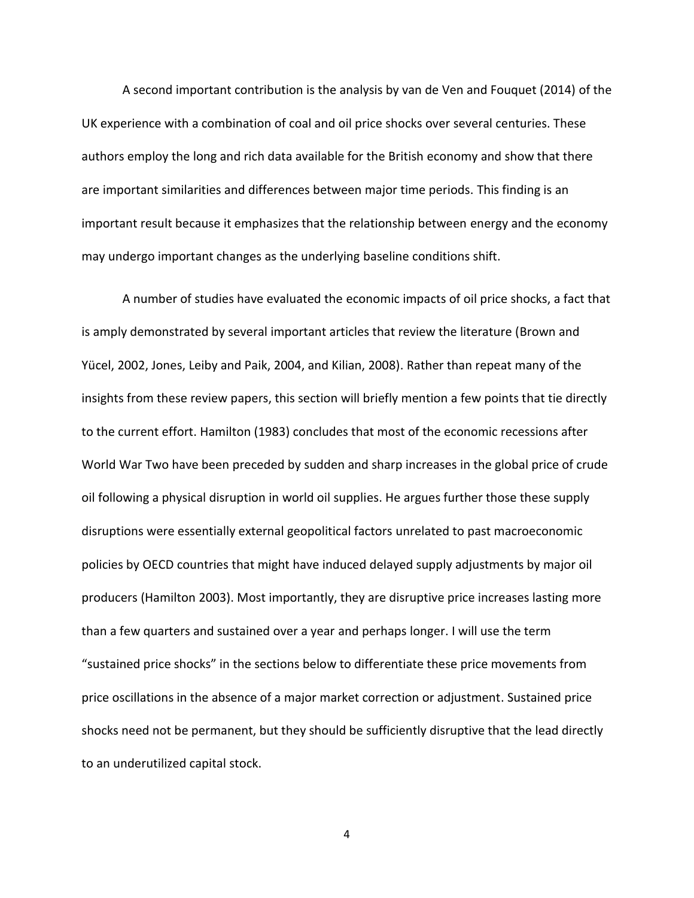A second important contribution is the analysis by van de Ven and Fouquet (2014) of the UK experience with a combination of coal and oil price shocks over several centuries. These authors employ the long and rich data available for the British economy and show that there are important similarities and differences between major time periods. This finding is an important result because it emphasizes that the relationship between energy and the economy may undergo important changes as the underlying baseline conditions shift.

A number of studies have evaluated the economic impacts of oil price shocks, a fact that is amply demonstrated by several important articles that review the literature (Brown and Yücel, 2002, Jones, Leiby and Paik, 2004, and Kilian, 2008). Rather than repeat many of the insights from these review papers, this section will briefly mention a few points that tie directly to the current effort. Hamilton (1983) concludes that most of the economic recessions after World War Two have been preceded by sudden and sharp increases in the global price of crude oil following a physical disruption in world oil supplies. He argues further those these supply disruptions were essentially external geopolitical factors unrelated to past macroeconomic policies by OECD countries that might have induced delayed supply adjustments by major oil producers (Hamilton 2003). Most importantly, they are disruptive price increases lasting more than a few quarters and sustained over a year and perhaps longer. I will use the term "sustained price shocks" in the sections below to differentiate these price movements from price oscillations in the absence of a major market correction or adjustment. Sustained price shocks need not be permanent, but they should be sufficiently disruptive that the lead directly to an underutilized capital stock.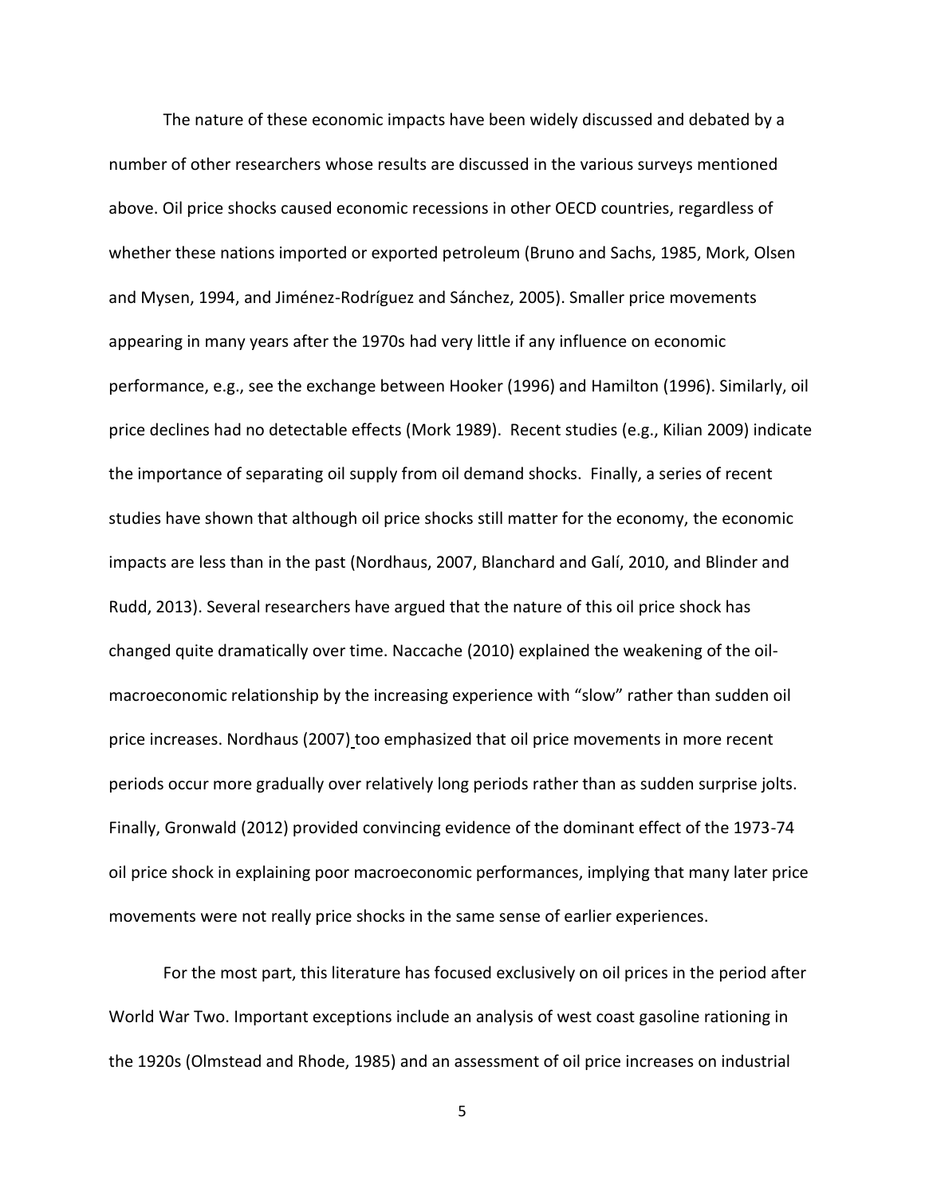The nature of these economic impacts have been widely discussed and debated by a number of other researchers whose results are discussed in the various surveys mentioned above. Oil price shocks caused economic recessions in other OECD countries, regardless of whether these nations imported or exported petroleum (Bruno and Sachs, 1985, Mork, Olsen and Mysen, 1994, and Jiménez-Rodríguez and Sánchez, 2005). Smaller price movements appearing in many years after the 1970s had very little if any influence on economic performance, e.g., see the exchange between Hooker (1996) and Hamilton (1996). Similarly, oil price declines had no detectable effects (Mork 1989). Recent studies (e.g., Kilian 2009) indicate the importance of separating oil supply from oil demand shocks. Finally, a series of recent studies have shown that although oil price shocks still matter for the economy, the economic impacts are less than in the past (Nordhaus, 2007, Blanchard and Galí, 2010, and Blinder and Rudd, 2013). Several researchers have argued that the nature of this oil price shock has changed quite dramatically over time. Naccache (2010) explained the weakening of the oil-macroeconomic relationship by the increasing experience with "slow" rather than sudden oil price increases. Nordhaus (2007) too emphasized that oil price movements in more recent periods occur more gradually over relatively long periods rather than as sudden surprise jolts. Finally, Gronwald (2012) provided convincing evidence of the dominant effect of the 1973-74 oil price shock in explaining poor macroeconomic performances, implying that many later price movements were not really price shocks in the same sense of earlier experiences.

For the most part, this literature has focused exclusively on oil prices in the period after World War Two. Important exceptions include an analysis of west coast gasoline rationing in the 1920s (Olmstead and Rhode, 1985) and an assessment of oil price increases on industrial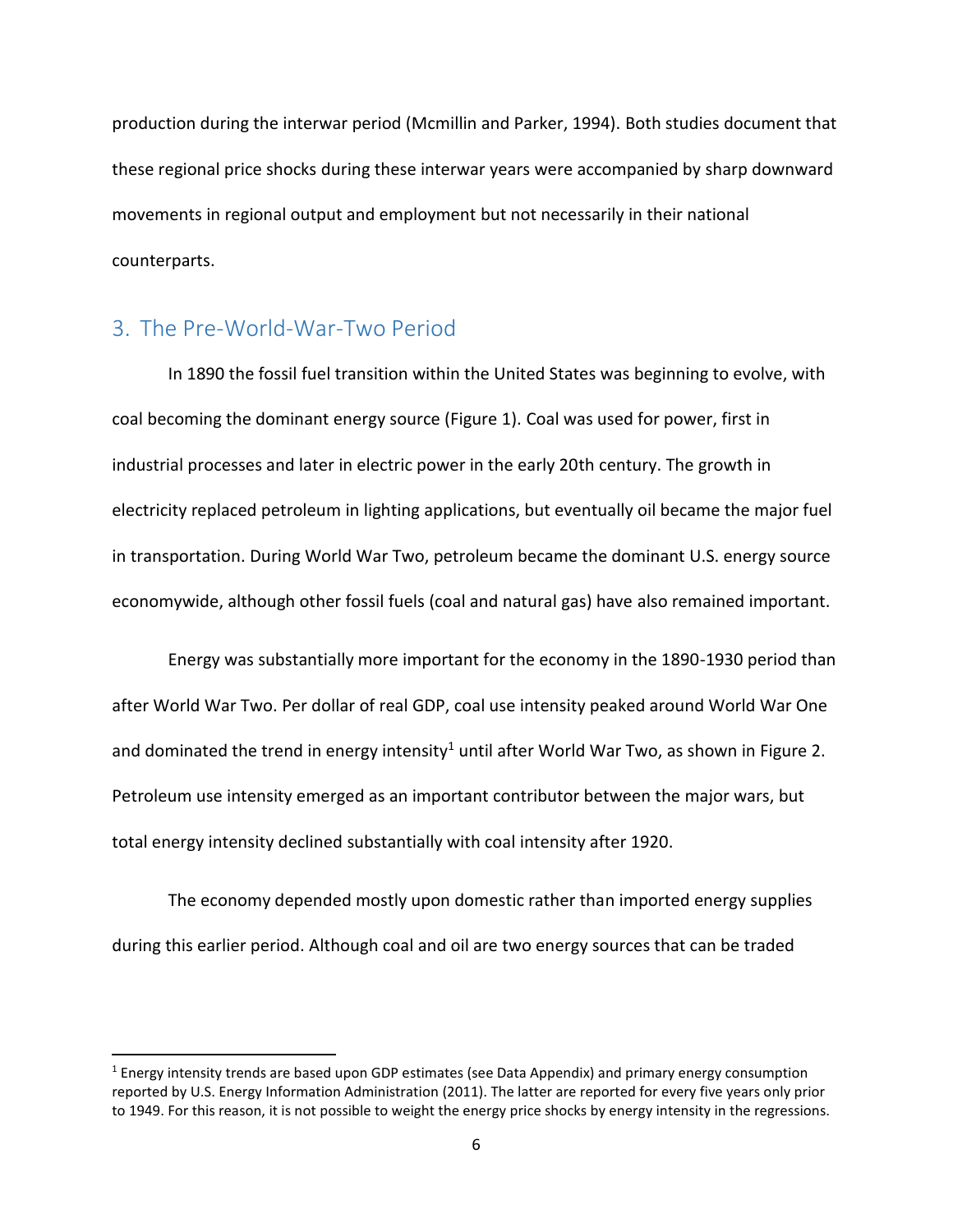production during the interwar period (Mcmillin and Parker, 1994). Both studies document that these regional price shocks during these interwar years were accompanied by sharp downward movements in regional output and employment but not necessarily in their national counterparts.

## 3. The Pre-World-War-Two Period

In 1890 the fossil fuel transition within the United States was beginning to evolve, with coal becoming the dominant energy source (Figure 1). Coal was used for power, first in industrial processes and later in electric power in the early 20th century. The growth in electricity replaced petroleum in lighting applications, but eventually oil became the major fuel in transportation. During World War Two, petroleum became the dominant U.S. energy source economywide, although other fossil fuels (coal and natural gas) have also remained important.

Energy was substantially more important for the economy in the 1890-1930 period than after World War Two. Per dollar of real GDP, coal use intensity peaked around World War One and dominated the trend in energy intensity[1] until after World War Two, as shown in Figure 2. Petroleum use intensity emerged as an important contributor between the major wars, but total energy intensity declined substantially with coal intensity after 1920.

The economy depended mostly upon domestic rather than imported energy supplies during this earlier period. Although coal and oil are two energy sources that can be traded

[1] Energy intensity trends are based upon GDP estimates (see Data Appendix) and primary energy consumption reported by U.S. Energy Information Administration (2011). The latter are reported for every five years only prior to 1949. For this reason, it is not possible to weight the energy price shocks by energy intensity in the regressions.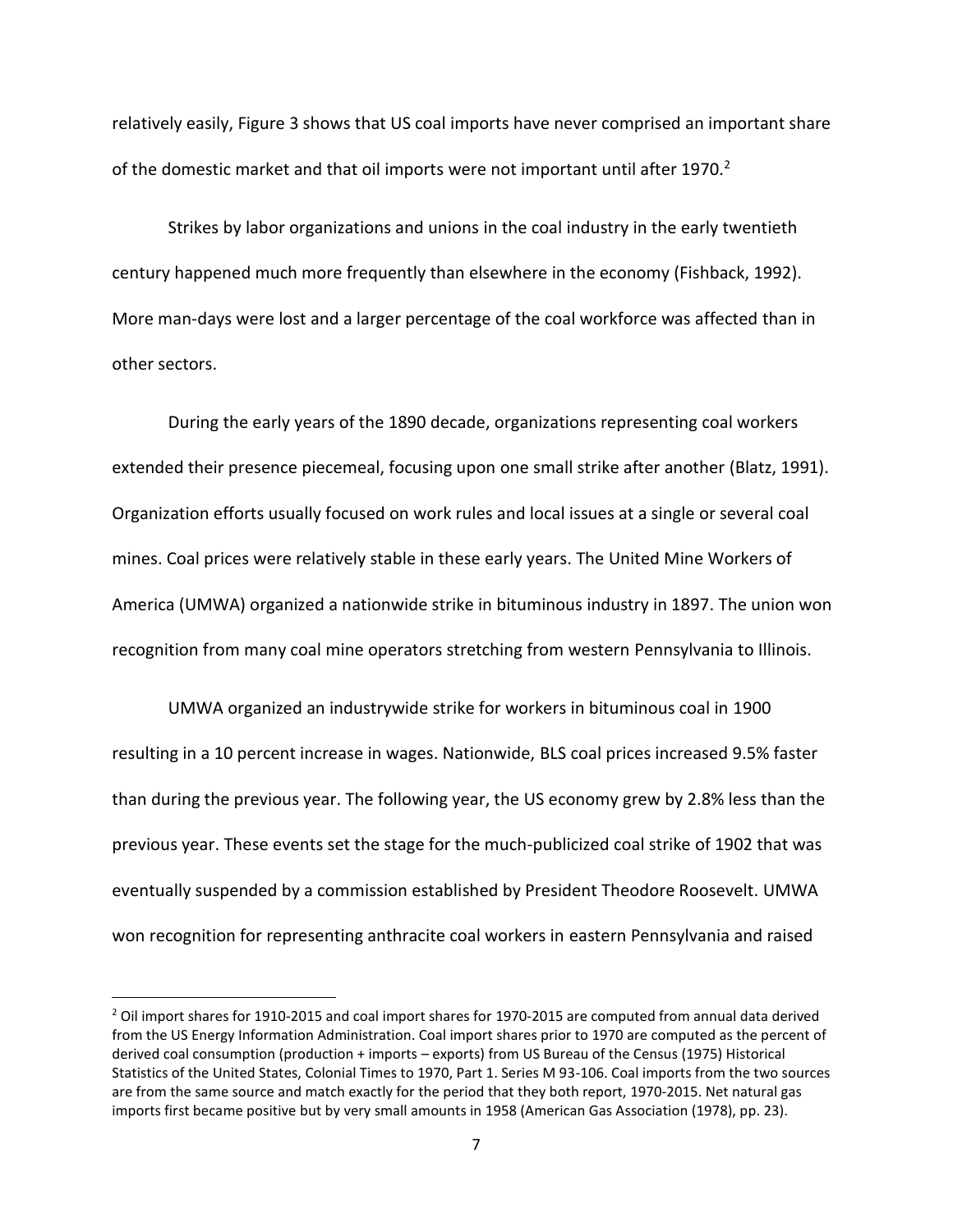relatively easily, Figure 3 shows that US coal imports have never comprised an important share of the domestic market and that oil imports were not important until after 1970.[2]

Strikes by labor organizations and unions in the coal industry in the early twentieth century happened much more frequently than elsewhere in the economy (Fishback, 1992). More man-days were lost and a larger percentage of the coal workforce was affected than in other sectors.

During the early years of the 1890 decade, organizations representing coal workers extended their presence piecemeal, focusing upon one small strike after another (Blatz, 1991). Organization efforts usually focused on work rules and local issues at a single or several coal mines. Coal prices were relatively stable in these early years. The United Mine Workers of America (UMWA) organized a nationwide strike in bituminous industry in 1897. The union won recognition from many coal mine operators stretching from western Pennsylvania to Illinois.

UMWA organized an industrywide strike for workers in bituminous coal in 1900 resulting in a 10 percent increase in wages. Nationwide, BLS coal prices increased 9.5% faster than during the previous year. The following year, the US economy grew by 2.8% less than the previous year. These events set the stage for the much-publicized coal strike of 1902 that was eventually suspended by a commission established by President Theodore Roosevelt. UMWA won recognition for representing anthracite coal workers in eastern Pennsylvania and raised

[2] Oil import shares for 1910-2015 and coal import shares for 1970-2015 are computed from annual data derived from the US Energy Information Administration. Coal import shares prior to 1970 are computed as the percent of derived coal consumption (production + imports – exports) from US Bureau of the Census (1975) Historical Statistics of the United States, Colonial Times to 1970, Part 1. Series M 93-106. Coal imports from the two sources are from the same source and match exactly for the period that they both report, 1970-2015. Net natural gas imports first became positive but by very small amounts in 1958 (American Gas Association (1978), pp. 23).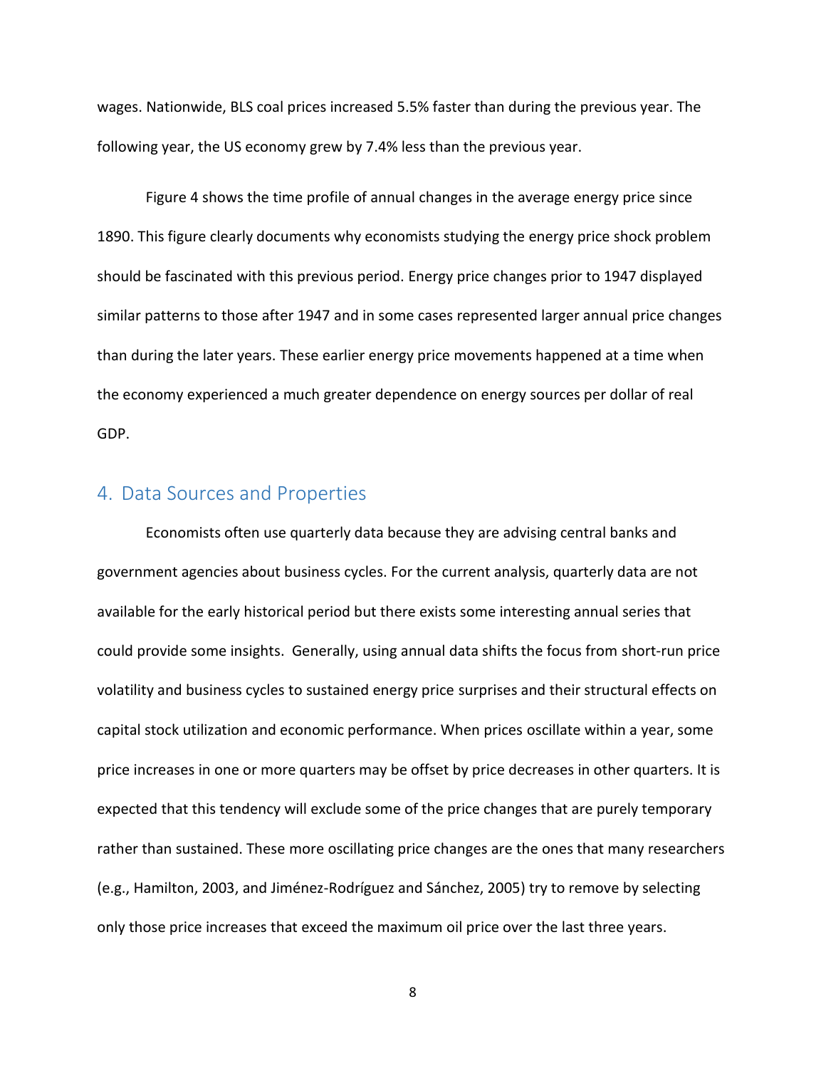wages. Nationwide, BLS coal prices increased 5.5% faster than during the previous year. The following year, the US economy grew by 7.4% less than the previous year.

Figure 4 shows the time profile of annual changes in the average energy price since 1890. This figure clearly documents why economists studying the energy price shock problem should be fascinated with this previous period. Energy price changes prior to 1947 displayed similar patterns to those after 1947 and in some cases represented larger annual price changes than during the later years. These earlier energy price movements happened at a time when the economy experienced a much greater dependence on energy sources per dollar of real GDP.

## 4. Data Sources and Properties

Economists often use quarterly data because they are advising central banks and government agencies about business cycles. For the current analysis, quarterly data are not available for the early historical period but there exists some interesting annual series that could provide some insights. Generally, using annual data shifts the focus from short-run price volatility and business cycles to sustained energy price surprises and their structural effects on capital stock utilization and economic performance. When prices oscillate within a year, some price increases in one or more quarters may be offset by price decreases in other quarters. It is expected that this tendency will exclude some of the price changes that are purely temporary rather than sustained. These more oscillating price changes are the ones that many researchers (e.g., Hamilton, 2003, and Jiménez-Rodríguez and Sánchez, 2005) try to remove by selecting only those price increases that exceed the maximum oil price over the last three years.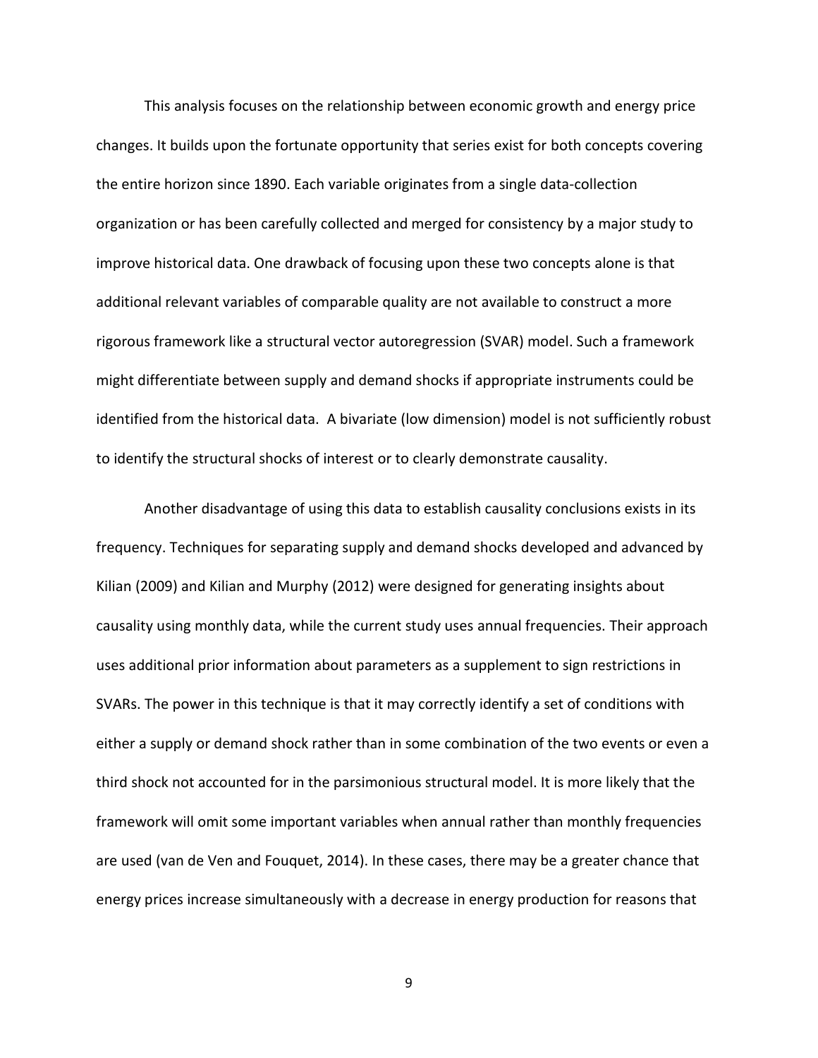This analysis focuses on the relationship between economic growth and energy price changes. It builds upon the fortunate opportunity that series exist for both concepts covering the entire horizon since 1890. Each variable originates from a single data-collection organization or has been carefully collected and merged for consistency by a major study to improve historical data. One drawback of focusing upon these two concepts alone is that additional relevant variables of comparable quality are not available to construct a more rigorous framework like a structural vector autoregression (SVAR) model. Such a framework might differentiate between supply and demand shocks if appropriate instruments could be identified from the historical data. A bivariate (low dimension) model is not sufficiently robust to identify the structural shocks of interest or to clearly demonstrate causality.

Another disadvantage of using this data to establish causality conclusions exists in its frequency. Techniques for separating supply and demand shocks developed and advanced by Kilian (2009) and Kilian and Murphy (2012) were designed for generating insights about causality using monthly data, while the current study uses annual frequencies. Their approach uses additional prior information about parameters as a supplement to sign restrictions in SVARs. The power in this technique is that it may correctly identify a set of conditions with either a supply or demand shock rather than in some combination of the two events or even a third shock not accounted for in the parsimonious structural model. It is more likely that the framework will omit some important variables when annual rather than monthly frequencies are used (van de Ven and Fouquet, 2014). In these cases, there may be a greater chance that energy prices increase simultaneously with a decrease in energy production for reasons that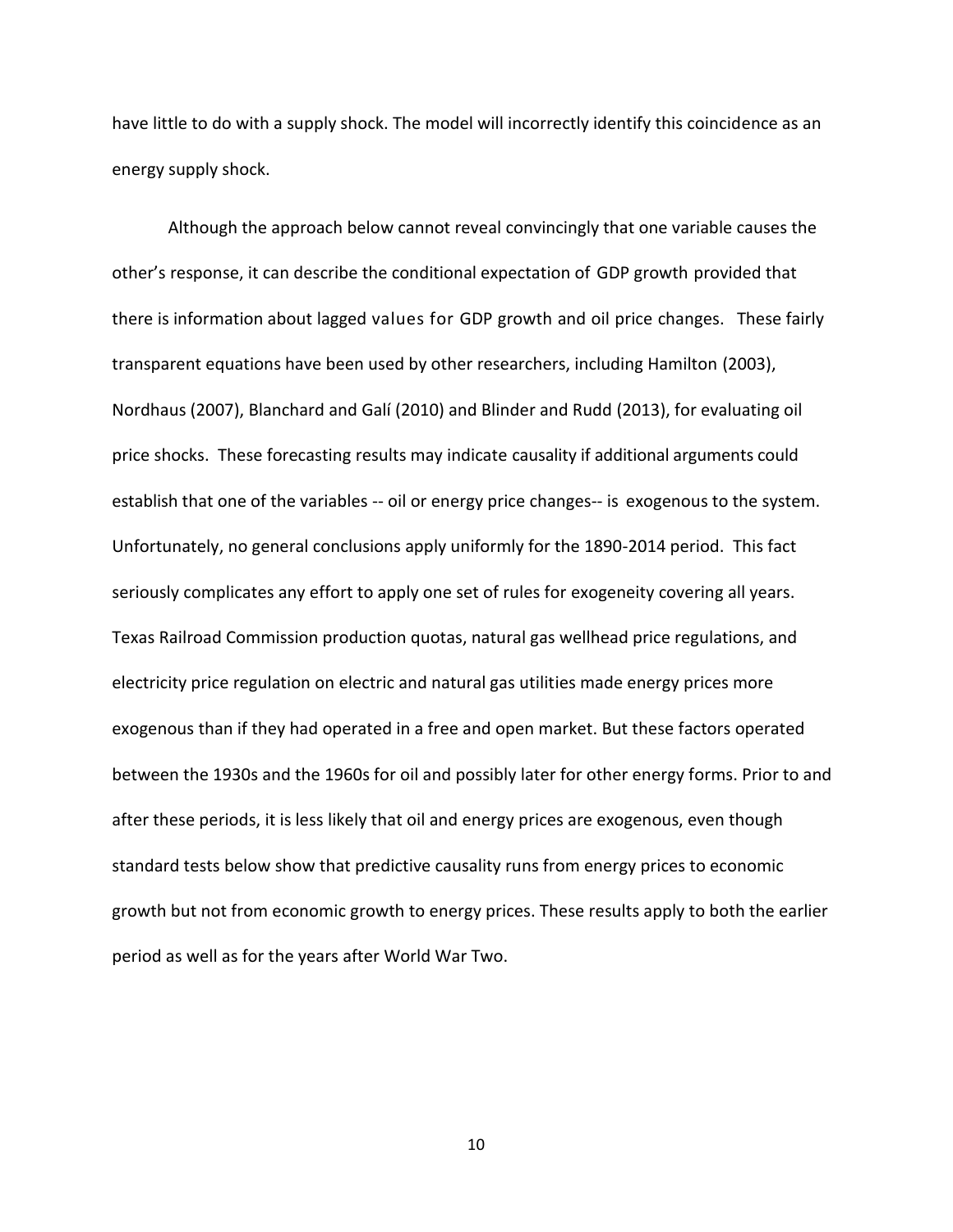have little to do with a supply shock. The model will incorrectly identify this coincidence as an energy supply shock.

Although the approach below cannot reveal convincingly that one variable causes the other's response, it can describe the conditional expectation of GDP growth provided that there is information about lagged values for GDP growth and oil price changes. These fairly transparent equations have been used by other researchers, including Hamilton (2003), Nordhaus (2007), Blanchard and Galí (2010) and Blinder and Rudd (2013), for evaluating oil price shocks. These forecasting results may indicate causality if additional arguments could establish that one of the variables -- oil or energy price changes-- is exogenous to the system. Unfortunately, no general conclusions apply uniformly for the 1890-2014 period. This fact seriously complicates any effort to apply one set of rules for exogeneity covering all years. Texas Railroad Commission production quotas, natural gas wellhead price regulations, and electricity price regulation on electric and natural gas utilities made energy prices more exogenous than if they had operated in a free and open market. But these factors operated between the 1930s and the 1960s for oil and possibly later for other energy forms. Prior to and after these periods, it is less likely that oil and energy prices are exogenous, even though standard tests below show that predictive causality runs from energy prices to economic growth but not from economic growth to energy prices. These results apply to both the earlier period as well as for the years after World War Two.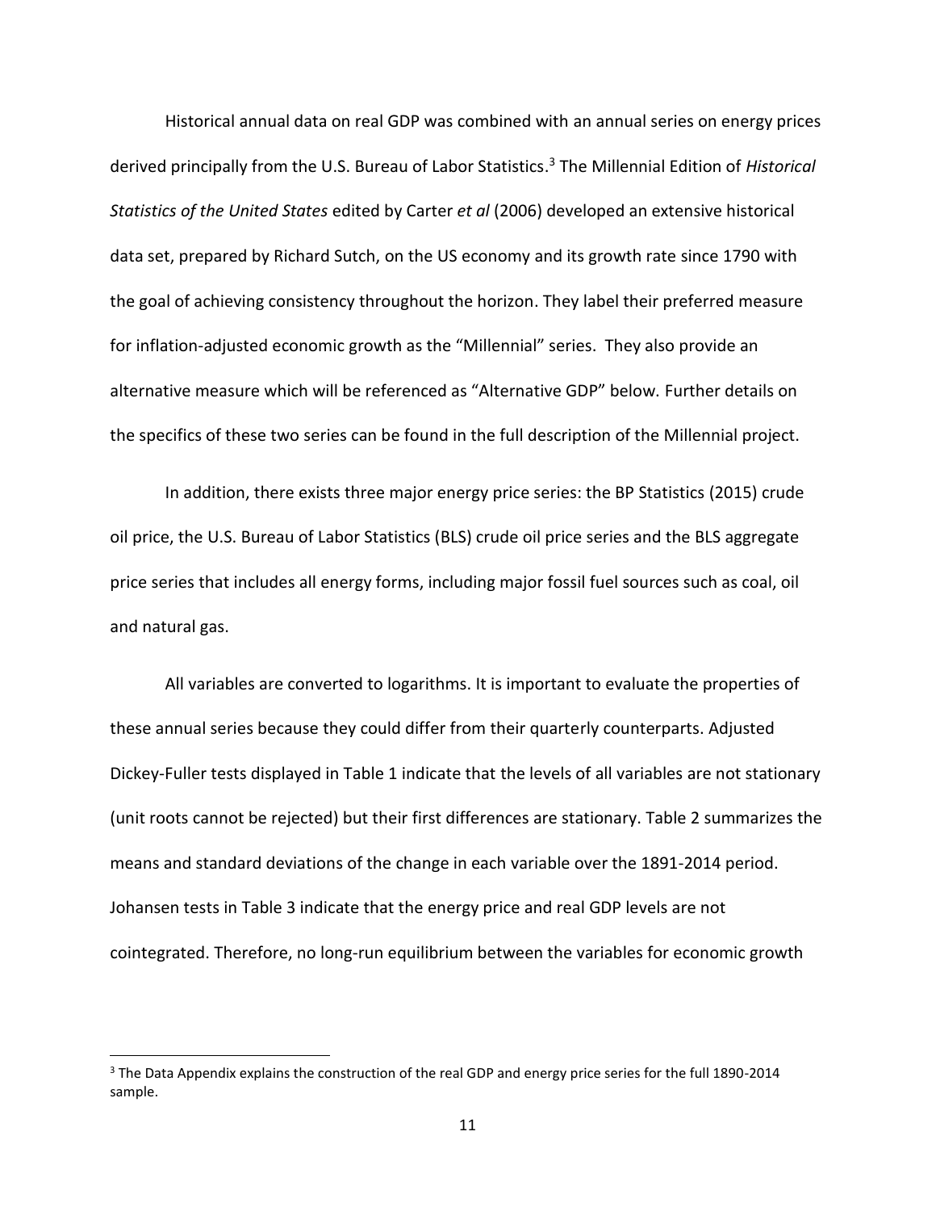Historical annual data on real GDP was combined with an annual series on energy prices derived principally from the U.S. Bureau of Labor Statistics.[3] The Millennial Edition of *Historical Statistics of the United States* edited by Carter *et al* (2006) developed an extensive historical data set, prepared by Richard Sutch, on the US economy and its growth rate since 1790 with the goal of achieving consistency throughout the horizon. They label their preferred measure for inflation-adjusted economic growth as the "Millennial" series. They also provide an alternative measure which will be referenced as "Alternative GDP" below. Further details on the specifics of these two series can be found in the full description of the Millennial project.

In addition, there exists three major energy price series: the BP Statistics (2015) crude oil price, the U.S. Bureau of Labor Statistics (BLS) crude oil price series and the BLS aggregate price series that includes all energy forms, including major fossil fuel sources such as coal, oil and natural gas.

All variables are converted to logarithms. It is important to evaluate the properties of these annual series because they could differ from their quarterly counterparts. Adjusted Dickey-Fuller tests displayed in Table 1 indicate that the levels of all variables are not stationary (unit roots cannot be rejected) but their first differences are stationary. Table 2 summarizes the means and standard deviations of the change in each variable over the 1891-2014 period. Johansen tests in Table 3 indicate that the energy price and real GDP levels are not cointegrated. Therefore, no long-run equilibrium between the variables for economic growth

[3] The Data Appendix explains the construction of the real GDP and energy price series for the full 1890-2014 sample.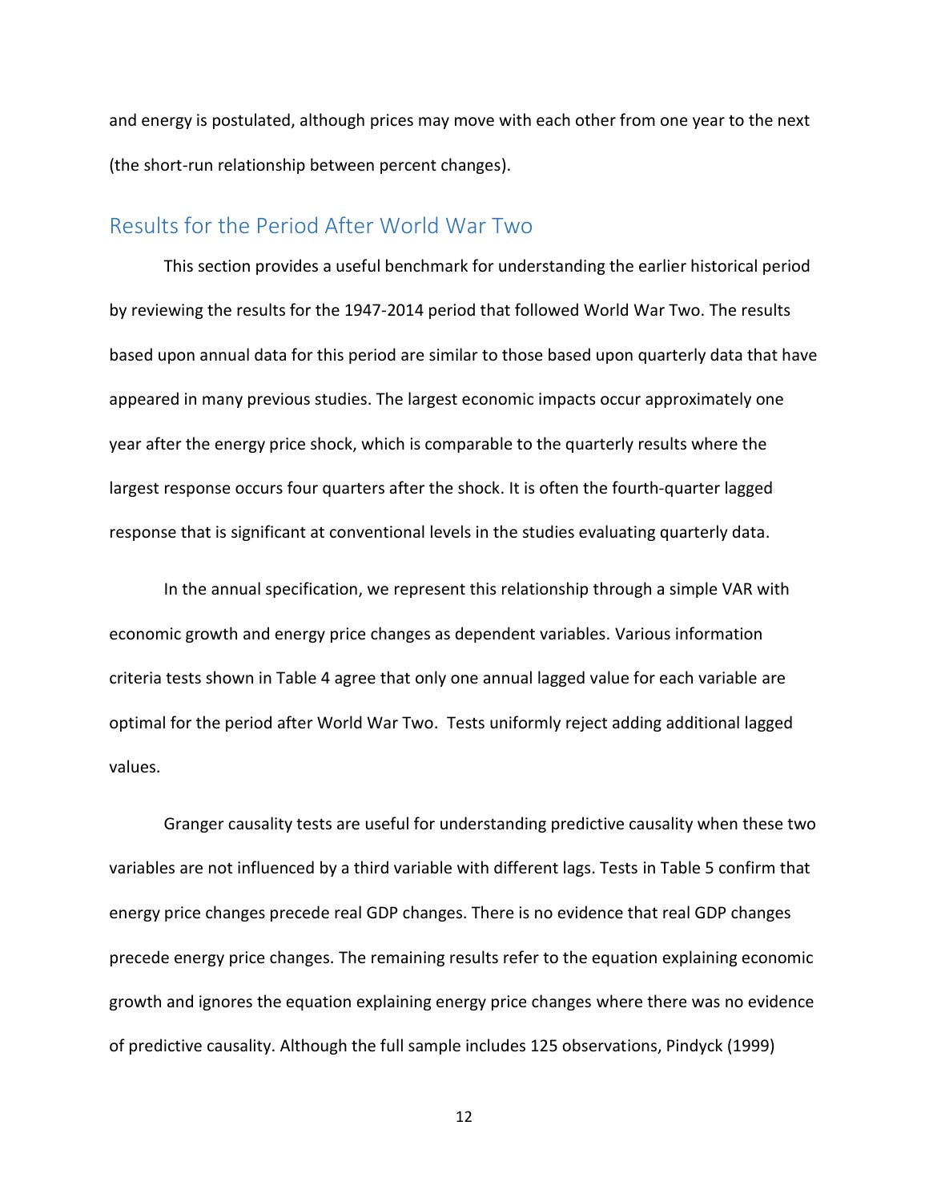and energy is postulated, although prices may move with each other from one year to the next (the short-run relationship between percent changes).

## Results for the Period After World War Two

This section provides a useful benchmark for understanding the earlier historical period by reviewing the results for the 1947-2014 period that followed World War Two. The results based upon annual data for this period are similar to those based upon quarterly data that have appeared in many previous studies. The largest economic impacts occur approximately one year after the energy price shock, which is comparable to the quarterly results where the largest response occurs four quarters after the shock. It is often the fourth-quarter lagged response that is significant at conventional levels in the studies evaluating quarterly data.

In the annual specification, we represent this relationship through a simple VAR with economic growth and energy price changes as dependent variables. Various information criteria tests shown in Table 4 agree that only one annual lagged value for each variable are optimal for the period after World War Two. Tests uniformly reject adding additional lagged values.

Granger causality tests are useful for understanding predictive causality when these two variables are not influenced by a third variable with different lags. Tests in Table 5 confirm that energy price changes precede real GDP changes. There is no evidence that real GDP changes precede energy price changes. The remaining results refer to the equation explaining economic growth and ignores the equation explaining energy price changes where there was no evidence of predictive causality. Although the full sample includes 125 observations, Pindyck (1999)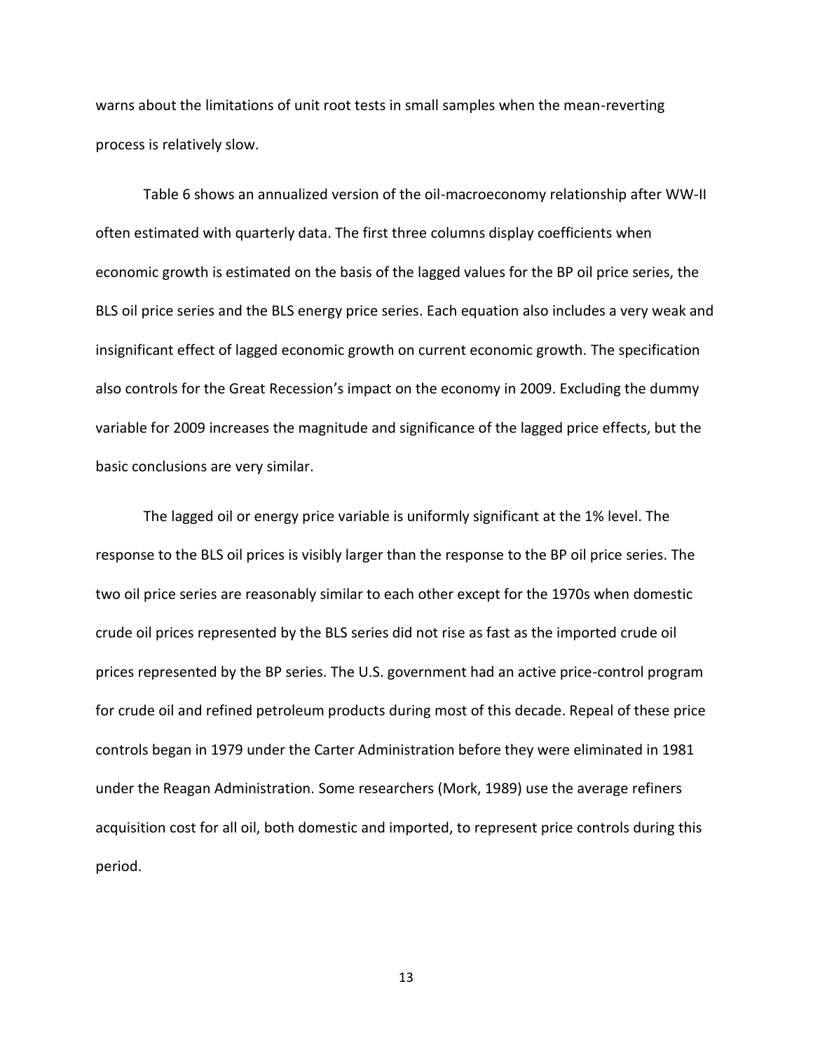warns about the limitations of unit root tests in small samples when the mean-reverting process is relatively slow.

Table 6 shows an annualized version of the oil-macroeconomy relationship after WW-II often estimated with quarterly data. The first three columns display coefficients when economic growth is estimated on the basis of the lagged values for the BP oil price series, the BLS oil price series and the BLS energy price series. Each equation also includes a very weak and insignificant effect of lagged economic growth on current economic growth. The specification also controls for the Great Recession's impact on the economy in 2009. Excluding the dummy variable for 2009 increases the magnitude and significance of the lagged price effects, but the basic conclusions are very similar.

The lagged oil or energy price variable is uniformly significant at the 1% level. The response to the BLS oil prices is visibly larger than the response to the BP oil price series. The two oil price series are reasonably similar to each other except for the 1970s when domestic crude oil prices represented by the BLS series did not rise as fast as the imported crude oil prices represented by the BP series. The U.S. government had an active price-control program for crude oil and refined petroleum products during most of this decade. Repeal of these price controls began in 1979 under the Carter Administration before they were eliminated in 1981 under the Reagan Administration. Some researchers (Mork, 1989) use the average refiners acquisition cost for all oil, both domestic and imported, to represent price controls during this period.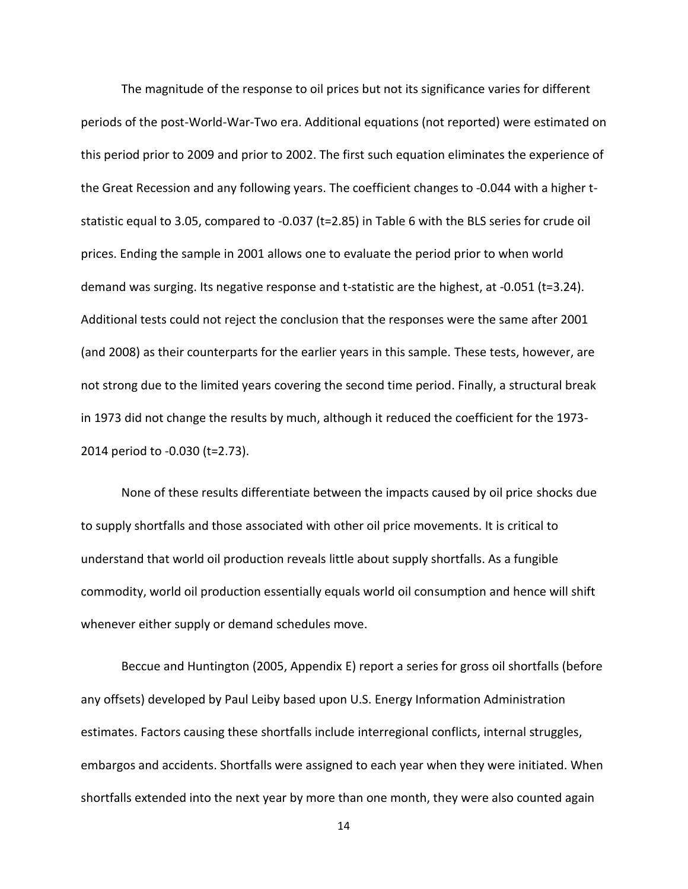The magnitude of the response to oil prices but not its significance varies for different periods of the post-World-War-Two era. Additional equations (not reported) were estimated on this period prior to 2009 and prior to 2002. The first such equation eliminates the experience of the Great Recession and any following years. The coefficient changes to -0.044 with a higher t-statistic equal to 3.05, compared to -0.037 (t=2.85) in Table 6 with the BLS series for crude oil prices. Ending the sample in 2001 allows one to evaluate the period prior to when world demand was surging. Its negative response and t-statistic are the highest, at -0.051 (t=3.24). Additional tests could not reject the conclusion that the responses were the same after 2001 (and 2008) as their counterparts for the earlier years in this sample. These tests, however, are not strong due to the limited years covering the second time period. Finally, a structural break in 1973 did not change the results by much, although it reduced the coefficient for the 1973-2014 period to -0.030 (t=2.73).

None of these results differentiate between the impacts caused by oil price shocks due to supply shortfalls and those associated with other oil price movements. It is critical to understand that world oil production reveals little about supply shortfalls. As a fungible commodity, world oil production essentially equals world oil consumption and hence will shift whenever either supply or demand schedules move.

Beccue and Huntington (2005, Appendix E) report a series for gross oil shortfalls (before any offsets) developed by Paul Leiby based upon U.S. Energy Information Administration estimates. Factors causing these shortfalls include interregional conflicts, internal struggles, embargos and accidents. Shortfalls were assigned to each year when they were initiated. When shortfalls extended into the next year by more than one month, they were also counted again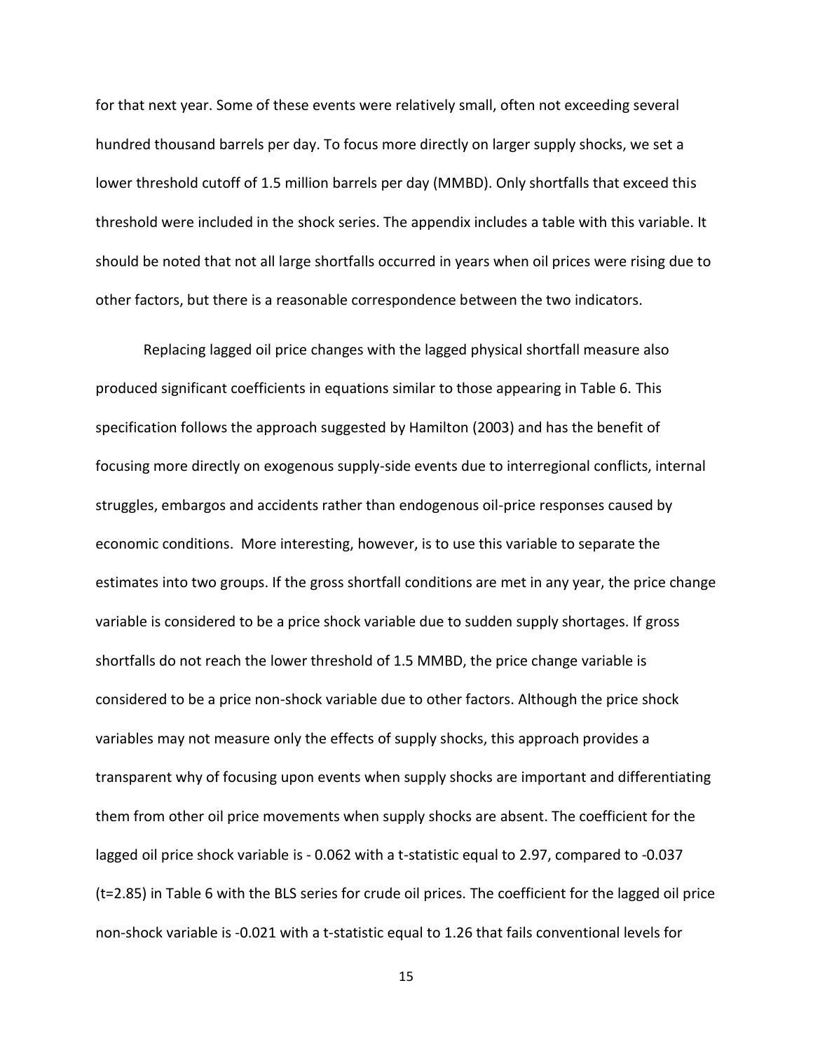for that next year. Some of these events were relatively small, often not exceeding several hundred thousand barrels per day. To focus more directly on larger supply shocks, we set a lower threshold cutoff of 1.5 million barrels per day (MMBD). Only shortfalls that exceed this threshold were included in the shock series. The appendix includes a table with this variable. It should be noted that not all large shortfalls occurred in years when oil prices were rising due to other factors, but there is a reasonable correspondence between the two indicators.

Replacing lagged oil price changes with the lagged physical shortfall measure also produced significant coefficients in equations similar to those appearing in Table 6. This specification follows the approach suggested by Hamilton (2003) and has the benefit of focusing more directly on exogenous supply-side events due to interregional conflicts, internal struggles, embargos and accidents rather than endogenous oil-price responses caused by economic conditions. More interesting, however, is to use this variable to separate the estimates into two groups. If the gross shortfall conditions are met in any year, the price change variable is considered to be a price shock variable due to sudden supply shortages. If gross shortfalls do not reach the lower threshold of 1.5 MMBD, the price change variable is considered to be a price non-shock variable due to other factors. Although the price shock variables may not measure only the effects of supply shocks, this approach provides a transparent why of focusing upon events when supply shocks are important and differentiating them from other oil price movements when supply shocks are absent. The coefficient for the lagged oil price shock variable is - 0.062 with a t-statistic equal to 2.97, compared to -0.037 (t=2.85) in Table 6 with the BLS series for crude oil prices. The coefficient for the lagged oil price non-shock variable is -0.021 with a t-statistic equal to 1.26 that fails conventional levels for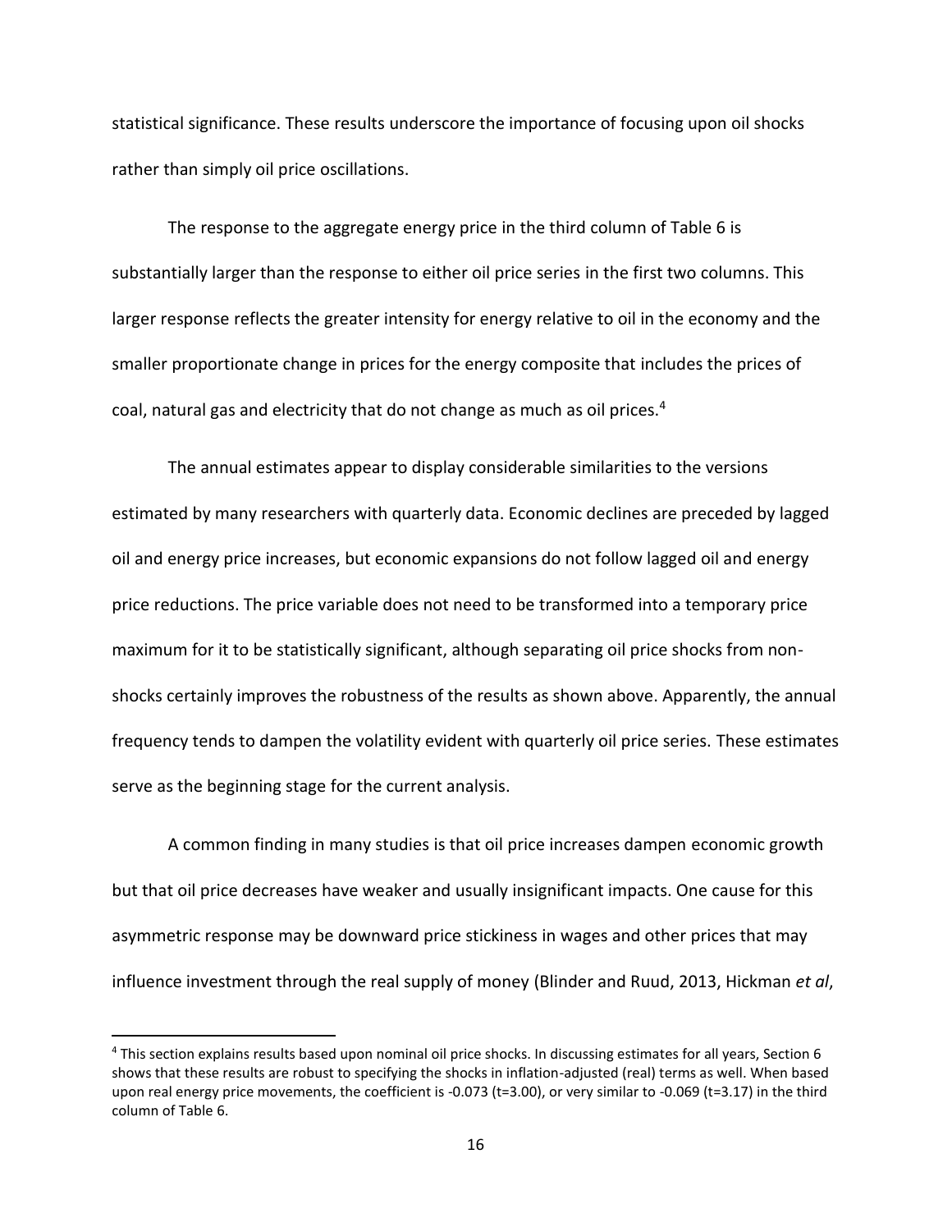statistical significance. These results underscore the importance of focusing upon oil shocks rather than simply oil price oscillations.

The response to the aggregate energy price in the third column of Table 6 is substantially larger than the response to either oil price series in the first two columns. This larger response reflects the greater intensity for energy relative to oil in the economy and the smaller proportionate change in prices for the energy composite that includes the prices of coal, natural gas and electricity that do not change as much as oil prices.[4]

The annual estimates appear to display considerable similarities to the versions estimated by many researchers with quarterly data. Economic declines are preceded by lagged oil and energy price increases, but economic expansions do not follow lagged oil and energy price reductions. The price variable does not need to be transformed into a temporary price maximum for it to be statistically significant, although separating oil price shocks from non-shocks certainly improves the robustness of the results as shown above. Apparently, the annual frequency tends to dampen the volatility evident with quarterly oil price series. These estimates serve as the beginning stage for the current analysis.

A common finding in many studies is that oil price increases dampen economic growth but that oil price decreases have weaker and usually insignificant impacts. One cause for this asymmetric response may be downward price stickiness in wages and other prices that may influence investment through the real supply of money (Blinder and Ruud, 2013, Hickman *et al*,

[4] This section explains results based upon nominal oil price shocks. In discussing estimates for all years, Section 6 shows that these results are robust to specifying the shocks in inflation-adjusted (real) terms as well. When based upon real energy price movements, the coefficient is -0.073 (t=3.00), or very similar to -0.069 (t=3.17) in the third column of Table 6.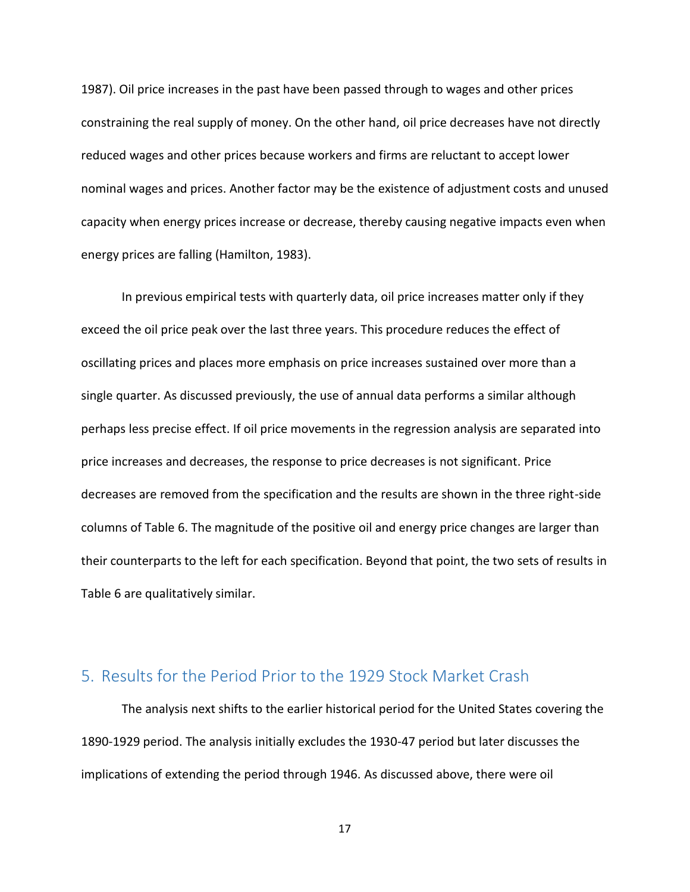1987). Oil price increases in the past have been passed through to wages and other prices constraining the real supply of money. On the other hand, oil price decreases have not directly reduced wages and other prices because workers and firms are reluctant to accept lower nominal wages and prices. Another factor may be the existence of adjustment costs and unused capacity when energy prices increase or decrease, thereby causing negative impacts even when energy prices are falling (Hamilton, 1983).

In previous empirical tests with quarterly data, oil price increases matter only if they exceed the oil price peak over the last three years. This procedure reduces the effect of oscillating prices and places more emphasis on price increases sustained over more than a single quarter. As discussed previously, the use of annual data performs a similar although perhaps less precise effect. If oil price movements in the regression analysis are separated into price increases and decreases, the response to price decreases is not significant. Price decreases are removed from the specification and the results are shown in the three right-side columns of Table 6. The magnitude of the positive oil and energy price changes are larger than their counterparts to the left for each specification. Beyond that point, the two sets of results in Table 6 are qualitatively similar.

## 5. Results for the Period Prior to the 1929 Stock Market Crash

The analysis next shifts to the earlier historical period for the United States covering the 1890-1929 period. The analysis initially excludes the 1930-47 period but later discusses the implications of extending the period through 1946. As discussed above, there were oil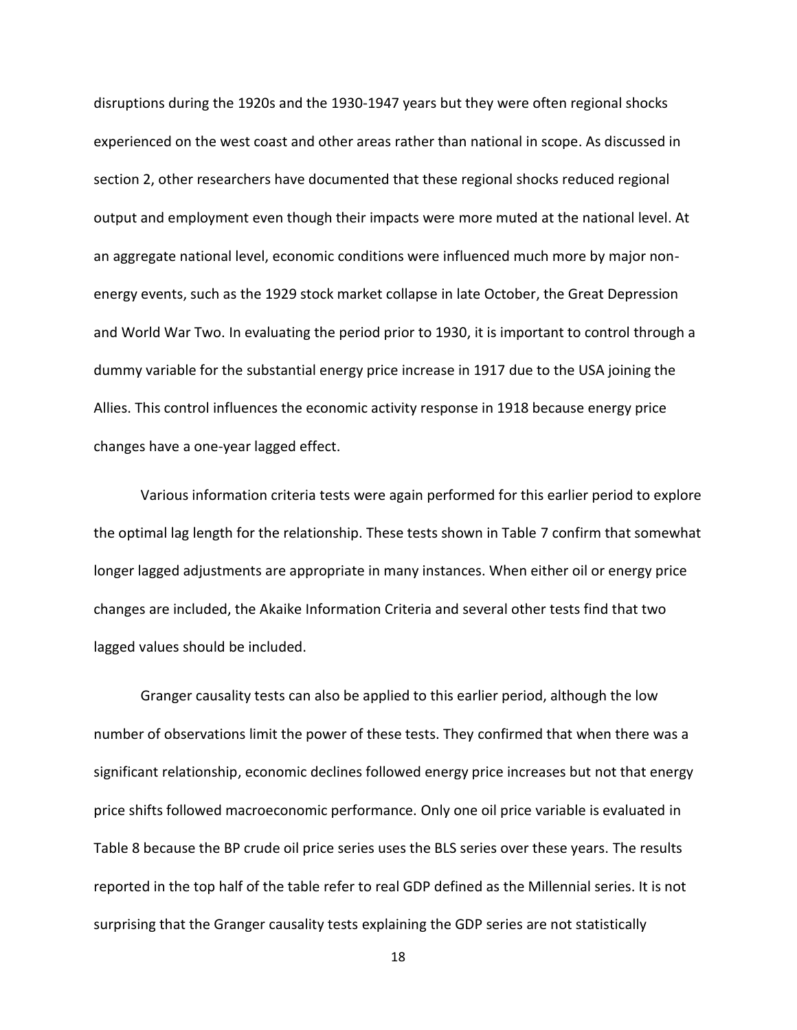disruptions during the 1920s and the 1930-1947 years but they were often regional shocks experienced on the west coast and other areas rather than national in scope. As discussed in section 2, other researchers have documented that these regional shocks reduced regional output and employment even though their impacts were more muted at the national level. At an aggregate national level, economic conditions were influenced much more by major non-energy events, such as the 1929 stock market collapse in late October, the Great Depression and World War Two. In evaluating the period prior to 1930, it is important to control through a dummy variable for the substantial energy price increase in 1917 due to the USA joining the Allies. This control influences the economic activity response in 1918 because energy price changes have a one-year lagged effect.

Various information criteria tests were again performed for this earlier period to explore the optimal lag length for the relationship. These tests shown in Table 7 confirm that somewhat longer lagged adjustments are appropriate in many instances. When either oil or energy price changes are included, the Akaike Information Criteria and several other tests find that two lagged values should be included.

Granger causality tests can also be applied to this earlier period, although the low number of observations limit the power of these tests. They confirmed that when there was a significant relationship, economic declines followed energy price increases but not that energy price shifts followed macroeconomic performance. Only one oil price variable is evaluated in Table 8 because the BP crude oil price series uses the BLS series over these years. The results reported in the top half of the table refer to real GDP defined as the Millennial series. It is not surprising that the Granger causality tests explaining the GDP series are not statistically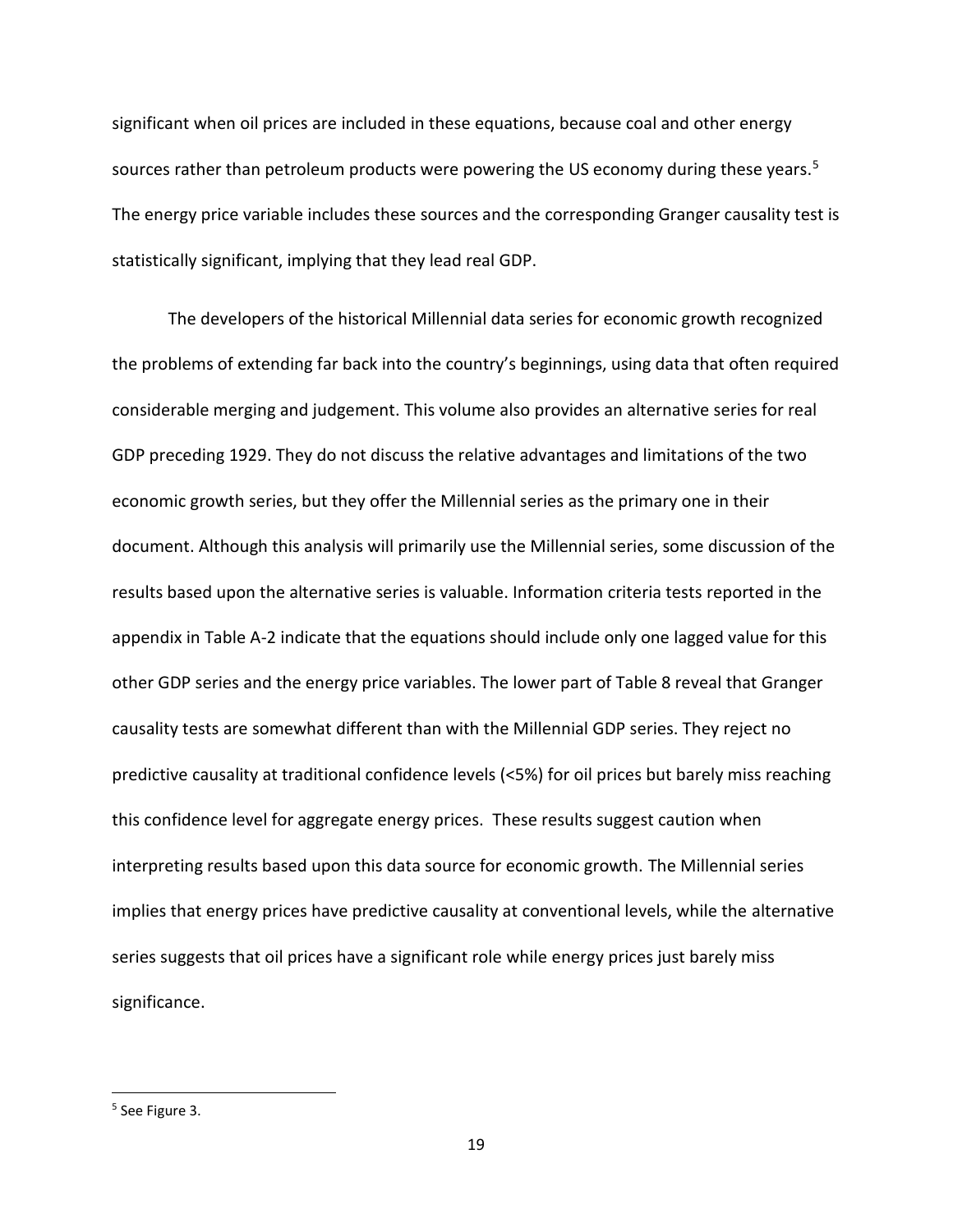significant when oil prices are included in these equations, because coal and other energy sources rather than petroleum products were powering the US economy during these years.[5] The energy price variable includes these sources and the corresponding Granger causality test is statistically significant, implying that they lead real GDP.

The developers of the historical Millennial data series for economic growth recognized the problems of extending far back into the country's beginnings, using data that often required considerable merging and judgement. This volume also provides an alternative series for real GDP preceding 1929. They do not discuss the relative advantages and limitations of the two economic growth series, but they offer the Millennial series as the primary one in their document. Although this analysis will primarily use the Millennial series, some discussion of the results based upon the alternative series is valuable. Information criteria tests reported in the appendix in Table A-2 indicate that the equations should include only one lagged value for this other GDP series and the energy price variables. The lower part of Table 8 reveal that Granger causality tests are somewhat different than with the Millennial GDP series. They reject no predictive causality at traditional confidence levels (<5%) for oil prices but barely miss reaching this confidence level for aggregate energy prices. These results suggest caution when interpreting results based upon this data source for economic growth. The Millennial series implies that energy prices have predictive causality at conventional levels, while the alternative series suggests that oil prices have a significant role while energy prices just barely miss significance.

[5] See Figure 3.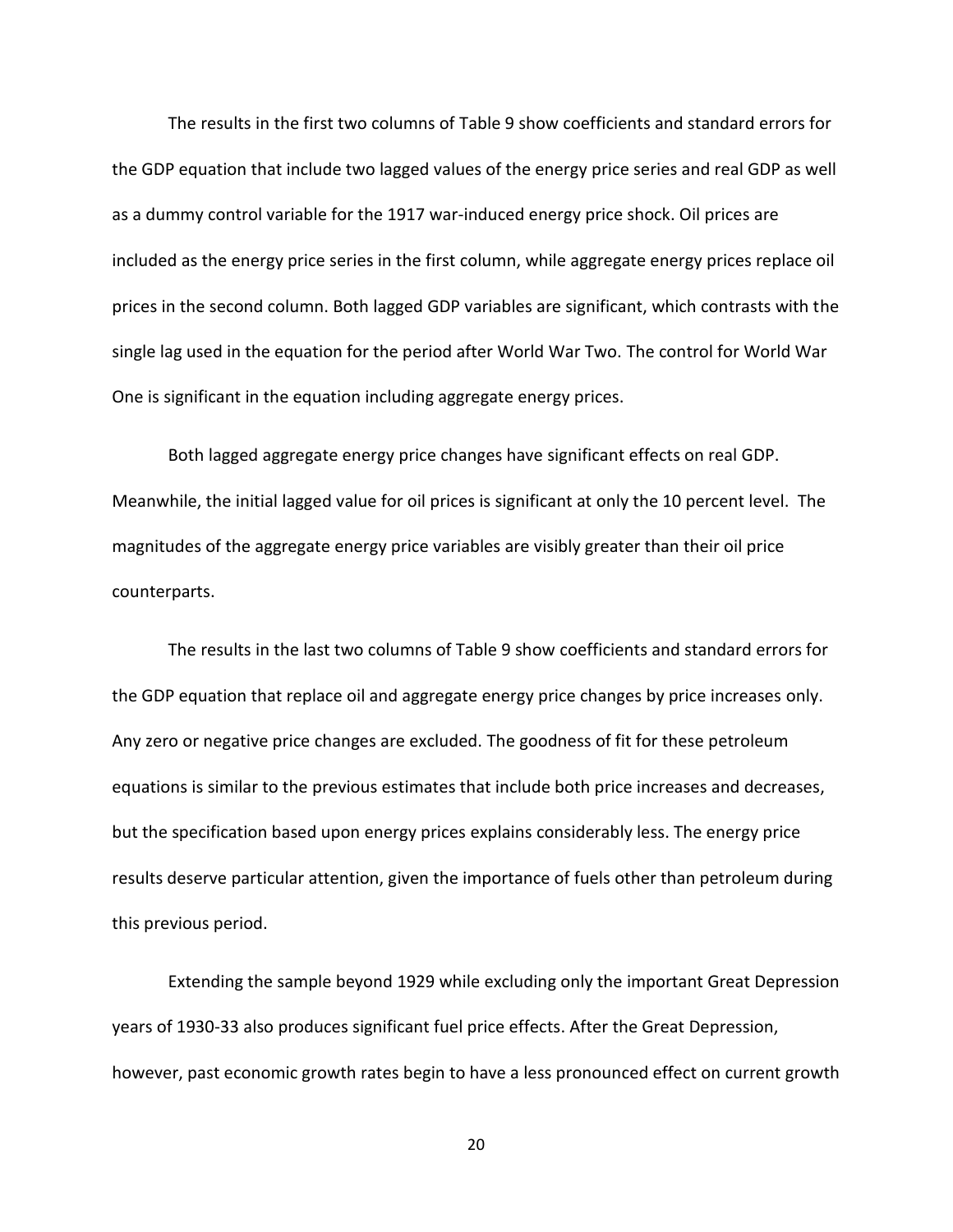The results in the first two columns of Table 9 show coefficients and standard errors for the GDP equation that include two lagged values of the energy price series and real GDP as well as a dummy control variable for the 1917 war-induced energy price shock. Oil prices are included as the energy price series in the first column, while aggregate energy prices replace oil prices in the second column. Both lagged GDP variables are significant, which contrasts with the single lag used in the equation for the period after World War Two. The control for World War One is significant in the equation including aggregate energy prices.

Both lagged aggregate energy price changes have significant effects on real GDP. Meanwhile, the initial lagged value for oil prices is significant at only the 10 percent level. The magnitudes of the aggregate energy price variables are visibly greater than their oil price counterparts.

The results in the last two columns of Table 9 show coefficients and standard errors for the GDP equation that replace oil and aggregate energy price changes by price increases only. Any zero or negative price changes are excluded. The goodness of fit for these petroleum equations is similar to the previous estimates that include both price increases and decreases, but the specification based upon energy prices explains considerably less. The energy price results deserve particular attention, given the importance of fuels other than petroleum during this previous period.

Extending the sample beyond 1929 while excluding only the important Great Depression years of 1930-33 also produces significant fuel price effects. After the Great Depression, however, past economic growth rates begin to have a less pronounced effect on current growth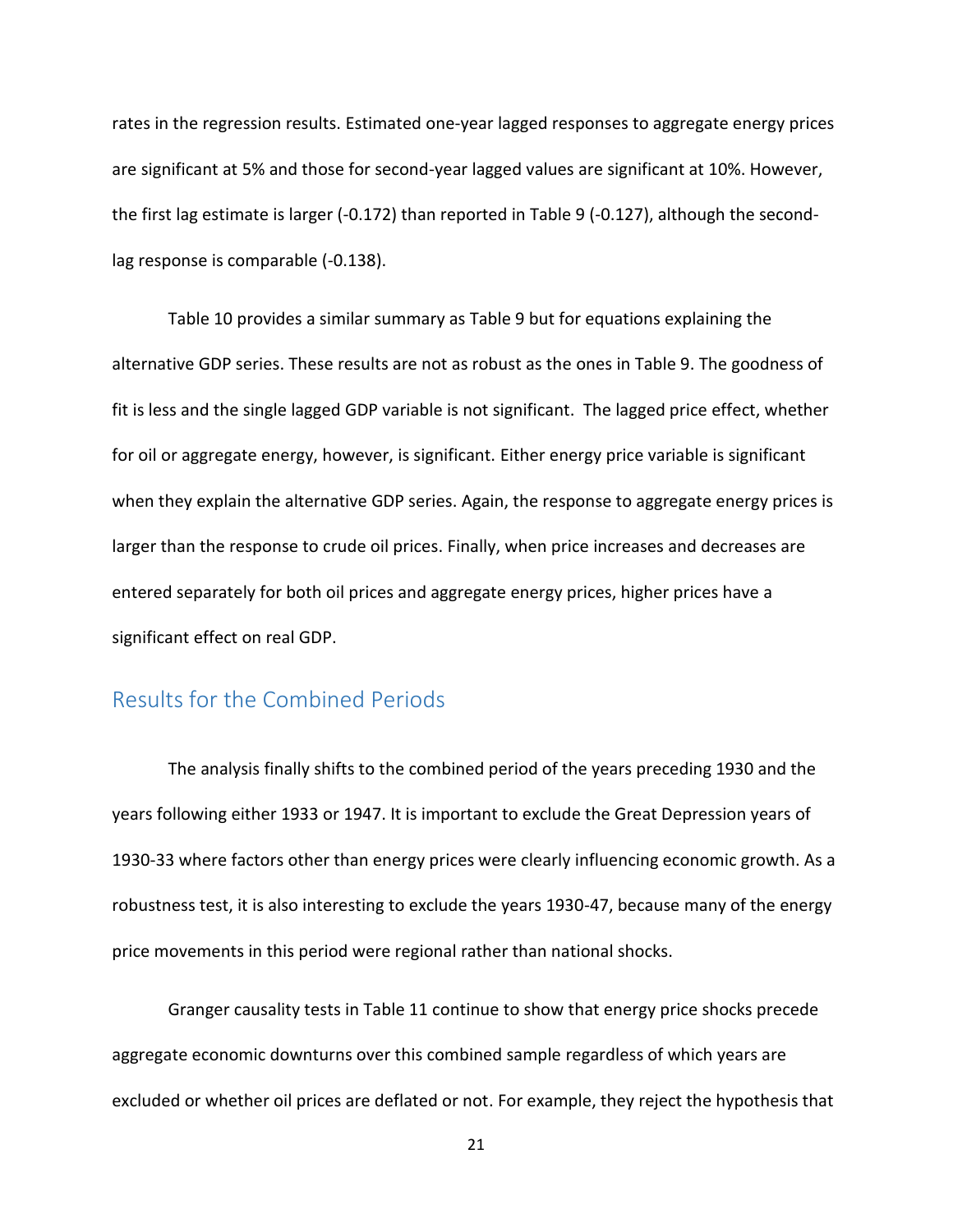rates in the regression results. Estimated one-year lagged responses to aggregate energy prices are significant at 5% and those for second-year lagged values are significant at 10%. However, the first lag estimate is larger (-0.172) than reported in Table 9 (-0.127), although the second-lag response is comparable (-0.138).

Table 10 provides a similar summary as Table 9 but for equations explaining the alternative GDP series. These results are not as robust as the ones in Table 9. The goodness of fit is less and the single lagged GDP variable is not significant. The lagged price effect, whether for oil or aggregate energy, however, is significant. Either energy price variable is significant when they explain the alternative GDP series. Again, the response to aggregate energy prices is larger than the response to crude oil prices. Finally, when price increases and decreases are entered separately for both oil prices and aggregate energy prices, higher prices have a significant effect on real GDP.

## Results for the Combined Periods

The analysis finally shifts to the combined period of the years preceding 1930 and the years following either 1933 or 1947. It is important to exclude the Great Depression years of 1930-33 where factors other than energy prices were clearly influencing economic growth. As a robustness test, it is also interesting to exclude the years 1930-47, because many of the energy price movements in this period were regional rather than national shocks.

Granger causality tests in Table 11 continue to show that energy price shocks precede aggregate economic downturns over this combined sample regardless of which years are excluded or whether oil prices are deflated or not. For example, they reject the hypothesis that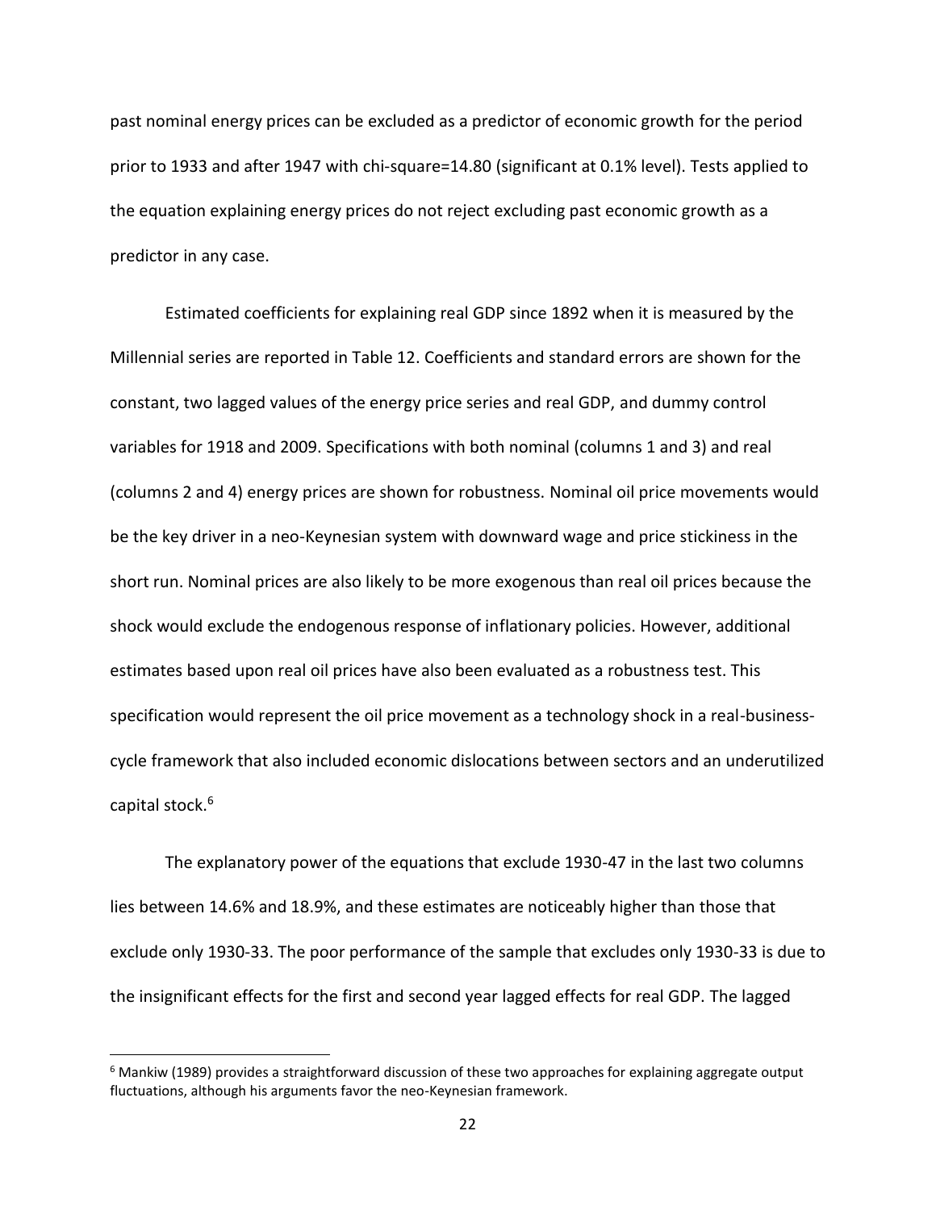past nominal energy prices can be excluded as a predictor of economic growth for the period prior to 1933 and after 1947 with chi-square=14.80 (significant at 0.1% level). Tests applied to the equation explaining energy prices do not reject excluding past economic growth as a predictor in any case.

Estimated coefficients for explaining real GDP since 1892 when it is measured by the Millennial series are reported in Table 12. Coefficients and standard errors are shown for the constant, two lagged values of the energy price series and real GDP, and dummy control variables for 1918 and 2009. Specifications with both nominal (columns 1 and 3) and real (columns 2 and 4) energy prices are shown for robustness. Nominal oil price movements would be the key driver in a neo-Keynesian system with downward wage and price stickiness in the short run. Nominal prices are also likely to be more exogenous than real oil prices because the shock would exclude the endogenous response of inflationary policies. However, additional estimates based upon real oil prices have also been evaluated as a robustness test. This specification would represent the oil price movement as a technology shock in a real-business-cycle framework that also included economic dislocations between sectors and an underutilized capital stock.[6]

The explanatory power of the equations that exclude 1930-47 in the last two columns lies between 14.6% and 18.9%, and these estimates are noticeably higher than those that exclude only 1930-33. The poor performance of the sample that excludes only 1930-33 is due to the insignificant effects for the first and second year lagged effects for real GDP. The lagged

---

[6] Mankiw (1989) provides a straightforward discussion of these two approaches for explaining aggregate output fluctuations, although his arguments favor the neo-Keynesian framework.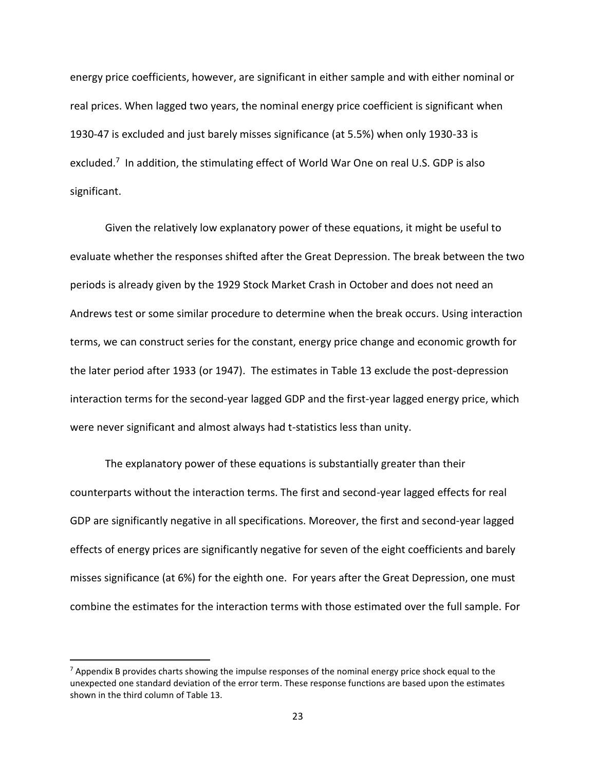energy price coefficients, however, are significant in either sample and with either nominal or real prices. When lagged two years, the nominal energy price coefficient is significant when 1930-47 is excluded and just barely misses significance (at 5.5%) when only 1930-33 is excluded.[7] In addition, the stimulating effect of World War One on real U.S. GDP is also significant.

Given the relatively low explanatory power of these equations, it might be useful to evaluate whether the responses shifted after the Great Depression. The break between the two periods is already given by the 1929 Stock Market Crash in October and does not need an Andrews test or some similar procedure to determine when the break occurs. Using interaction terms, we can construct series for the constant, energy price change and economic growth for the later period after 1933 (or 1947). The estimates in Table 13 exclude the post-depression interaction terms for the second-year lagged GDP and the first-year lagged energy price, which were never significant and almost always had t-statistics less than unity.

The explanatory power of these equations is substantially greater than their counterparts without the interaction terms. The first and second-year lagged effects for real GDP are significantly negative in all specifications. Moreover, the first and second-year lagged effects of energy prices are significantly negative for seven of the eight coefficients and barely misses significance (at 6%) for the eighth one. For years after the Great Depression, one must combine the estimates for the interaction terms with those estimated over the full sample. For

[7] Appendix B provides charts showing the impulse responses of the nominal energy price shock equal to the unexpected one standard deviation of the error term. These response functions are based upon the estimates shown in the third column of Table 13.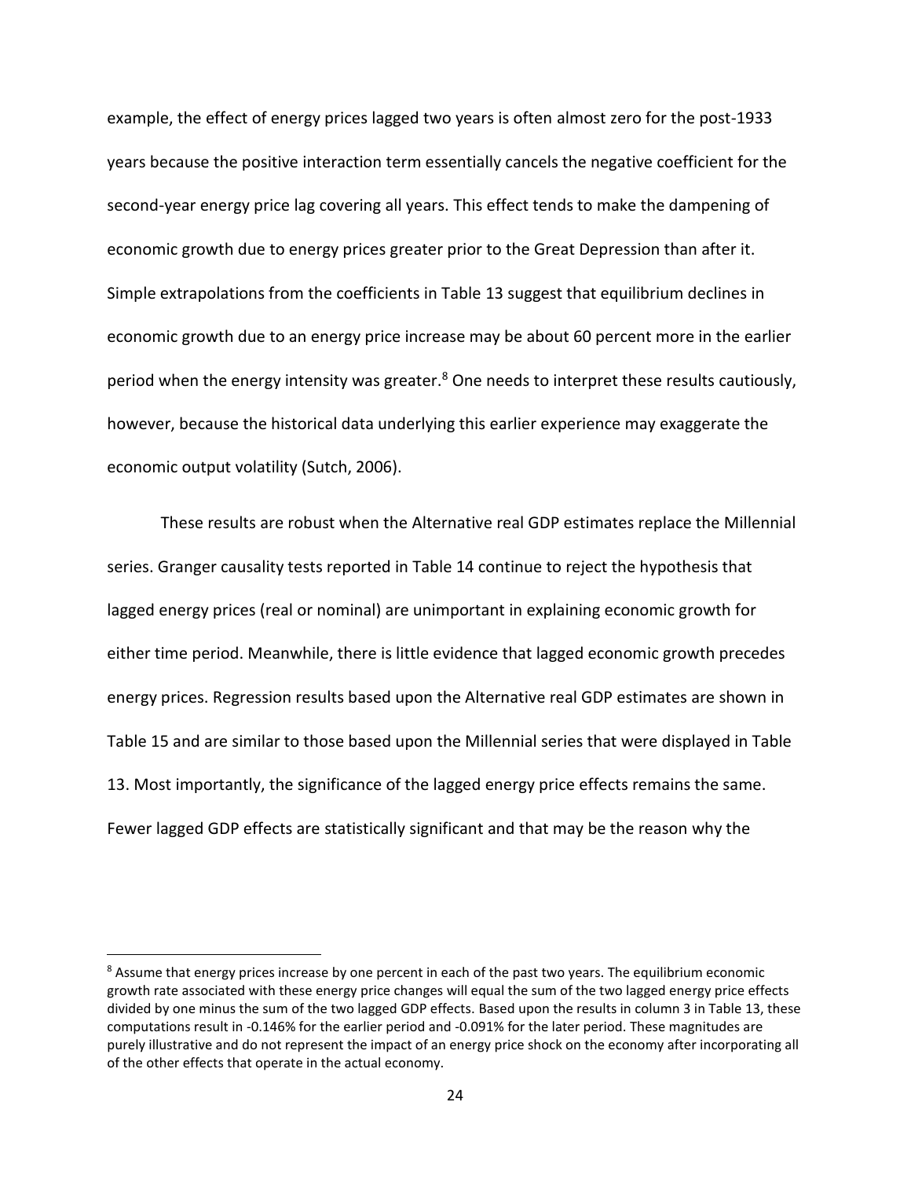example, the effect of energy prices lagged two years is often almost zero for the post-1933 years because the positive interaction term essentially cancels the negative coefficient for the second-year energy price lag covering all years. This effect tends to make the dampening of economic growth due to energy prices greater prior to the Great Depression than after it. Simple extrapolations from the coefficients in Table 13 suggest that equilibrium declines in economic growth due to an energy price increase may be about 60 percent more in the earlier period when the energy intensity was greater.[8] One needs to interpret these results cautiously, however, because the historical data underlying this earlier experience may exaggerate the economic output volatility (Sutch, 2006).

These results are robust when the Alternative real GDP estimates replace the Millennial series. Granger causality tests reported in Table 14 continue to reject the hypothesis that lagged energy prices (real or nominal) are unimportant in explaining economic growth for either time period. Meanwhile, there is little evidence that lagged economic growth precedes energy prices. Regression results based upon the Alternative real GDP estimates are shown in Table 15 and are similar to those based upon the Millennial series that were displayed in Table 13. Most importantly, the significance of the lagged energy price effects remains the same. Fewer lagged GDP effects are statistically significant and that may be the reason why the

[8] Assume that energy prices increase by one percent in each of the past two years. The equilibrium economic growth rate associated with these energy price changes will equal the sum of the two lagged energy price effects divided by one minus the sum of the two lagged GDP effects. Based upon the results in column 3 in Table 13, these computations result in -0.146% for the earlier period and -0.091% for the later period. These magnitudes are purely illustrative and do not represent the impact of an energy price shock on the economy after incorporating all of the other effects that operate in the actual economy.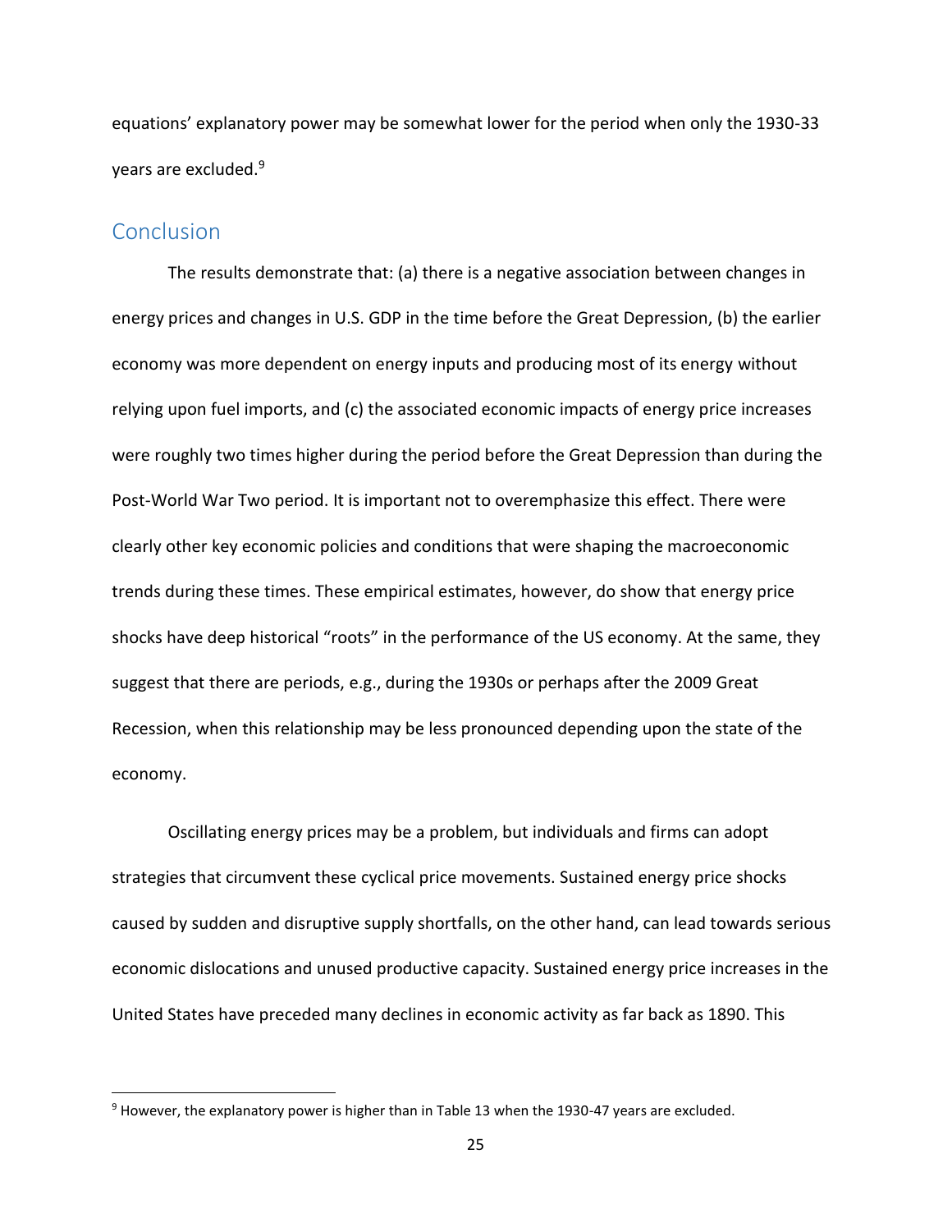equations' explanatory power may be somewhat lower for the period when only the 1930-33 years are excluded.[9]

## Conclusion

The results demonstrate that: (a) there is a negative association between changes in energy prices and changes in U.S. GDP in the time before the Great Depression, (b) the earlier economy was more dependent on energy inputs and producing most of its energy without relying upon fuel imports, and (c) the associated economic impacts of energy price increases were roughly two times higher during the period before the Great Depression than during the Post-World War Two period. It is important not to overemphasize this effect. There were clearly other key economic policies and conditions that were shaping the macroeconomic trends during these times. These empirical estimates, however, do show that energy price shocks have deep historical "roots" in the performance of the US economy. At the same, they suggest that there are periods, e.g., during the 1930s or perhaps after the 2009 Great Recession, when this relationship may be less pronounced depending upon the state of the economy.

Oscillating energy prices may be a problem, but individuals and firms can adopt strategies that circumvent these cyclical price movements. Sustained energy price shocks caused by sudden and disruptive supply shortfalls, on the other hand, can lead towards serious economic dislocations and unused productive capacity. Sustained energy price increases in the United States have preceded many declines in economic activity as far back as 1890. This

[9] However, the explanatory power is higher than in Table 13 when the 1930-47 years are excluded.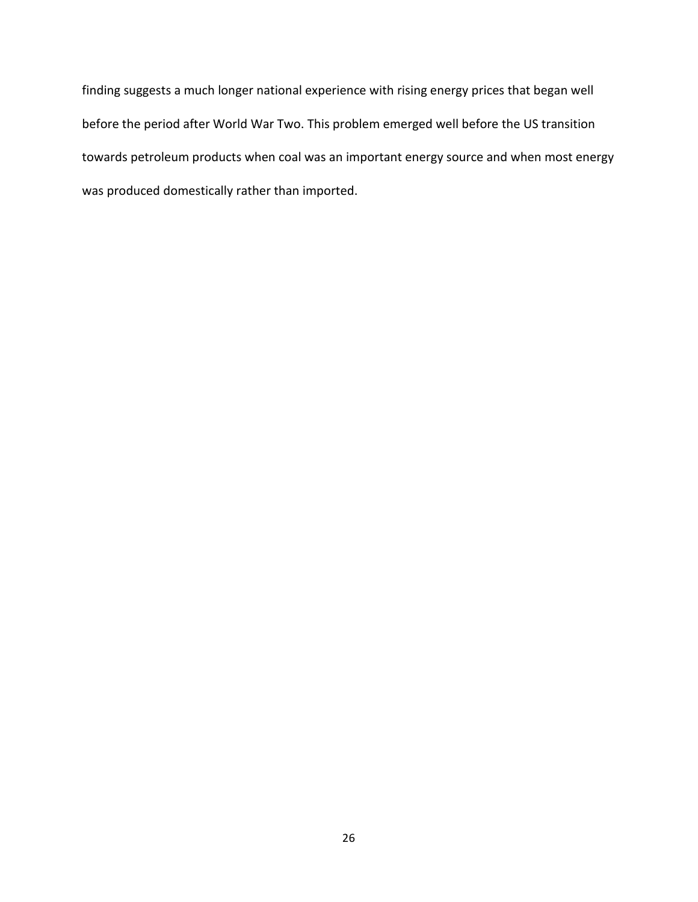finding suggests a much longer national experience with rising energy prices that began well before the period after World War Two. This problem emerged well before the US transition towards petroleum products when coal was an important energy source and when most energy was produced domestically rather than imported.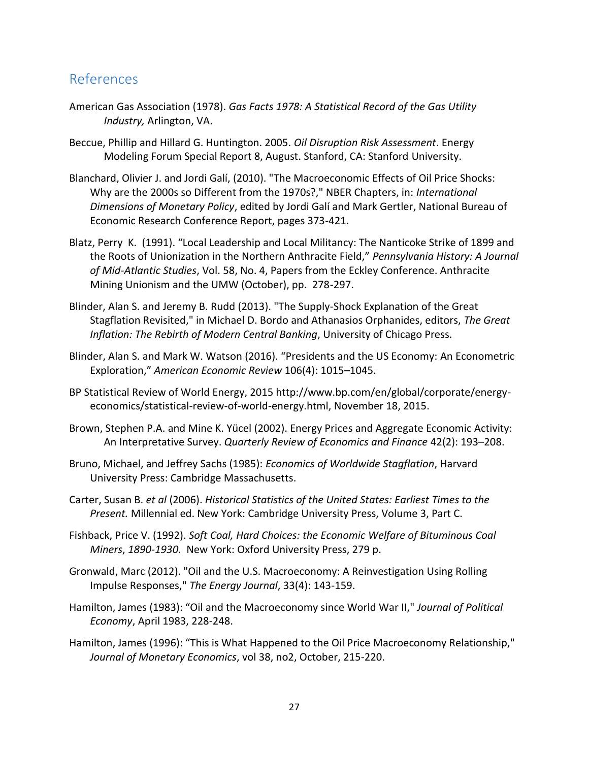## References

American Gas Association (1978). *Gas Facts 1978: A Statistical Record of the Gas Utility Industry,* Arlington, VA.

Beccue, Phillip and Hillard G. Huntington. 2005. *Oil Disruption Risk Assessment*. Energy Modeling Forum Special Report 8, August. Stanford, CA: Stanford University.

Blanchard, Olivier J. and Jordi Galí, (2010). "The Macroeconomic Effects of Oil Price Shocks: Why are the 2000s so Different from the 1970s?," NBER Chapters, in: *International Dimensions of Monetary Policy*, edited by Jordi Galí and Mark Gertler, National Bureau of Economic Research Conference Report, pages 373-421.

Blatz, Perry K. (1991). "Local Leadership and Local Militancy: The Nanticoke Strike of 1899 and the Roots of Unionization in the Northern Anthracite Field," *Pennsylvania History: A Journal of Mid-Atlantic Studies*, Vol. 58, No. 4, Papers from the Eckley Conference. Anthracite Mining Unionism and the UMW (October), pp. 278-297.

Blinder, Alan S. and Jeremy B. Rudd (2013). "The Supply-Shock Explanation of the Great Stagflation Revisited," in Michael D. Bordo and Athanasios Orphanides, editors, *The Great Inflation: The Rebirth of Modern Central Banking*, University of Chicago Press.

Blinder, Alan S. and Mark W. Watson (2016). "Presidents and the US Economy: An Econometric Exploration," *American Economic Review* 106(4): 1015–1045.

BP Statistical Review of World Energy, 2015 http://www.bp.com/en/global/corporate/energy-economics/statistical-review-of-world-energy.html, November 18, 2015.

Brown, Stephen P.A. and Mine K. Yücel (2002). Energy Prices and Aggregate Economic Activity: An Interpretative Survey. *Quarterly Review of Economics and Finance* 42(2): 193–208.

Bruno, Michael, and Jeffrey Sachs (1985): *Economics of Worldwide Stagflation*, Harvard University Press: Cambridge Massachusetts.

Carter, Susan B. *et al* (2006). *Historical Statistics of the United States: Earliest Times to the Present.* Millennial ed. New York: Cambridge University Press, Volume 3, Part C.

Fishback, Price V. (1992). *Soft Coal, Hard Choices: the Economic Welfare of Bituminous Coal Miners*, *1890-1930.* New York: Oxford University Press, 279 p.

Gronwald, Marc (2012). "Oil and the U.S. Macroeconomy: A Reinvestigation Using Rolling Impulse Responses," *The Energy Journal*, 33(4): 143-159.

Hamilton, James (1983): "Oil and the Macroeconomy since World War II," *Journal of Political Economy*, April 1983, 228-248.

Hamilton, James (1996): "This is What Happened to the Oil Price Macroeconomy Relationship," *Journal of Monetary Economics*, vol 38, no2, October, 215-220.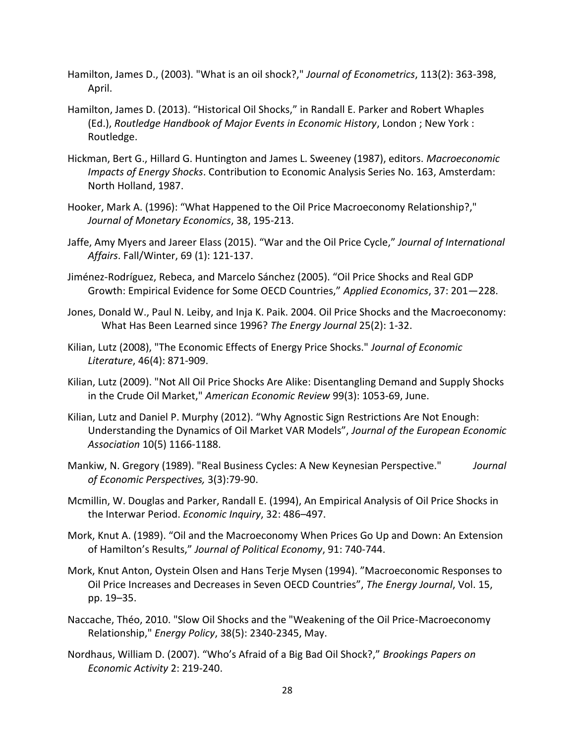Hamilton, James D., (2003). "What is an oil shock?," *Journal of Econometrics*, 113(2): 363-398, April.

Hamilton, James D. (2013). "Historical Oil Shocks," in Randall E. Parker and Robert Whaples (Ed.), *Routledge Handbook of Major Events in Economic History*, London ; New York : Routledge.

Hickman, Bert G., Hillard G. Huntington and James L. Sweeney (1987), editors. *Macroeconomic Impacts of Energy Shocks*. Contribution to Economic Analysis Series No. 163, Amsterdam: North Holland, 1987.

Hooker, Mark A. (1996): "What Happened to the Oil Price Macroeconomy Relationship?," *Journal of Monetary Economics*, 38, 195-213.

Jaffe, Amy Myers and Jareer Elass (2015). "War and the Oil Price Cycle," *Journal of International Affairs*. Fall/Winter, 69 (1): 121-137.

Jiménez-Rodríguez, Rebeca, and Marcelo Sánchez (2005). "Oil Price Shocks and Real GDP Growth: Empirical Evidence for Some OECD Countries," *Applied Economics*, 37: 201—228.

Jones, Donald W., Paul N. Leiby, and Inja K. Paik. 2004. Oil Price Shocks and the Macroeconomy: What Has Been Learned since 1996? *The Energy Journal* 25(2): 1-32.

Kilian, Lutz (2008), "The Economic Effects of Energy Price Shocks." *Journal of Economic Literature*, 46(4): 871-909.

Kilian, Lutz (2009). "Not All Oil Price Shocks Are Alike: Disentangling Demand and Supply Shocks in the Crude Oil Market," *American Economic Review* 99(3): 1053-69, June.

Kilian, Lutz and Daniel P. Murphy (2012). "Why Agnostic Sign Restrictions Are Not Enough: Understanding the Dynamics of Oil Market VAR Models", *Journal of the European Economic Association* 10(5) 1166-1188.

Mankiw, N. Gregory (1989). "Real Business Cycles: A New Keynesian Perspective." *Journal of Economic Perspectives,* 3(3):79-90.

Mcmillin, W. Douglas and Parker, Randall E. (1994), An Empirical Analysis of Oil Price Shocks in the Interwar Period. *Economic Inquiry*, 32: 486–497.

Mork, Knut A. (1989). "Oil and the Macroeconomy When Prices Go Up and Down: An Extension of Hamilton's Results," *Journal of Political Economy*, 91: 740-744.

Mork, Knut Anton, Oystein Olsen and Hans Terje Mysen (1994). "Macroeconomic Responses to Oil Price Increases and Decreases in Seven OECD Countries", *The Energy Journal*, Vol. 15, pp. 19–35.

Naccache, Théo, 2010. "Slow Oil Shocks and the "Weakening of the Oil Price-Macroeconomy Relationship," *Energy Policy*, 38(5): 2340-2345, May.

Nordhaus, William D. (2007). "Who's Afraid of a Big Bad Oil Shock?," *Brookings Papers on Economic Activity* 2: 219-240.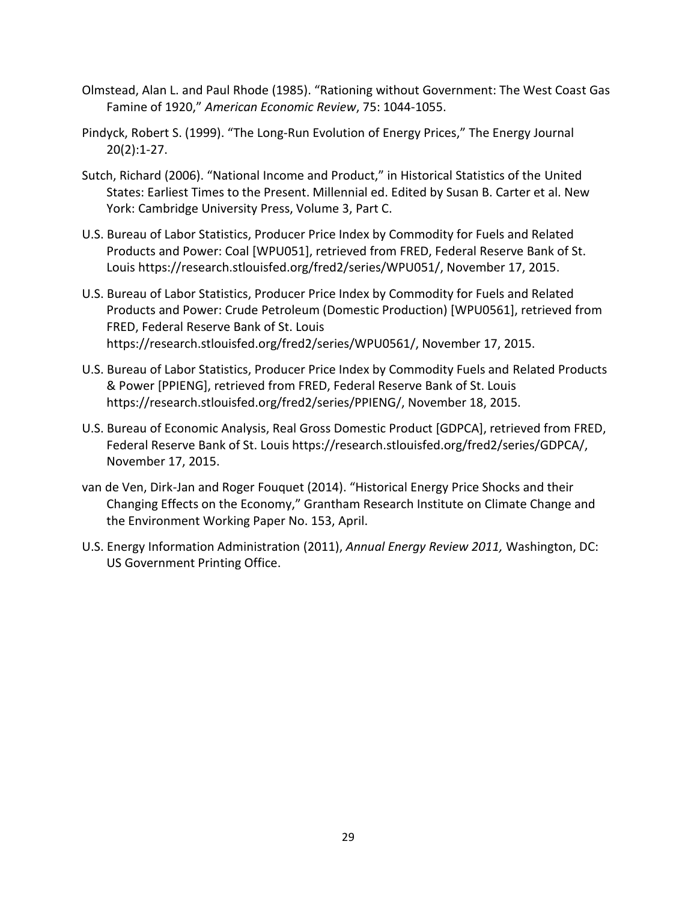Olmstead, Alan L. and Paul Rhode (1985). "Rationing without Government: The West Coast Gas Famine of 1920," *American Economic Review*, 75: 1044-1055.

Pindyck, Robert S. (1999). "The Long-Run Evolution of Energy Prices," The Energy Journal 20(2):1-27.

Sutch, Richard (2006). "National Income and Product," in Historical Statistics of the United States: Earliest Times to the Present. Millennial ed. Edited by Susan B. Carter et al. New York: Cambridge University Press, Volume 3, Part C.

U.S. Bureau of Labor Statistics, Producer Price Index by Commodity for Fuels and Related Products and Power: Coal [WPU051], retrieved from FRED, Federal Reserve Bank of St. Louis https://research.stlouisfed.org/fred2/series/WPU051/, November 17, 2015.

U.S. Bureau of Labor Statistics, Producer Price Index by Commodity for Fuels and Related Products and Power: Crude Petroleum (Domestic Production) [WPU0561], retrieved from FRED, Federal Reserve Bank of St. Louis https://research.stlouisfed.org/fred2/series/WPU0561/, November 17, 2015.

U.S. Bureau of Labor Statistics, Producer Price Index by Commodity Fuels and Related Products & Power [PPIENG], retrieved from FRED, Federal Reserve Bank of St. Louis https://research.stlouisfed.org/fred2/series/PPIENG/, November 18, 2015.

U.S. Bureau of Economic Analysis, Real Gross Domestic Product [GDPCA], retrieved from FRED, Federal Reserve Bank of St. Louis https://research.stlouisfed.org/fred2/series/GDPCA/, November 17, 2015.

van de Ven, Dirk-Jan and Roger Fouquet (2014). "Historical Energy Price Shocks and their Changing Effects on the Economy," Grantham Research Institute on Climate Change and the Environment Working Paper No. 153, April.

U.S. Energy Information Administration (2011), *Annual Energy Review 2011,* Washington, DC: US Government Printing Office.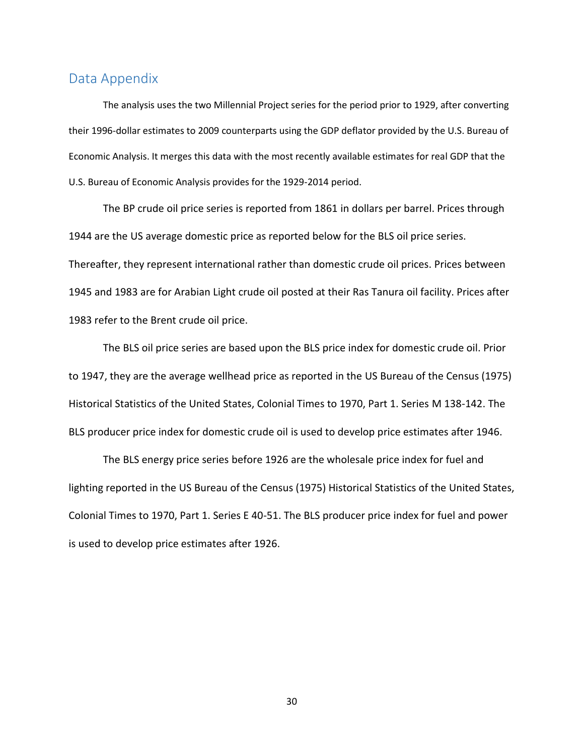## Data Appendix

The analysis uses the two Millennial Project series for the period prior to 1929, after converting their 1996-dollar estimates to 2009 counterparts using the GDP deflator provided by the U.S. Bureau of Economic Analysis. It merges this data with the most recently available estimates for real GDP that the U.S. Bureau of Economic Analysis provides for the 1929-2014 period.

The BP crude oil price series is reported from 1861 in dollars per barrel. Prices through 1944 are the US average domestic price as reported below for the BLS oil price series. Thereafter, they represent international rather than domestic crude oil prices. Prices between 1945 and 1983 are for Arabian Light crude oil posted at their Ras Tanura oil facility. Prices after 1983 refer to the Brent crude oil price.

The BLS oil price series are based upon the BLS price index for domestic crude oil. Prior to 1947, they are the average wellhead price as reported in the US Bureau of the Census (1975) Historical Statistics of the United States, Colonial Times to 1970, Part 1. Series M 138-142. The BLS producer price index for domestic crude oil is used to develop price estimates after 1946.

The BLS energy price series before 1926 are the wholesale price index for fuel and lighting reported in the US Bureau of the Census (1975) Historical Statistics of the United States, Colonial Times to 1970, Part 1. Series E 40-51. The BLS producer price index for fuel and power is used to develop price estimates after 1926.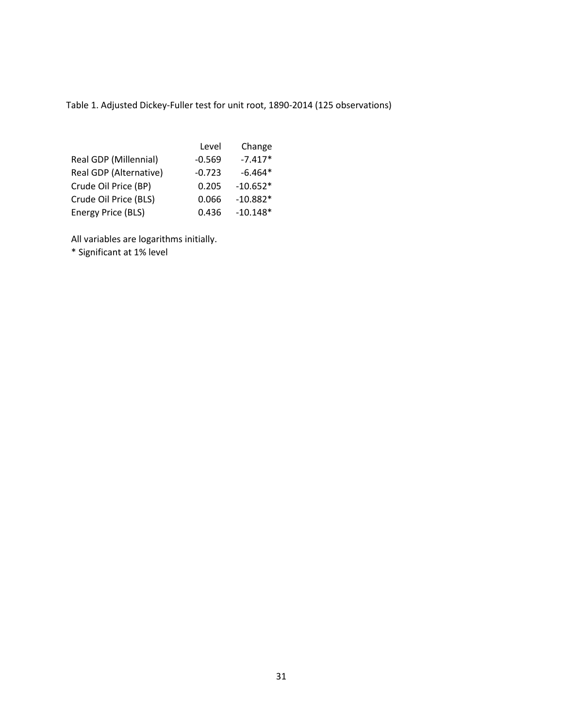Table 1. Adjusted Dickey-Fuller test for unit root, 1890-2014 (125 observations)

| | Level | Change |
|---|---|---|
| Real GDP (Millennial) | -0.569 | -7.417* |
| Real GDP (Alternative) | -0.723 | -6.464* |
| Crude Oil Price (BP) | 0.205 | -10.652* |
| Crude Oil Price (BLS) | 0.066 | -10.882* |
| Energy Price (BLS) | 0.436 | -10.148* |

All variables are logarithms initially.

* Significant at 1% level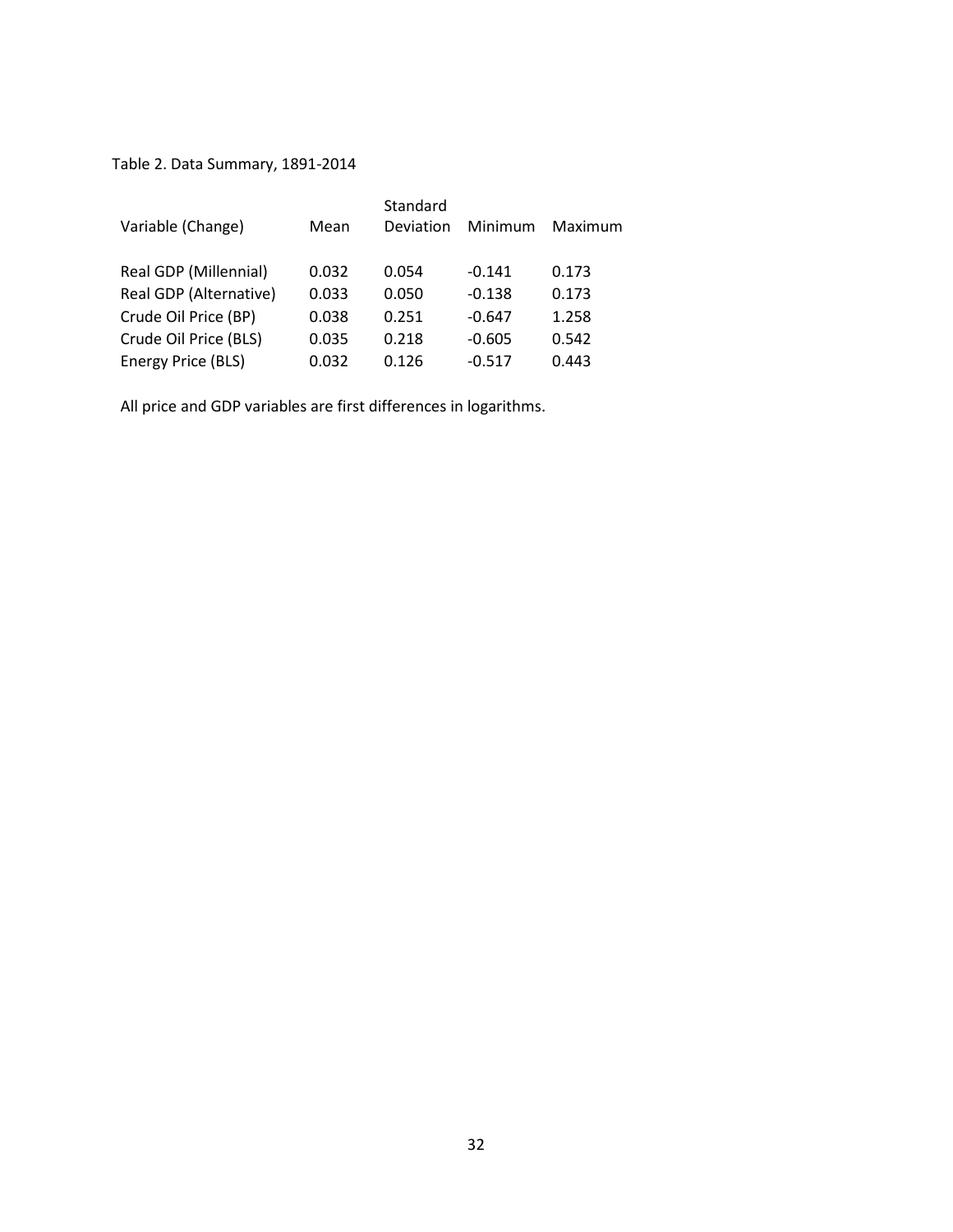Table 2. Data Summary, 1891-2014

| Variable (Change) | Mean | Standard Deviation | Minimum | Maximum |
|---|---|---|---|---|
| Real GDP (Millennial) | 0.032 | 0.054 | -0.141 | 0.173 |
| Real GDP (Alternative) | 0.033 | 0.050 | -0.138 | 0.173 |
| Crude Oil Price (BP) | 0.038 | 0.251 | -0.647 | 1.258 |
| Crude Oil Price (BLS) | 0.035 | 0.218 | -0.605 | 0.542 |
| Energy Price (BLS) | 0.032 | 0.126 | -0.517 | 0.443 |

All price and GDP variables are first differences in logarithms.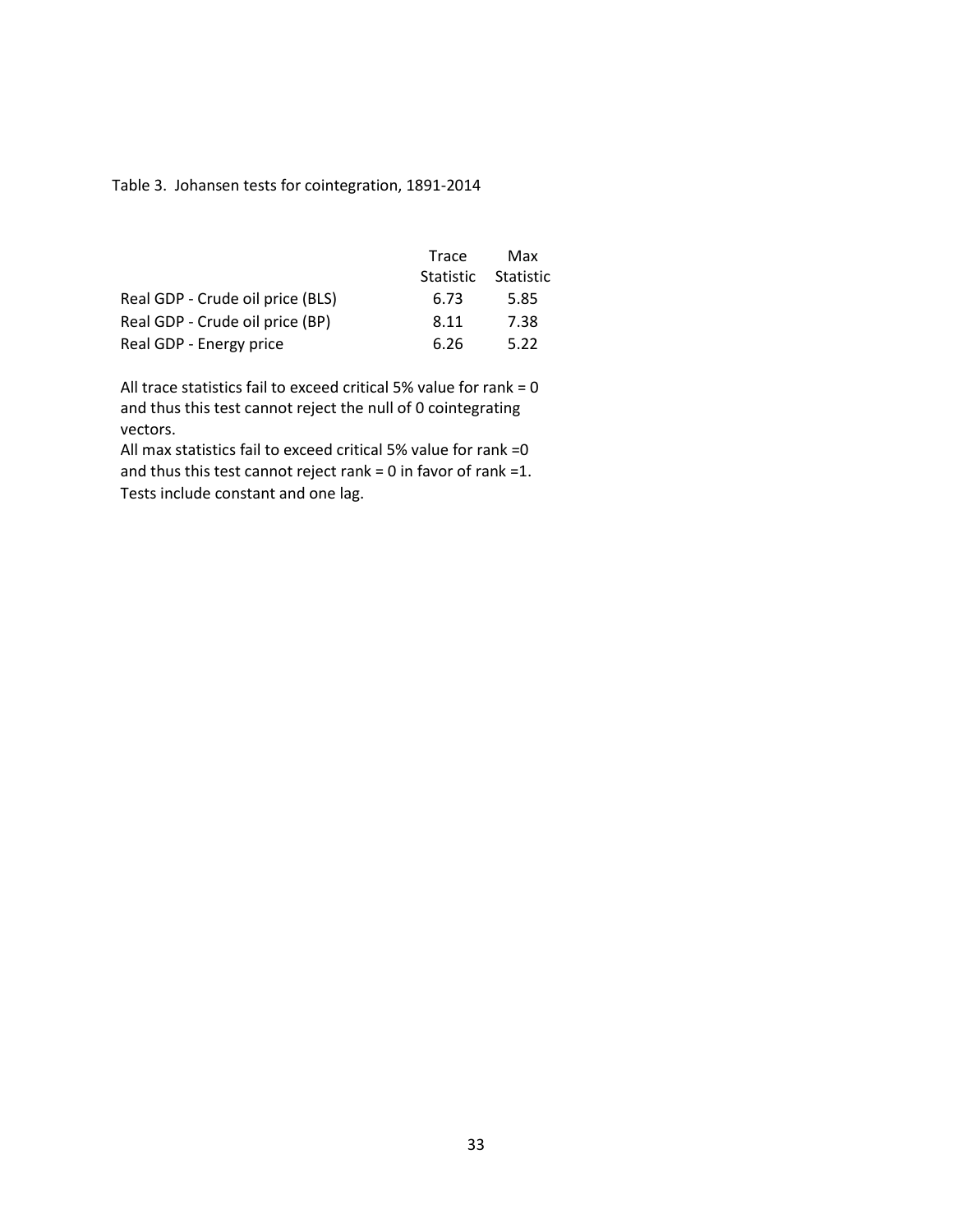Table 3. Johansen tests for cointegration, 1891-2014

| | Trace Statistic | Max Statistic |
|---|---|---|
| Real GDP - Crude oil price (BLS) | 6.73 | 5.85 |
| Real GDP - Crude oil price (BP) | 8.11 | 7.38 |
| Real GDP - Energy price | 6.26 | 5.22 |

All trace statistics fail to exceed critical 5% value for rank = 0 and thus this test cannot reject the null of 0 cointegrating vectors.
All max statistics fail to exceed critical 5% value for rank =0 and thus this test cannot reject rank = 0 in favor of rank =1.
Tests include constant and one lag.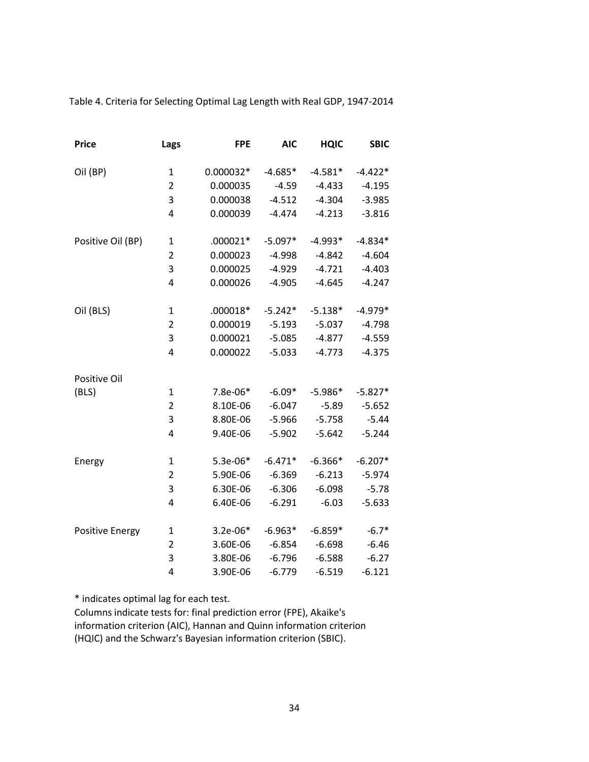Table 4. Criteria for Selecting Optimal Lag Length with Real GDP, 1947-2014

| Price | Lags | FPE | AIC | HQIC | SBIC |
|---|---|---|---|---|---|
| Oil (BP) | 1 | 0.000032* | -4.685* | -4.581* | -4.422* |
| | 2 | 0.000035 | -4.59 | -4.433 | -4.195 |
| | 3 | 0.000038 | -4.512 | -4.304 | -3.985 |
| | 4 | 0.000039 | -4.474 | -4.213 | -3.816 |
| Positive Oil (BP) | 1 | .000021* | -5.097* | -4.993* | -4.834* |
| | 2 | 0.000023 | -4.998 | -4.842 | -4.604 |
| | 3 | 0.000025 | -4.929 | -4.721 | -4.403 |
| | 4 | 0.000026 | -4.905 | -4.645 | -4.247 |
| Oil (BLS) | 1 | .000018* | -5.242* | -5.138* | -4.979* |
| | 2 | 0.000019 | -5.193 | -5.037 | -4.798 |
| | 3 | 0.000021 | -5.085 | -4.877 | -4.559 |
| | 4 | 0.000022 | -5.033 | -4.773 | -4.375 |
| Positive Oil (BLS) | 1 | 7.8e-06* | -6.09* | -5.986* | -5.827* |
| | 2 | 8.10E-06 | -6.047 | -5.89 | -5.652 |
| | 3 | 8.80E-06 | -5.966 | -5.758 | -5.44 |
| | 4 | 9.40E-06 | -5.902 | -5.642 | -5.244 |
| Energy | 1 | 5.3e-06* | -6.471* | -6.366* | -6.207* |
| | 2 | 5.90E-06 | -6.369 | -6.213 | -5.974 |
| | 3 | 6.30E-06 | -6.306 | -6.098 | -5.78 |
| | 4 | 6.40E-06 | -6.291 | -6.03 | -5.633 |
| Positive Energy | 1 | 3.2e-06* | -6.963* | -6.859* | -6.7* |
| | 2 | 3.60E-06 | -6.854 | -6.698 | -6.46 |
| | 3 | 3.80E-06 | -6.796 | -6.588 | -6.27 |
| | 4 | 3.90E-06 | -6.779 | -6.519 | -6.121 |

* indicates optimal lag for each test.
Columns indicate tests for: final prediction error (FPE), Akaike's information criterion (AIC), Hannan and Quinn information criterion (HQIC) and the Schwarz's Bayesian information criterion (SBIC).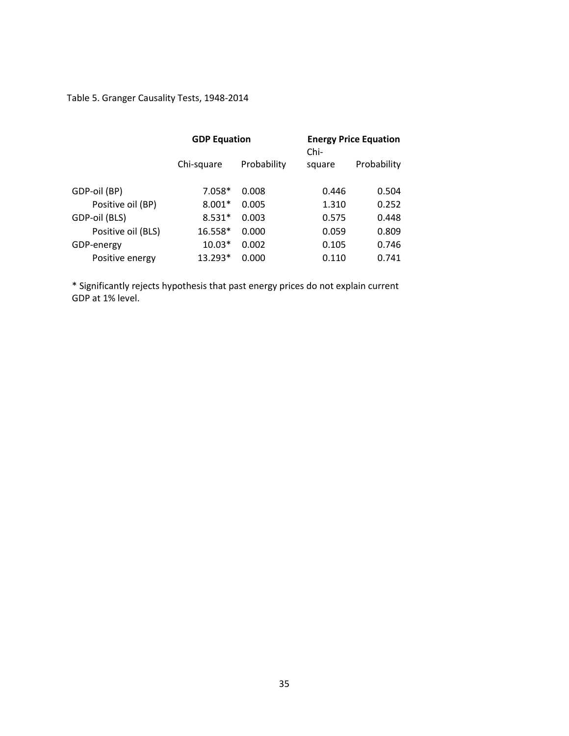Table 5. Granger Causality Tests, 1948-2014

| | GDP Equation | | Energy Price Equation | |
|---|---|---|---|---|
| | Chi-square | Probability | Chi-square | Probability |
| GDP-oil (BP) | 7.058* | 0.008 | 0.446 | 0.504 |
| Positive oil (BP) | 8.001* | 0.005 | 1.310 | 0.252 |
| GDP-oil (BLS) | 8.531* | 0.003 | 0.575 | 0.448 |
| Positive oil (BLS) | 16.558* | 0.000 | 0.059 | 0.809 |
| GDP-energy | 10.03* | 0.002 | 0.105 | 0.746 |
| Positive energy | 13.293* | 0.000 | 0.110 | 0.741 |

* Significantly rejects hypothesis that past energy prices do not explain current GDP at 1% level.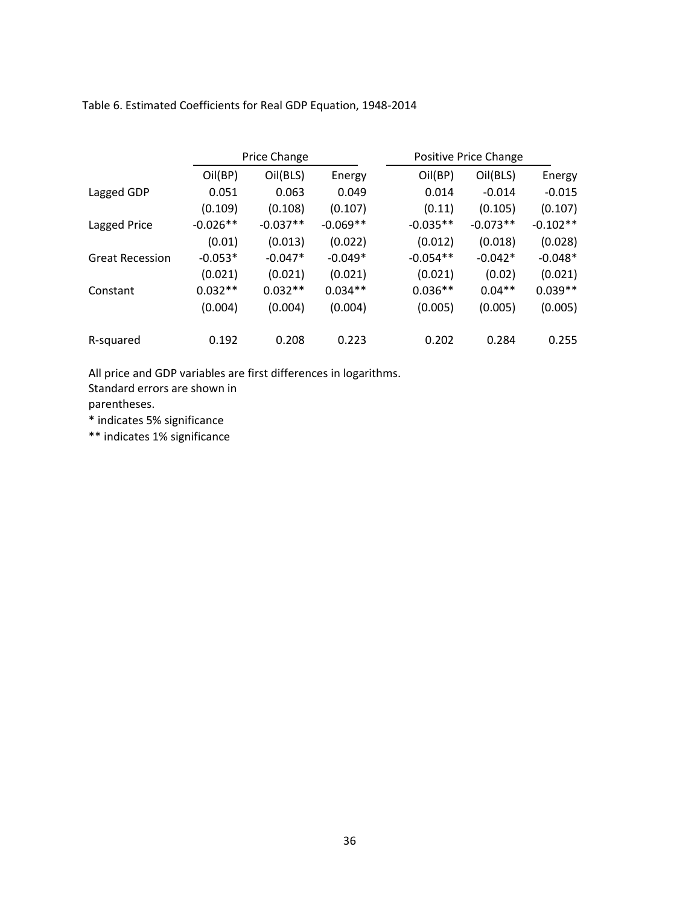Table 6. Estimated Coefficients for Real GDP Equation, 1948-2014

| | Price Change | | | Positive Price Change | | |
|---|---|---|---|---|---|---|
| | Oil(BP) | Oil(BLS) | Energy | Oil(BP) | Oil(BLS) | Energy |
| Lagged GDP | 0.051 | 0.063 | 0.049 | 0.014 | -0.014 | -0.015 |
| | (0.109) | (0.108) | (0.107) | (0.11) | (0.105) | (0.107) |
| Lagged Price | -0.026** | -0.037** | -0.069** | -0.035** | -0.073** | -0.102** |
| | (0.01) | (0.013) | (0.022) | (0.012) | (0.018) | (0.028) |
| Great Recession | -0.053* | -0.047* | -0.049* | -0.054** | -0.042* | -0.048* |
| | (0.021) | (0.021) | (0.021) | (0.021) | (0.02) | (0.021) |
| Constant | 0.032** | 0.032** | 0.034** | 0.036** | 0.04** | 0.039** |
| | (0.004) | (0.004) | (0.004) | (0.005) | (0.005) | (0.005) |
| R-squared | 0.192 | 0.208 | 0.223 | 0.202 | 0.284 | 0.255 |

All price and GDP variables are first differences in logarithms.
Standard errors are shown in parentheses.
* indicates 5% significance
** indicates 1% significance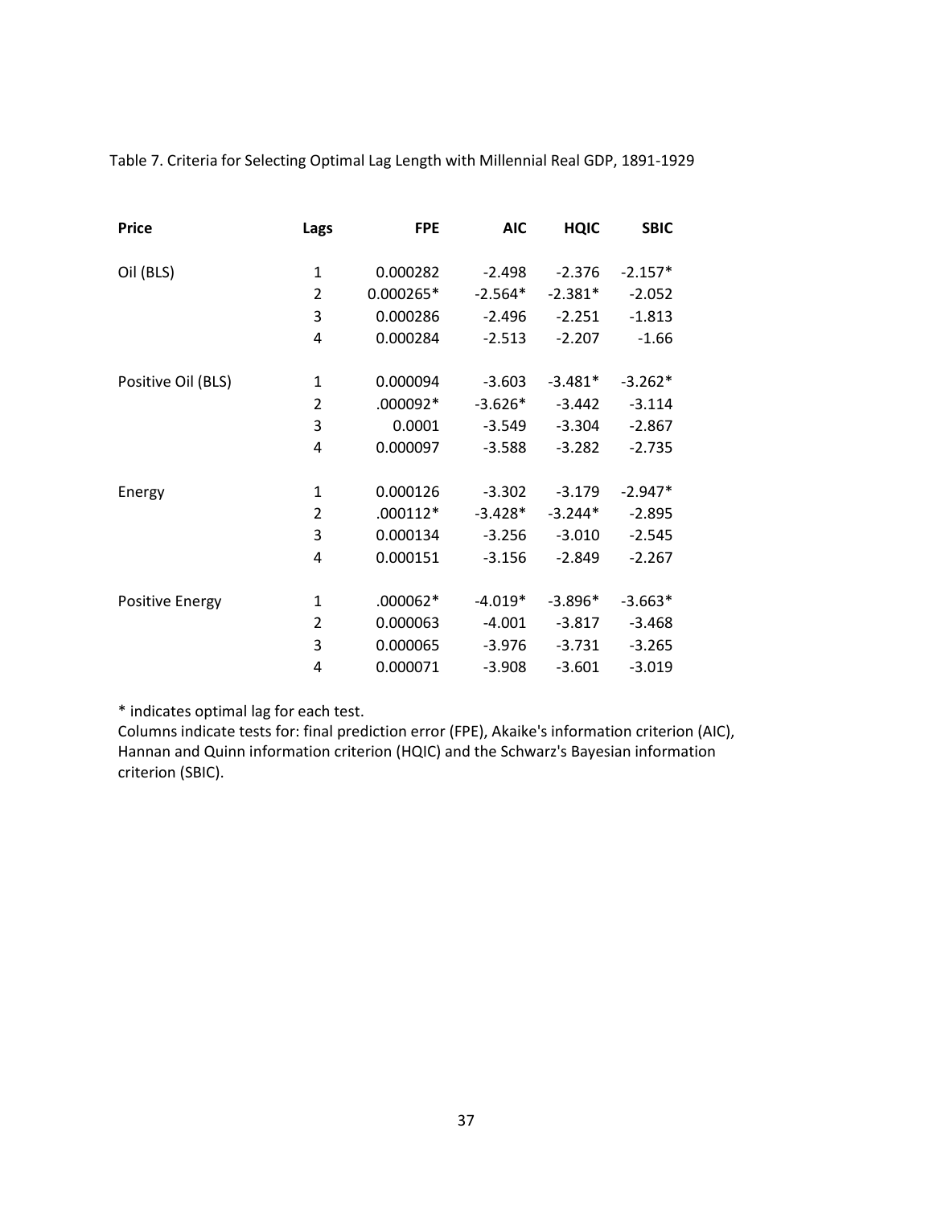Table 7. Criteria for Selecting Optimal Lag Length with Millennial Real GDP, 1891-1929

| Price | Lags | FPE | AIC | HQIC | SBIC |
|---|---|---|---|---|---|
| Oil (BLS) | 1 | 0.000282 | -2.498 | -2.376 | -2.157* |
| | 2 | 0.000265* | -2.564* | -2.381* | -2.052 |
| | 3 | 0.000286 | -2.496 | -2.251 | -1.813 |
| | 4 | 0.000284 | -2.513 | -2.207 | -1.66 |
| Positive Oil (BLS) | 1 | 0.000094 | -3.603 | -3.481* | -3.262* |
| | 2 | .000092* | -3.626* | -3.442 | -3.114 |
| | 3 | 0.0001 | -3.549 | -3.304 | -2.867 |
| | 4 | 0.000097 | -3.588 | -3.282 | -2.735 |
| Energy | 1 | 0.000126 | -3.302 | -3.179 | -2.947* |
| | 2 | .000112* | -3.428* | -3.244* | -2.895 |
| | 3 | 0.000134 | -3.256 | -3.010 | -2.545 |
| | 4 | 0.000151 | -3.156 | -2.849 | -2.267 |
| Positive Energy | 1 | .000062* | -4.019* | -3.896* | -3.663* |
| | 2 | 0.000063 | -4.001 | -3.817 | -3.468 |
| | 3 | 0.000065 | -3.976 | -3.731 | -3.265 |
| | 4 | 0.000071 | -3.908 | -3.601 | -3.019 |

* indicates optimal lag for each test.
Columns indicate tests for: final prediction error (FPE), Akaike's information criterion (AIC), Hannan and Quinn information criterion (HQIC) and the Schwarz's Bayesian information criterion (SBIC).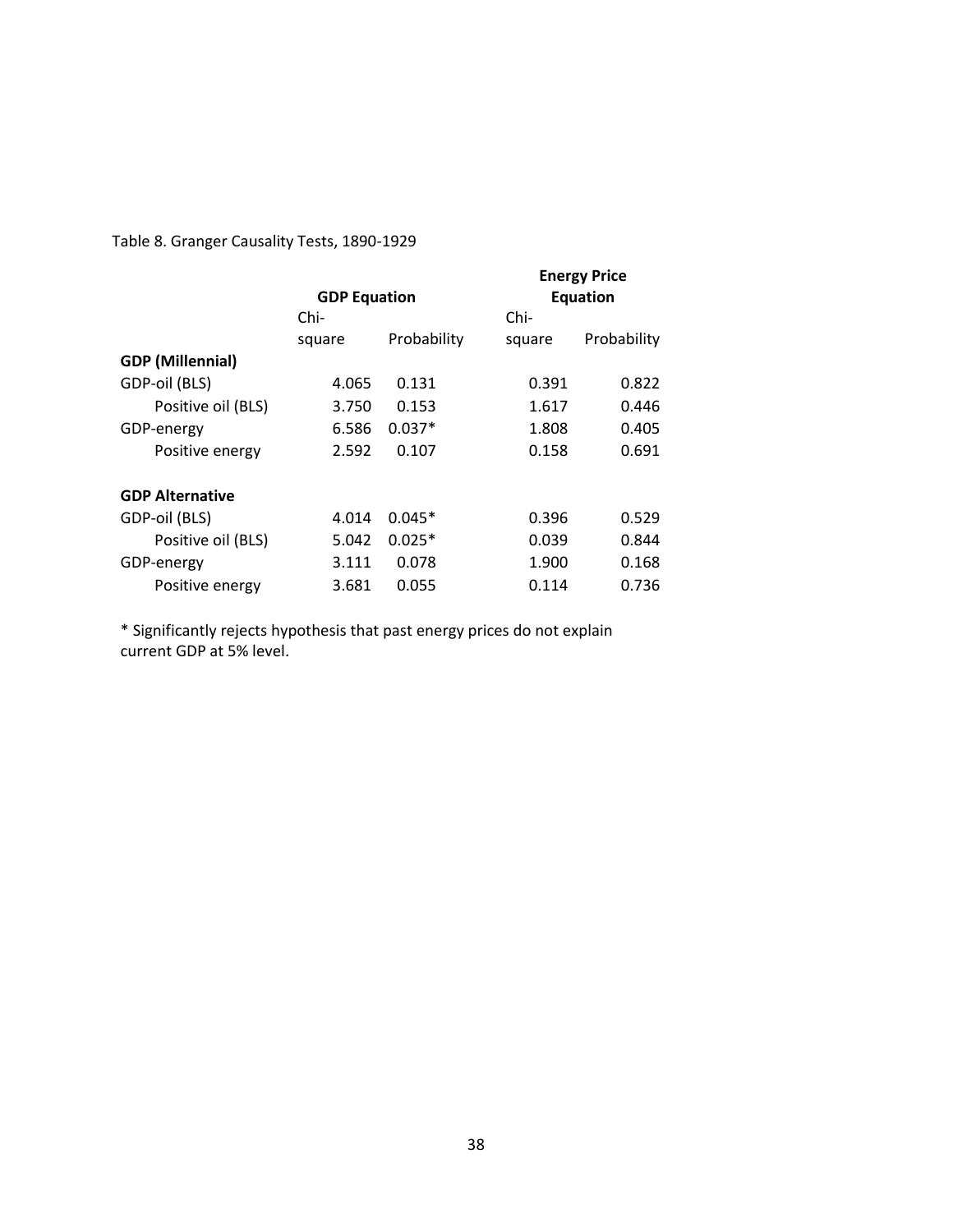Table 8. Granger Causality Tests, 1890-1929

| | GDP Equation | | Energy Price Equation | |
|---|---|---|---|---|
| | Chi-square | Probability | Chi-square | Probability |
| **GDP (Millennial)** | | | | |
| GDP-oil (BLS) | 4.065 | 0.131 | 0.391 | 0.822 |
| Positive oil (BLS) | 3.750 | 0.153 | 1.617 | 0.446 |
| GDP-energy | 6.586 | 0.037* | 1.808 | 0.405 |
| Positive energy | 2.592 | 0.107 | 0.158 | 0.691 |
| **GDP Alternative** | | | | |
| GDP-oil (BLS) | 4.014 | 0.045* | 0.396 | 0.529 |
| Positive oil (BLS) | 5.042 | 0.025* | 0.039 | 0.844 |
| GDP-energy | 3.111 | 0.078 | 1.900 | 0.168 |
| Positive energy | 3.681 | 0.055 | 0.114 | 0.736 |

* Significantly rejects hypothesis that past energy prices do not explain current GDP at 5% level.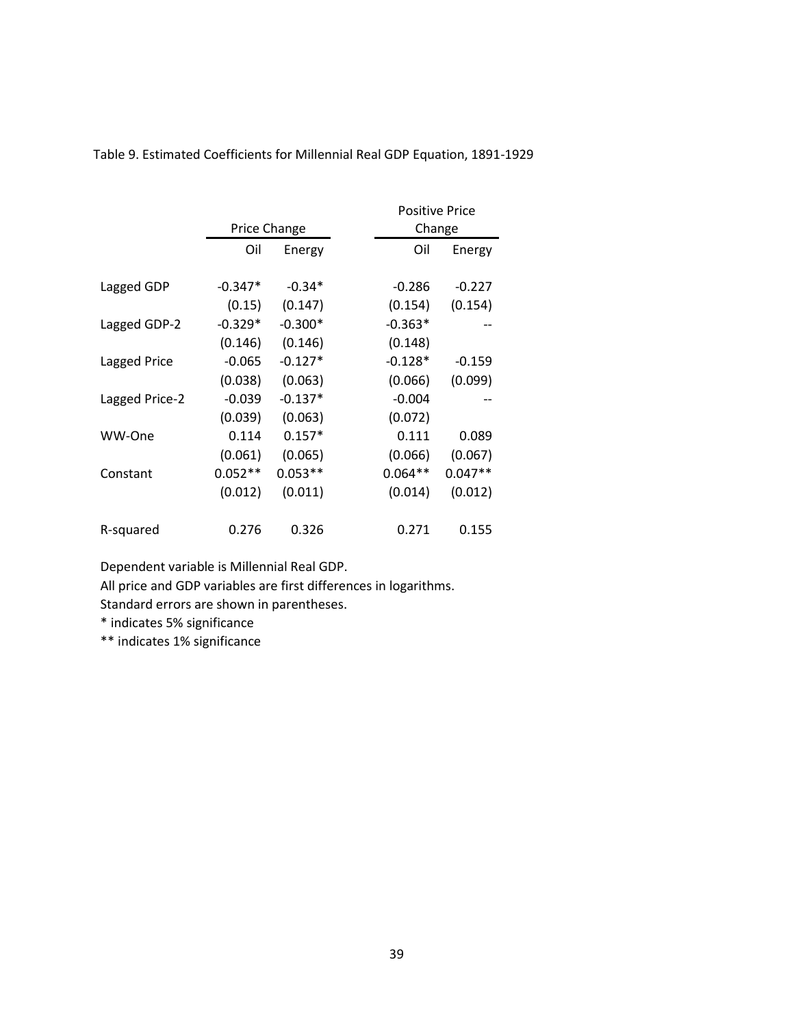Table 9. Estimated Coefficients for Millennial Real GDP Equation, 1891-1929

| | Price Change | | Positive Price Change | |
|---|---|---|---|---|
| | Oil | Energy | Oil | Energy |
| Lagged GDP | -0.347* | -0.34* | -0.286 | -0.227 |
| | (0.15) | (0.147) | (0.154) | (0.154) |
| Lagged GDP-2 | -0.329* | -0.300* | -0.363* | -- |
| | (0.146) | (0.146) | (0.148) | |
| Lagged Price | -0.065 | -0.127* | -0.128* | -0.159 |
| | (0.038) | (0.063) | (0.066) | (0.099) |
| Lagged Price-2 | -0.039 | -0.137* | -0.004 | -- |
| | (0.039) | (0.063) | (0.072) | |
| WW-One | 0.114 | 0.157* | 0.111 | 0.089 |
| | (0.061) | (0.065) | (0.066) | (0.067) |
| Constant | 0.052** | 0.053** | 0.064** | 0.047** |
| | (0.012) | (0.011) | (0.014) | (0.012) |
| R-squared | 0.276 | 0.326 | 0.271 | 0.155 |

Dependent variable is Millennial Real GDP.

All price and GDP variables are first differences in logarithms.

Standard errors are shown in parentheses.

* indicates 5% significance

** indicates 1% significance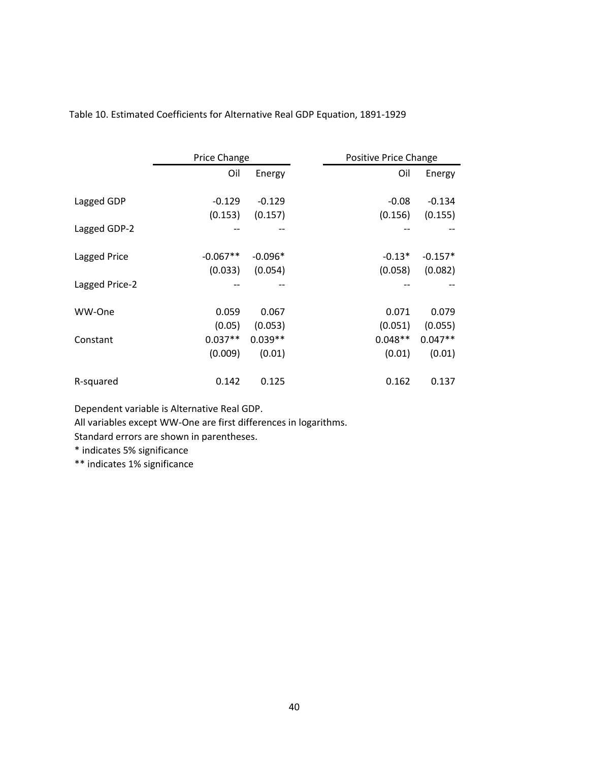Table 10. Estimated Coefficients for Alternative Real GDP Equation, 1891-1929

| | Price Change | | Positive Price Change | |
|---|---|---|---|---|
| | Oil | Energy | Oil | Energy |
| Lagged GDP | -0.129 | -0.129 | -0.08 | -0.134 |
| | (0.153) | (0.157) | (0.156) | (0.155) |
| Lagged GDP-2 | -- | -- | -- | -- |
| Lagged Price | -0.067** | -0.096* | -0.13* | -0.157* |
| | (0.033) | (0.054) | (0.058) | (0.082) |
| Lagged Price-2 | -- | -- | -- | -- |
| WW-One | 0.059 | 0.067 | 0.071 | 0.079 |
| | (0.05) | (0.053) | (0.051) | (0.055) |
| Constant | 0.037** | 0.039** | 0.048** | 0.047** |
| | (0.009) | (0.01) | (0.01) | (0.01) |
| R-squared | 0.142 | 0.125 | 0.162 | 0.137 |

Dependent variable is Alternative Real GDP.

All variables except WW-One are first differences in logarithms.

Standard errors are shown in parentheses.

* indicates 5% significance

** indicates 1% significance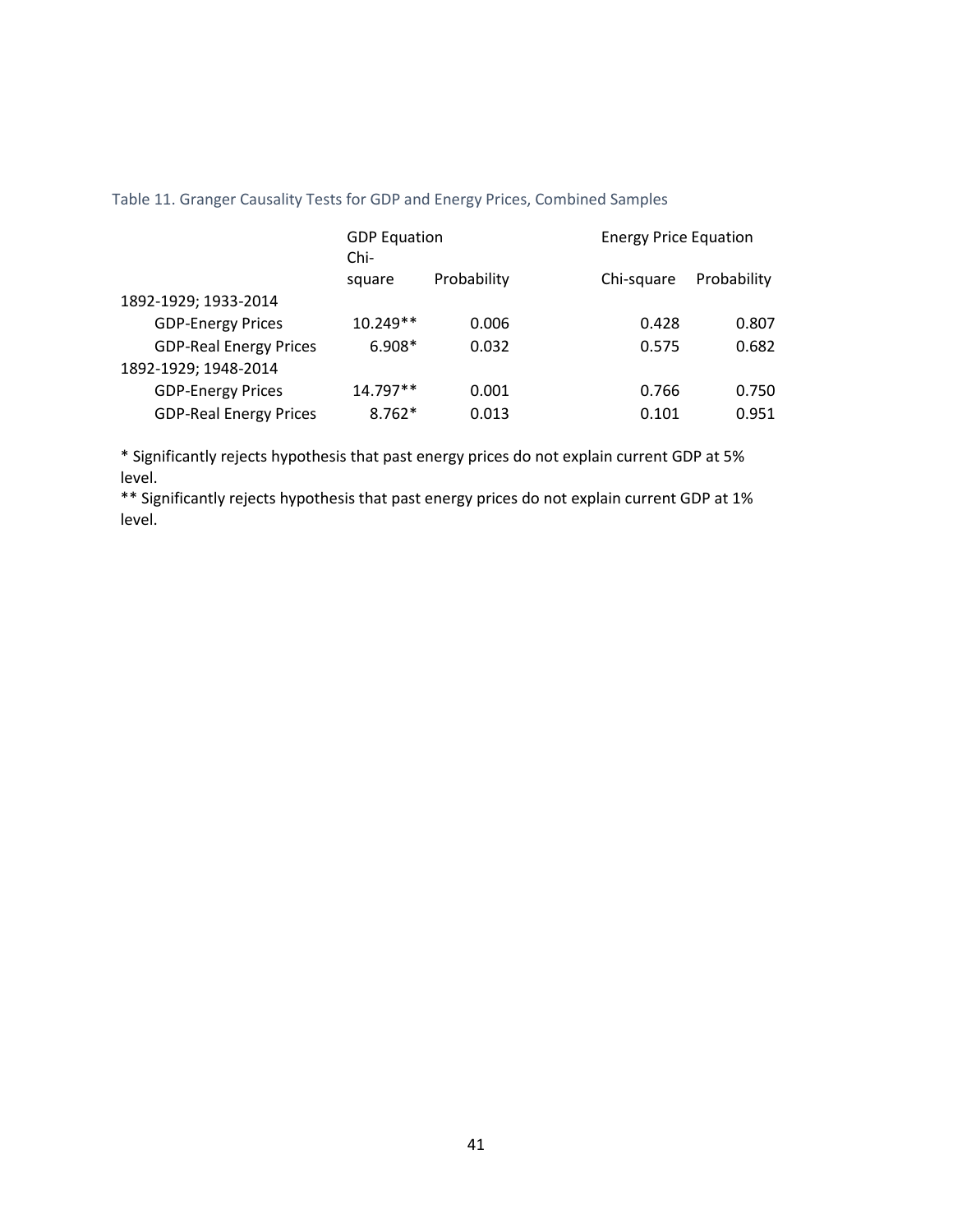Table 11. Granger Causality Tests for GDP and Energy Prices, Combined Samples

| | GDP Equation | | Energy Price Equation | |
|---|---|---|---|---|
| | Chi-square | Probability | Chi-square | Probability |
| 1892-1929; 1933-2014 | | | | |
| GDP-Energy Prices | 10.249** | 0.006 | 0.428 | 0.807 |
| GDP-Real Energy Prices | 6.908* | 0.032 | 0.575 | 0.682 |
| 1892-1929; 1948-2014 | | | | |
| GDP-Energy Prices | 14.797** | 0.001 | 0.766 | 0.750 |
| GDP-Real Energy Prices | 8.762* | 0.013 | 0.101 | 0.951 |

* Significantly rejects hypothesis that past energy prices do not explain current GDP at 5% level.

** Significantly rejects hypothesis that past energy prices do not explain current GDP at 1% level.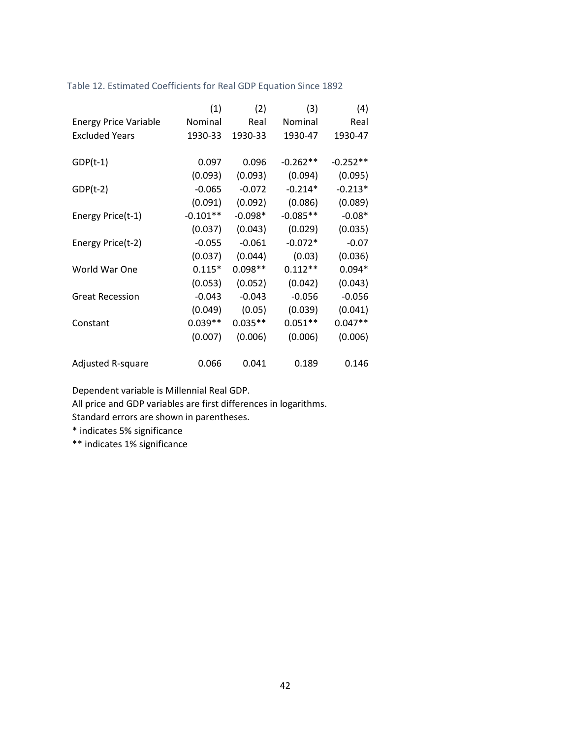Table 12. Estimated Coefficients for Real GDP Equation Since 1892

| | (1) | (2) | (3) | (4) |
|---|---|---|---|---|
| Energy Price Variable | Nominal | Real | Nominal | Real |
| Excluded Years | 1930-33 | 1930-33 | 1930-47 | 1930-47 |
| | | | | |
| GDP(t-1) | 0.097 | 0.096 | -0.262** | -0.252** |
| | (0.093) | (0.093) | (0.094) | (0.095) |
| GDP(t-2) | -0.065 | -0.072 | -0.214* | -0.213* |
| | (0.091) | (0.092) | (0.086) | (0.089) |
| Energy Price(t-1) | -0.101** | -0.098* | -0.085** | -0.08* |
| | (0.037) | (0.043) | (0.029) | (0.035) |
| Energy Price(t-2) | -0.055 | -0.061 | -0.072* | -0.07 |
| | (0.037) | (0.044) | (0.03) | (0.036) |
| World War One | 0.115* | 0.098** | 0.112** | 0.094* |
| | (0.053) | (0.052) | (0.042) | (0.043) |
| Great Recession | -0.043 | -0.043 | -0.056 | -0.056 |
| | (0.049) | (0.05) | (0.039) | (0.041) |
| Constant | 0.039** | 0.035** | 0.051** | 0.047** |
| | (0.007) | (0.006) | (0.006) | (0.006) |
| | | | | |
| Adjusted R-square | 0.066 | 0.041 | 0.189 | 0.146 |

Dependent variable is Millennial Real GDP.

All price and GDP variables are first differences in logarithms.

Standard errors are shown in parentheses.

* indicates 5% significance

** indicates 1% significance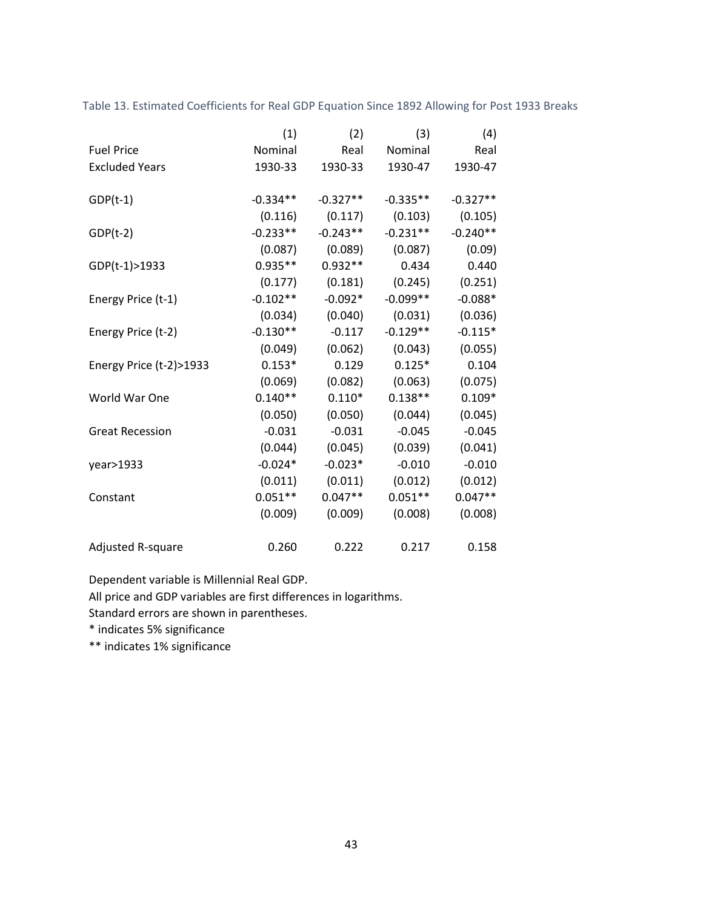Table 13. Estimated Coefficients for Real GDP Equation Since 1892 Allowing for Post 1933 Breaks

| | (1) | (2) | (3) | (4) |
|---|---|---|---|---|
| Fuel Price | Nominal | Real | Nominal | Real |
| Excluded Years | 1930-33 | 1930-33 | 1930-47 | 1930-47 |
| GDP(t-1) | -0.334** | -0.327** | -0.335** | -0.327** |
| | (0.116) | (0.117) | (0.103) | (0.105) |
| GDP(t-2) | -0.233** | -0.243** | -0.231** | -0.240** |
| | (0.087) | (0.089) | (0.087) | (0.09) |
| GDP(t-1)>1933 | 0.935** | 0.932** | 0.434 | 0.440 |
| | (0.177) | (0.181) | (0.245) | (0.251) |
| Energy Price (t-1) | -0.102** | -0.092* | -0.099** | -0.088* |
| | (0.034) | (0.040) | (0.031) | (0.036) |
| Energy Price (t-2) | -0.130** | -0.117 | -0.129** | -0.115* |
| | (0.049) | (0.062) | (0.043) | (0.055) |
| Energy Price (t-2)>1933 | 0.153* | 0.129 | 0.125* | 0.104 |
| | (0.069) | (0.082) | (0.063) | (0.075) |
| World War One | 0.140** | 0.110* | 0.138** | 0.109* |
| | (0.050) | (0.050) | (0.044) | (0.045) |
| Great Recession | -0.031 | -0.031 | -0.045 | -0.045 |
| | (0.044) | (0.045) | (0.039) | (0.041) |
| year>1933 | -0.024* | -0.023* | -0.010 | -0.010 |
| | (0.011) | (0.011) | (0.012) | (0.012) |
| Constant | 0.051** | 0.047** | 0.051** | 0.047** |
| | (0.009) | (0.009) | (0.008) | (0.008) |
| Adjusted R-square | 0.260 | 0.222 | 0.217 | 0.158 |

Dependent variable is Millennial Real GDP.

All price and GDP variables are first differences in logarithms.

Standard errors are shown in parentheses.

* indicates 5% significance

** indicates 1% significance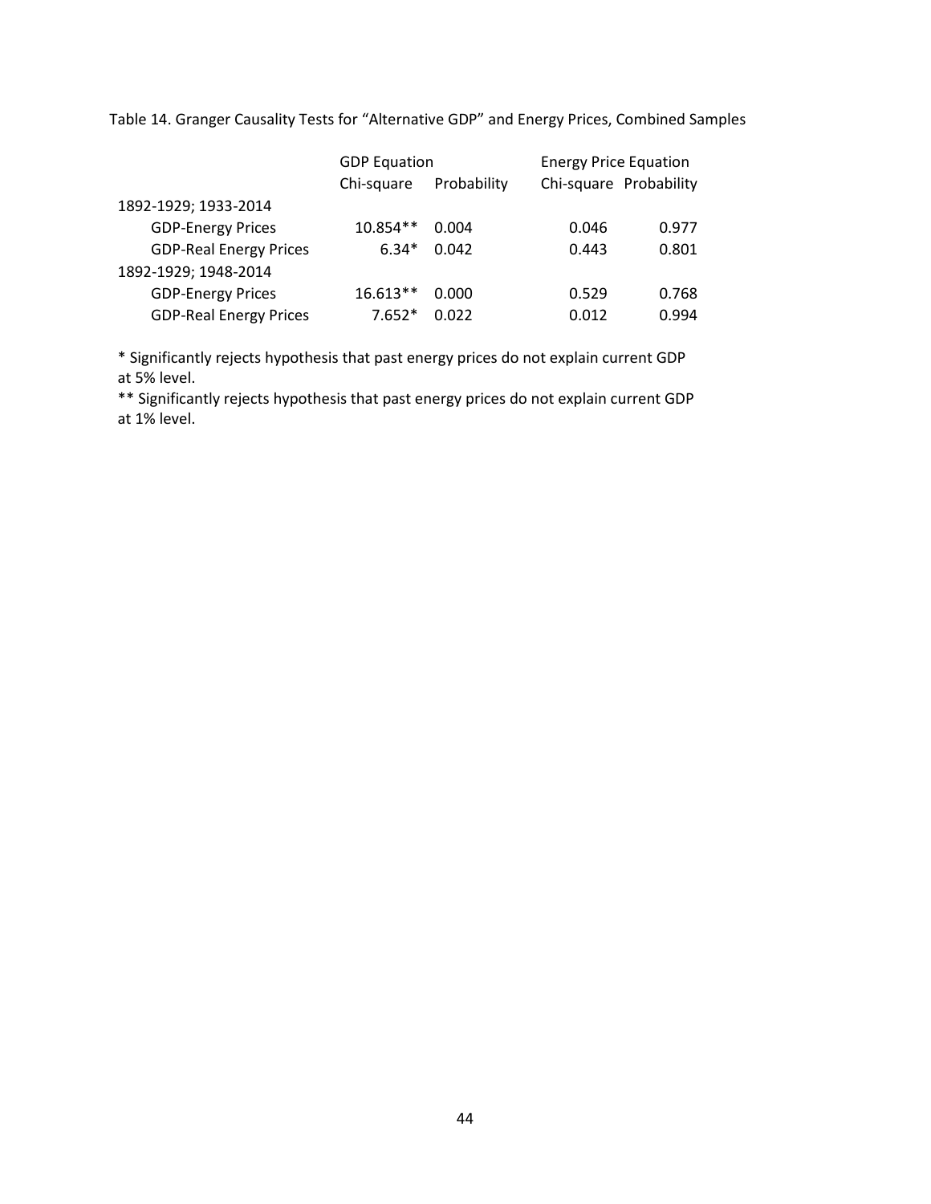Table 14. Granger Causality Tests for "Alternative GDP" and Energy Prices, Combined Samples

| | GDP Equation | | Energy Price Equation | |
|---|---|---|---|---|
| | Chi-square | Probability | Chi-square | Probability |
| 1892-1929; 1933-2014 | | | | |
| GDP-Energy Prices | 10.854** | 0.004 | 0.046 | 0.977 |
| GDP-Real Energy Prices | 6.34* | 0.042 | 0.443 | 0.801 |
| 1892-1929; 1948-2014 | | | | |
| GDP-Energy Prices | 16.613** | 0.000 | 0.529 | 0.768 |
| GDP-Real Energy Prices | 7.652* | 0.022 | 0.012 | 0.994 |

* Significantly rejects hypothesis that past energy prices do not explain current GDP at 5% level.

** Significantly rejects hypothesis that past energy prices do not explain current GDP at 1% level.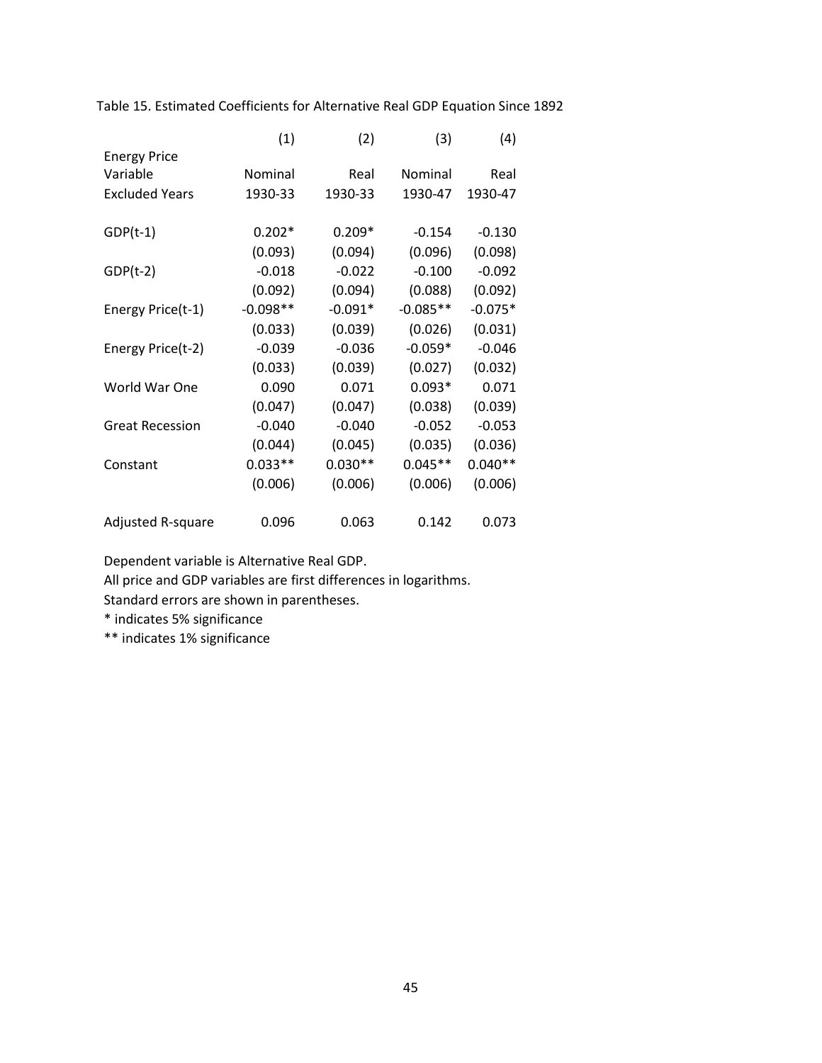Table 15. Estimated Coefficients for Alternative Real GDP Equation Since 1892

| | (1) | (2) | (3) | (4) |
|---|---|---|---|---|
| Energy Price Variable | Nominal | Real | Nominal | Real |
| Excluded Years | 1930-33 | 1930-33 | 1930-47 | 1930-47 |
| | | | | |
| GDP(t-1) | 0.202* | 0.209* | -0.154 | -0.130 |
| | (0.093) | (0.094) | (0.096) | (0.098) |
| GDP(t-2) | -0.018 | -0.022 | -0.100 | -0.092 |
| | (0.092) | (0.094) | (0.088) | (0.092) |
| Energy Price(t-1) | -0.098** | -0.091* | -0.085** | -0.075* |
| | (0.033) | (0.039) | (0.026) | (0.031) |
| Energy Price(t-2) | -0.039 | -0.036 | -0.059* | -0.046 |
| | (0.033) | (0.039) | (0.027) | (0.032) |
| World War One | 0.090 | 0.071 | 0.093* | 0.071 |
| | (0.047) | (0.047) | (0.038) | (0.039) |
| Great Recession | -0.040 | -0.040 | -0.052 | -0.053 |
| | (0.044) | (0.045) | (0.035) | (0.036) |
| Constant | 0.033** | 0.030** | 0.045** | 0.040** |
| | (0.006) | (0.006) | (0.006) | (0.006) |
| | | | | |
| Adjusted R-square | 0.096 | 0.063 | 0.142 | 0.073 |

Dependent variable is Alternative Real GDP.

All price and GDP variables are first differences in logarithms.

Standard errors are shown in parentheses.

* indicates 5% significance

** indicates 1% significance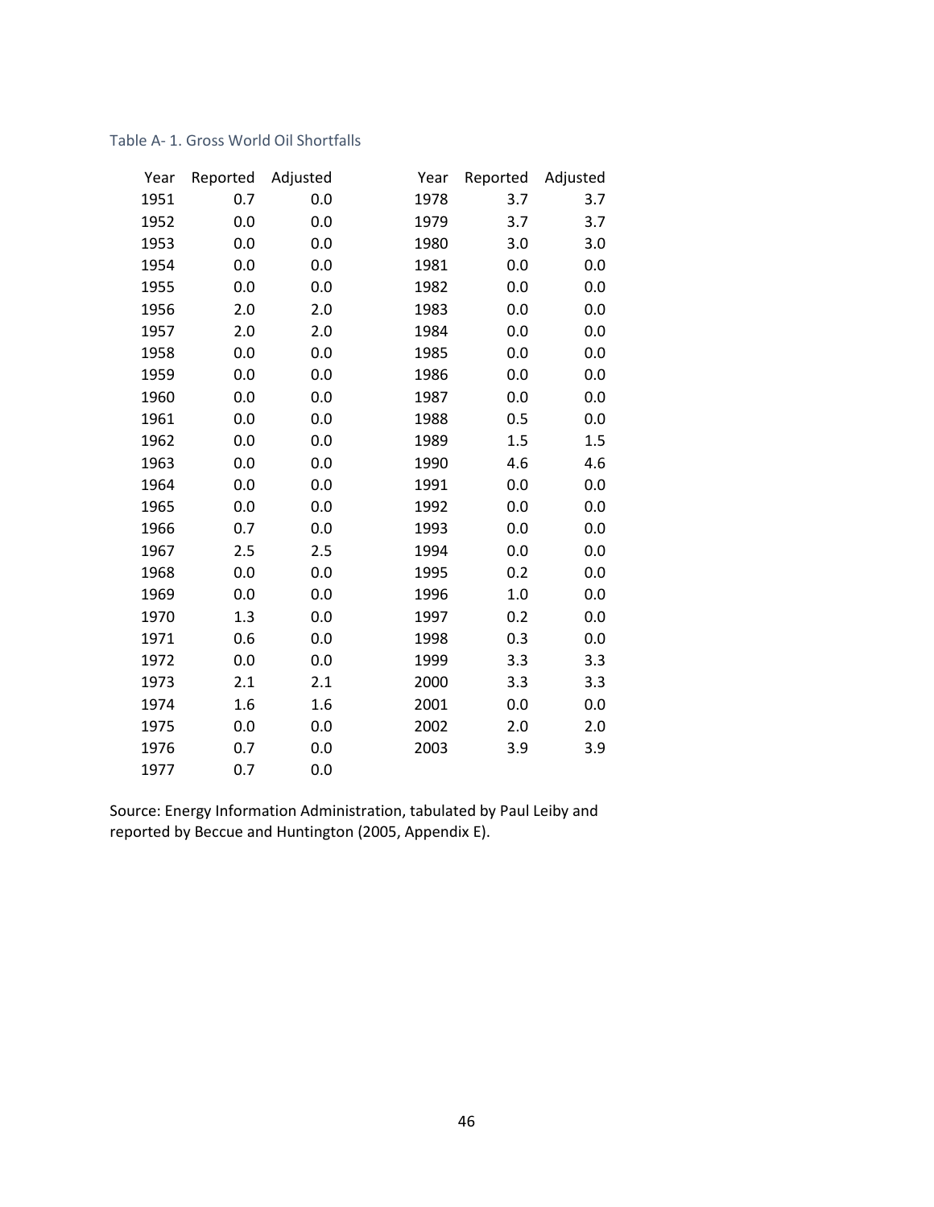Table A- 1. Gross World Oil Shortfalls

| Year | Reported | Adjusted | Year | Reported | Adjusted |
|---|---|---|---|---|---|
| 1951 | 0.7 | 0.0 | 1978 | 3.7 | 3.7 |
| 1952 | 0.0 | 0.0 | 1979 | 3.7 | 3.7 |
| 1953 | 0.0 | 0.0 | 1980 | 3.0 | 3.0 |
| 1954 | 0.0 | 0.0 | 1981 | 0.0 | 0.0 |
| 1955 | 0.0 | 0.0 | 1982 | 0.0 | 0.0 |
| 1956 | 2.0 | 2.0 | 1983 | 0.0 | 0.0 |
| 1957 | 2.0 | 2.0 | 1984 | 0.0 | 0.0 |
| 1958 | 0.0 | 0.0 | 1985 | 0.0 | 0.0 |
| 1959 | 0.0 | 0.0 | 1986 | 0.0 | 0.0 |
| 1960 | 0.0 | 0.0 | 1987 | 0.0 | 0.0 |
| 1961 | 0.0 | 0.0 | 1988 | 0.5 | 0.0 |
| 1962 | 0.0 | 0.0 | 1989 | 1.5 | 1.5 |
| 1963 | 0.0 | 0.0 | 1990 | 4.6 | 4.6 |
| 1964 | 0.0 | 0.0 | 1991 | 0.0 | 0.0 |
| 1965 | 0.0 | 0.0 | 1992 | 0.0 | 0.0 |
| 1966 | 0.7 | 0.0 | 1993 | 0.0 | 0.0 |
| 1967 | 2.5 | 2.5 | 1994 | 0.0 | 0.0 |
| 1968 | 0.0 | 0.0 | 1995 | 0.2 | 0.0 |
| 1969 | 0.0 | 0.0 | 1996 | 1.0 | 0.0 |
| 1970 | 1.3 | 0.0 | 1997 | 0.2 | 0.0 |
| 1971 | 0.6 | 0.0 | 1998 | 0.3 | 0.0 |
| 1972 | 0.0 | 0.0 | 1999 | 3.3 | 3.3 |
| 1973 | 2.1 | 2.1 | 2000 | 3.3 | 3.3 |
| 1974 | 1.6 | 1.6 | 2001 | 0.0 | 0.0 |
| 1975 | 0.0 | 0.0 | 2002 | 2.0 | 2.0 |
| 1976 | 0.7 | 0.0 | 2003 | 3.9 | 3.9 |
| 1977 | 0.7 | 0.0 | | | |

Source: Energy Information Administration, tabulated by Paul Leiby and reported by Beccue and Huntington (2005, Appendix E).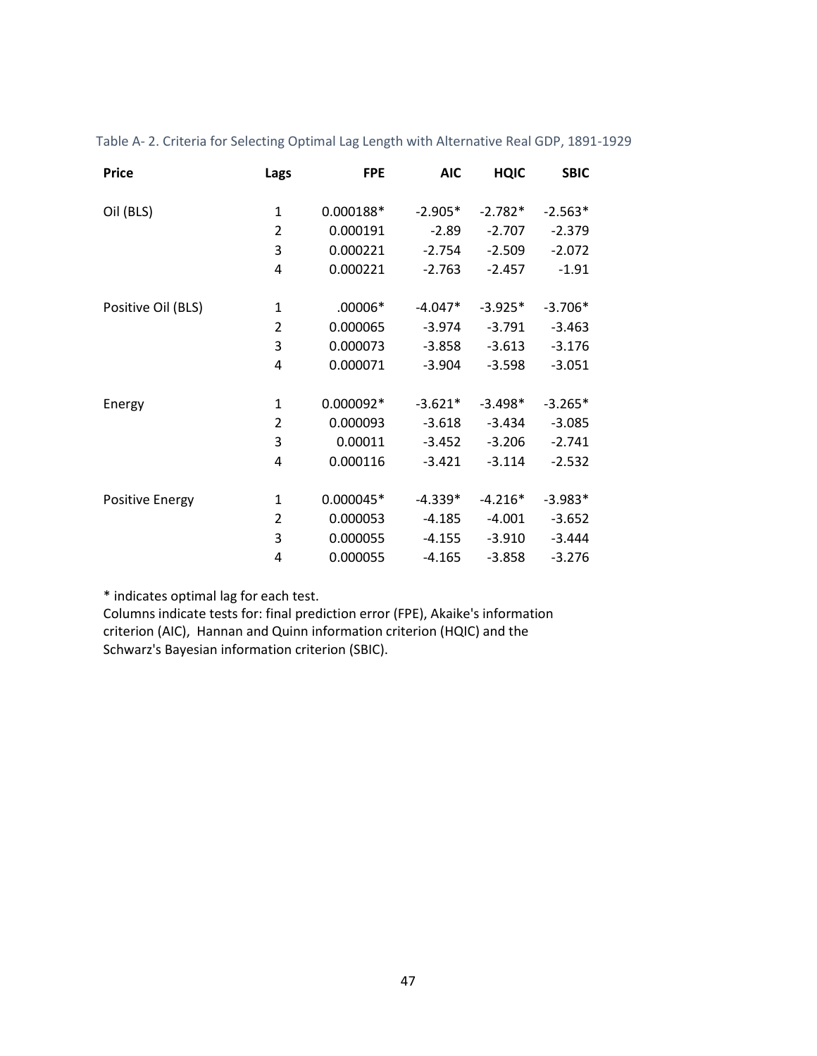Table A- 2. Criteria for Selecting Optimal Lag Length with Alternative Real GDP, 1891-1929

| Price | Lags | FPE | AIC | HQIC | SBIC |
|---|---|---|---|---|---|
| Oil (BLS) | 1 | 0.000188* | -2.905* | -2.782* | -2.563* |
| | 2 | 0.000191 | -2.89 | -2.707 | -2.379 |
| | 3 | 0.000221 | -2.754 | -2.509 | -2.072 |
| | 4 | 0.000221 | -2.763 | -2.457 | -1.91 |
| Positive Oil (BLS) | 1 | .00006* | -4.047* | -3.925* | -3.706* |
| | 2 | 0.000065 | -3.974 | -3.791 | -3.463 |
| | 3 | 0.000073 | -3.858 | -3.613 | -3.176 |
| | 4 | 0.000071 | -3.904 | -3.598 | -3.051 |
| Energy | 1 | 0.000092* | -3.621* | -3.498* | -3.265* |
| | 2 | 0.000093 | -3.618 | -3.434 | -3.085 |
| | 3 | 0.00011 | -3.452 | -3.206 | -2.741 |
| | 4 | 0.000116 | -3.421 | -3.114 | -2.532 |
| Positive Energy | 1 | 0.000045* | -4.339* | -4.216* | -3.983* |
| | 2 | 0.000053 | -4.185 | -4.001 | -3.652 |
| | 3 | 0.000055 | -4.155 | -3.910 | -3.444 |
| | 4 | 0.000055 | -4.165 | -3.858 | -3.276 |

* indicates optimal lag for each test.
Columns indicate tests for: final prediction error (FPE), Akaike's information criterion (AIC), Hannan and Quinn information criterion (HQIC) and the Schwarz's Bayesian information criterion (SBIC).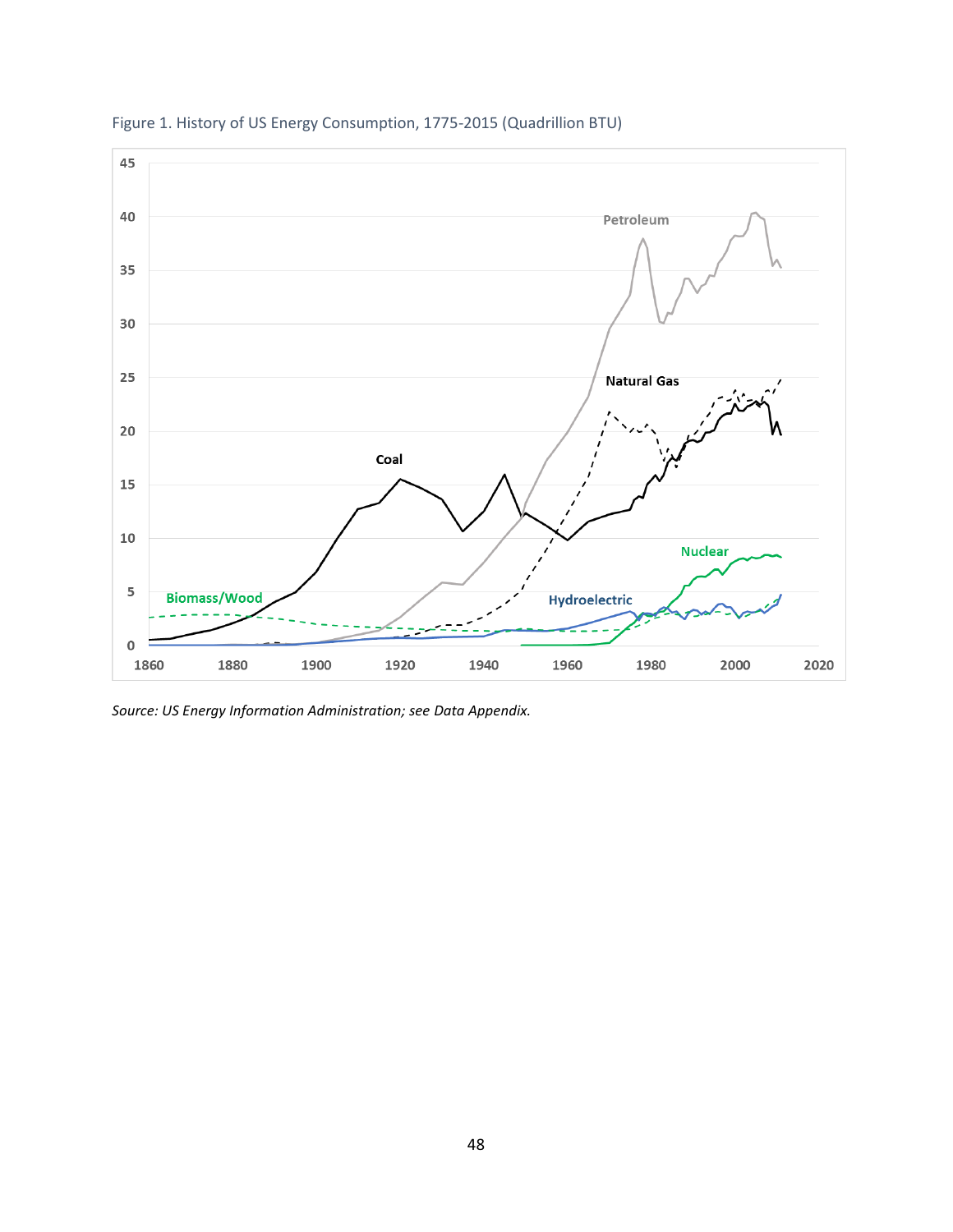Figure 1. History of US Energy Consumption, 1775-2015 (Quadrillion BTU)

*Source: US Energy Information Administration; see Data Appendix.*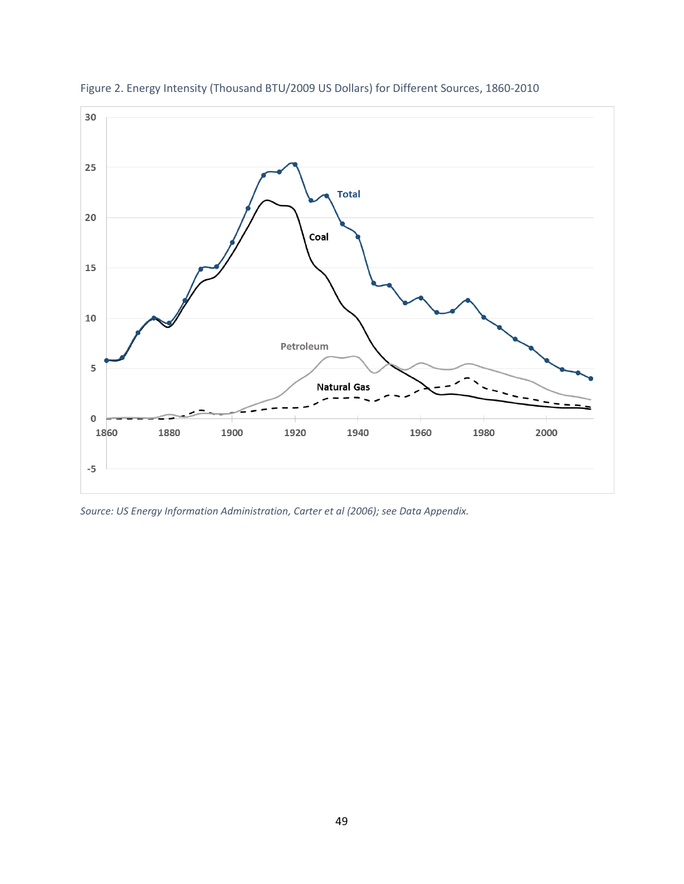Figure 2. Energy Intensity (Thousand BTU/2009 US Dollars) for Different Sources, 1860-2010

*Source: US Energy Information Administration, Carter et al (2006); see Data Appendix.*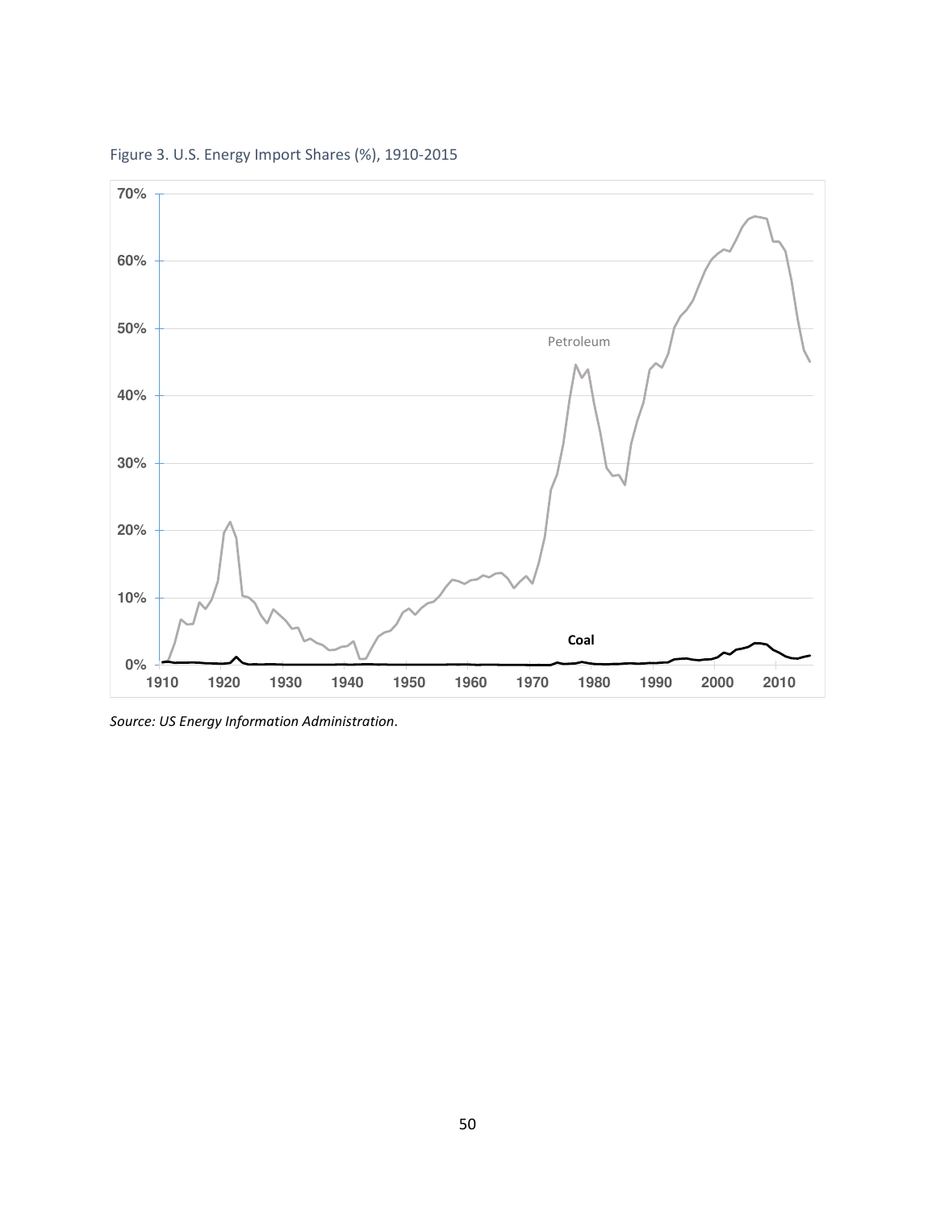Figure 3. U.S. Energy Import Shares (%), 1910-2015

*Source: US Energy Information Administration*.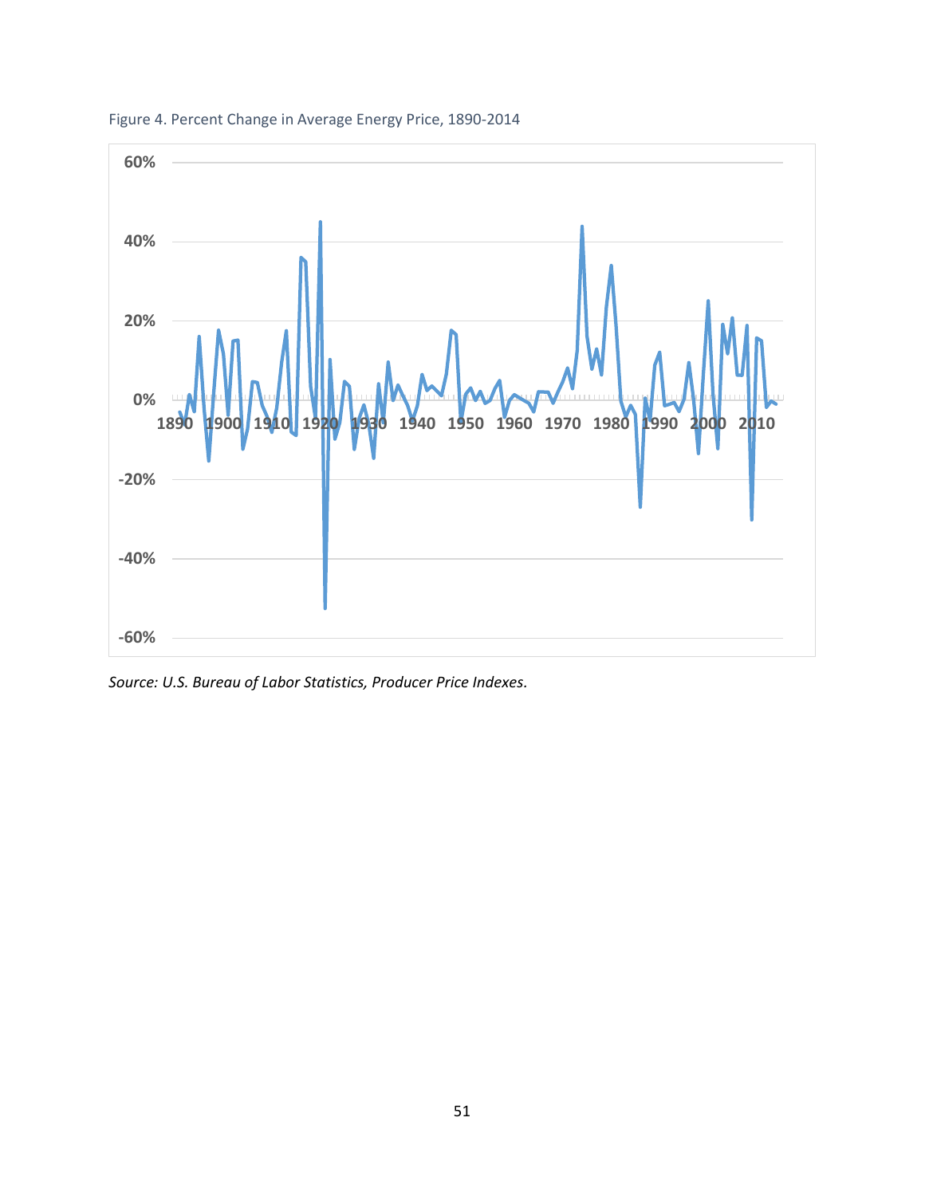Figure 4. Percent Change in Average Energy Price, 1890-2014

*Source: U.S. Bureau of Labor Statistics, Producer Price Indexes.*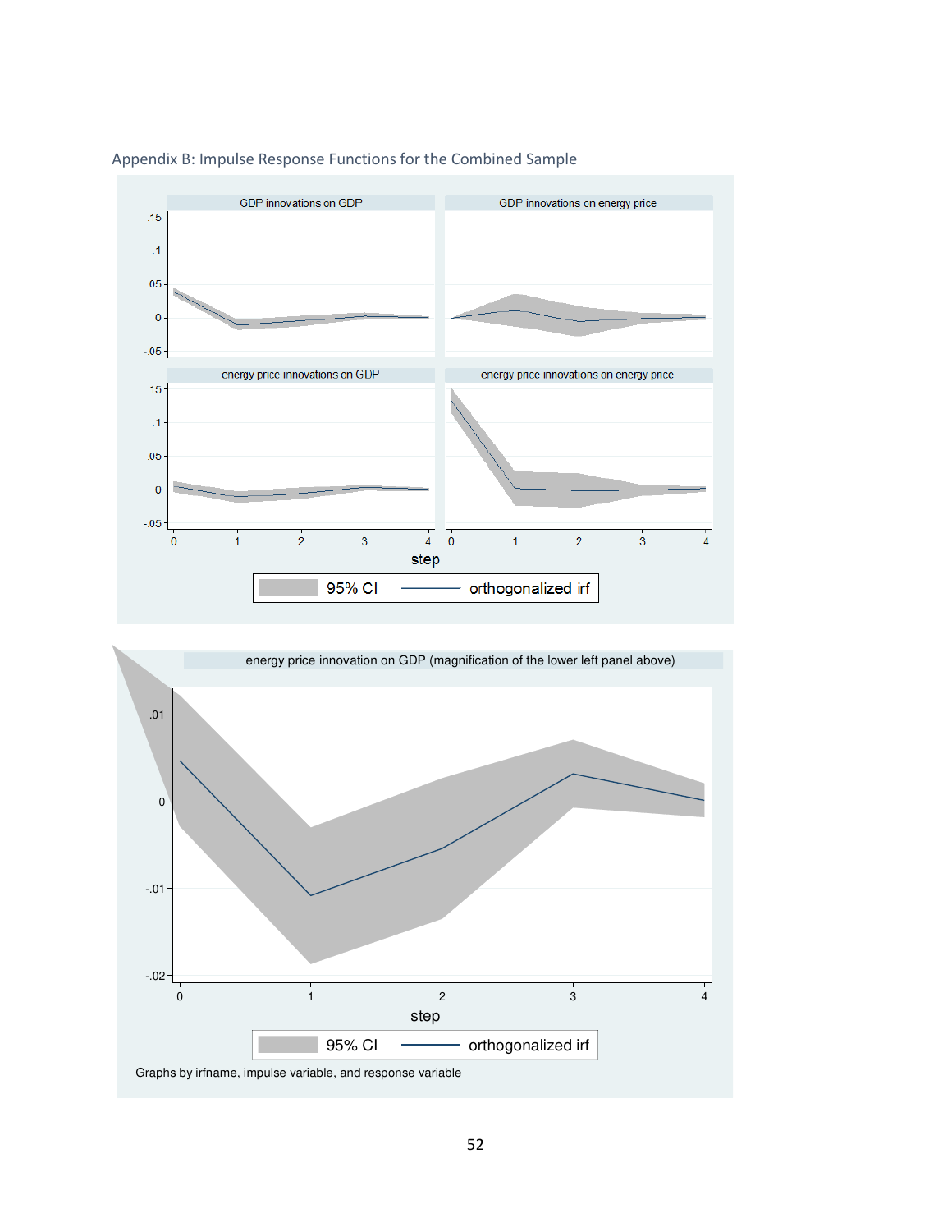Appendix B: Impulse Response Functions for the Combined Sample

GDP innovations on GDP

GDP innovations on energy price

energy price innovations on GDP

energy price innovations on energy price

.15
.1
.05
0
-.05

0 1 2 3 4

step

95% CI — orthogonalized irf

energy price innovation on GDP (magnification of the lower left panel above)

.01
0
-.01
-.02

0 1 2 3 4

step

95% CI — orthogonalized irf

Graphs by irfname, impulse variable, and response variable